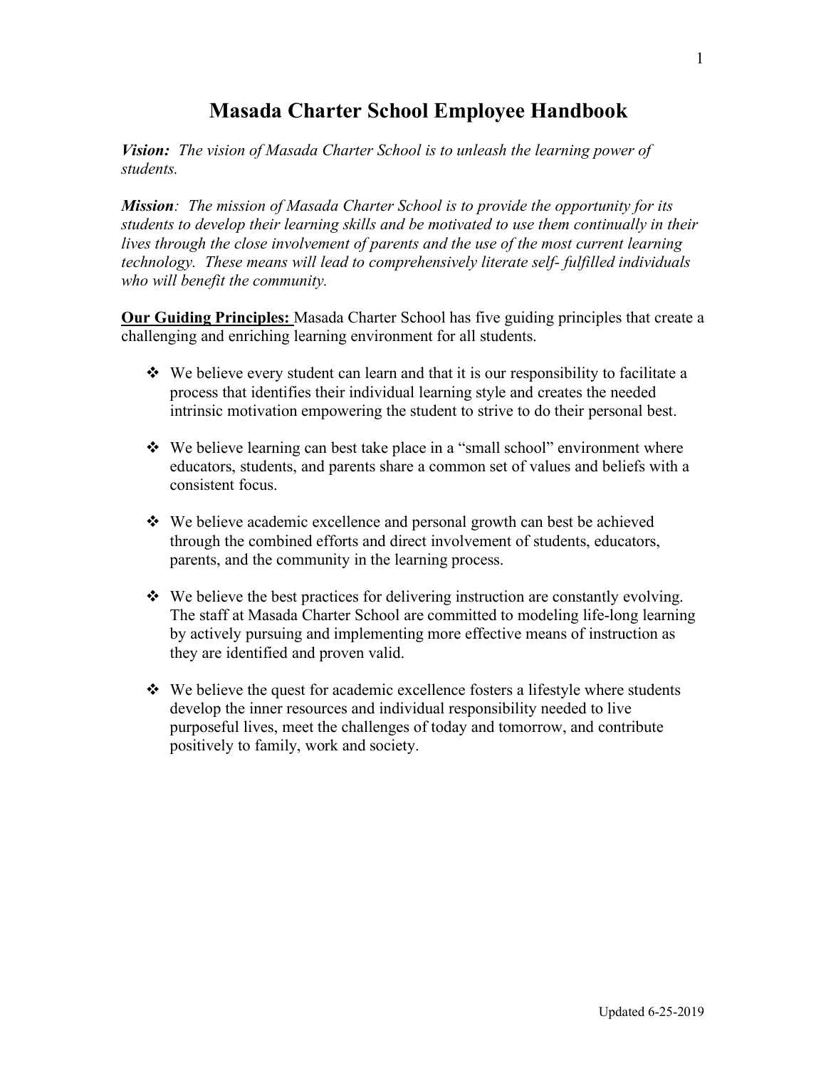# Masada Charter School Employee Handbook

***Vision:*** *The vision of Masada Charter School is to unleash the learning power of students.*

***Mission****: The mission of Masada Charter School is to provide the opportunity for its students to develop their learning skills and be motivated to use them continually in their lives through the close involvement of parents and the use of the most current learning technology. These means will lead to comprehensively literate self- fulfilled individuals who will benefit the community.*

**Our Guiding Principles:** Masada Charter School has five guiding principles that create a challenging and enriching learning environment for all students.

- We believe every student can learn and that it is our responsibility to facilitate a process that identifies their individual learning style and creates the needed intrinsic motivation empowering the student to strive to do their personal best.
- We believe learning can best take place in a "small school" environment where educators, students, and parents share a common set of values and beliefs with a consistent focus.
- We believe academic excellence and personal growth can best be achieved through the combined efforts and direct involvement of students, educators, parents, and the community in the learning process.
- We believe the best practices for delivering instruction are constantly evolving. The staff at Masada Charter School are committed to modeling life-long learning by actively pursuing and implementing more effective means of instruction as they are identified and proven valid.
- We believe the quest for academic excellence fosters a lifestyle where students develop the inner resources and individual responsibility needed to live purposeful lives, meet the challenges of today and tomorrow, and contribute positively to family, work and society.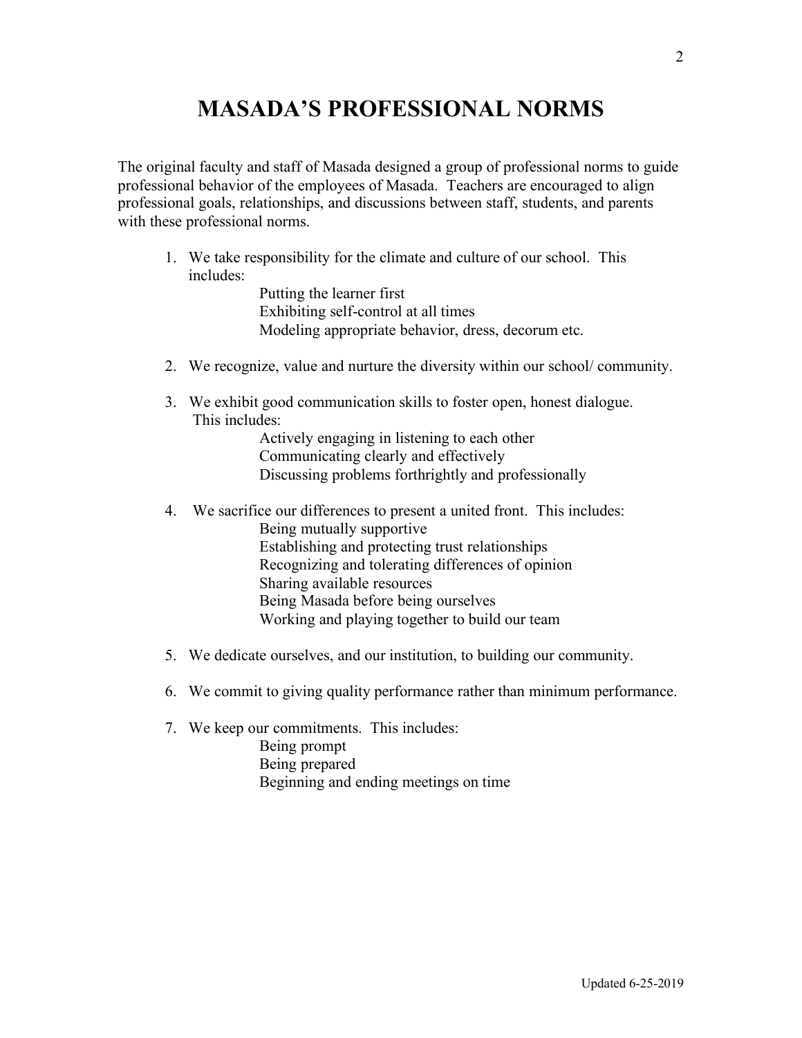# MASADA'S PROFESSIONAL NORMS

The original faculty and staff of Masada designed a group of professional norms to guide professional behavior of the employees of Masada. Teachers are encouraged to align professional goals, relationships, and discussions between staff, students, and parents with these professional norms.

1. We take responsibility for the climate and culture of our school. This includes:
   - Putting the learner first
   - Exhibiting self-control at all times
   - Modeling appropriate behavior, dress, decorum etc.

2. We recognize, value and nurture the diversity within our school/ community.

3. We exhibit good communication skills to foster open, honest dialogue. This includes:
   - Actively engaging in listening to each other
   - Communicating clearly and effectively
   - Discussing problems forthrightly and professionally

4. We sacrifice our differences to present a united front. This includes:
   - Being mutually supportive
   - Establishing and protecting trust relationships
   - Recognizing and tolerating differences of opinion
   - Sharing available resources
   - Being Masada before being ourselves
   - Working and playing together to build our team

5. We dedicate ourselves, and our institution, to building our community.

6. We commit to giving quality performance rather than minimum performance.

7. We keep our commitments. This includes:
   - Being prompt
   - Being prepared
   - Beginning and ending meetings on time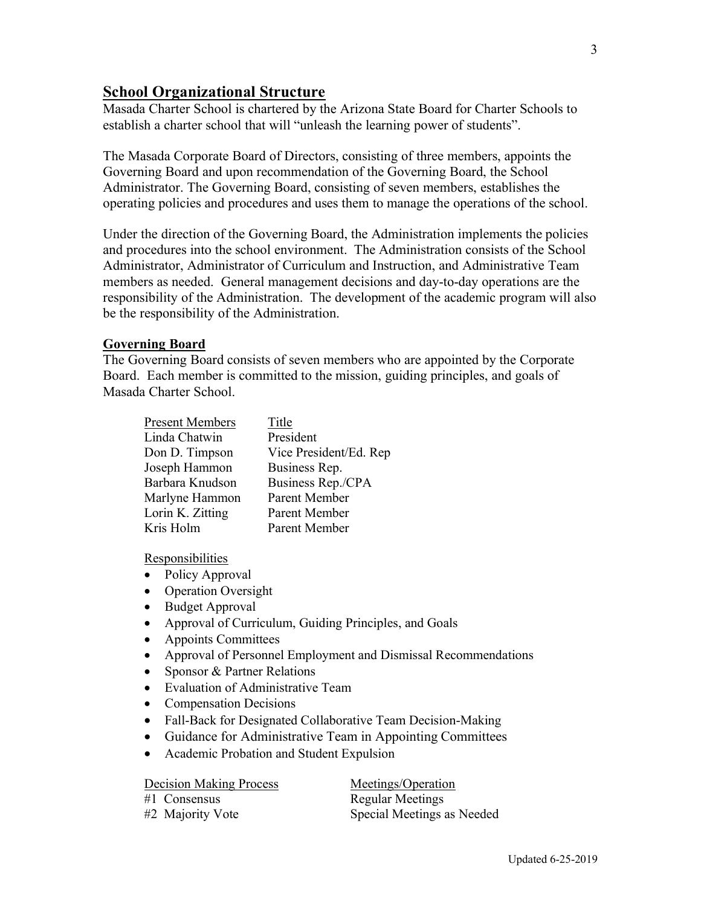## School Organizational Structure

Masada Charter School is chartered by the Arizona State Board for Charter Schools to establish a charter school that will "unleash the learning power of students".

The Masada Corporate Board of Directors, consisting of three members, appoints the Governing Board and upon recommendation of the Governing Board, the School Administrator. The Governing Board, consisting of seven members, establishes the operating policies and procedures and uses them to manage the operations of the school.

Under the direction of the Governing Board, the Administration implements the policies and procedures into the school environment. The Administration consists of the School Administrator, Administrator of Curriculum and Instruction, and Administrative Team members as needed. General management decisions and day-to-day operations are the responsibility of the Administration. The development of the academic program will also be the responsibility of the Administration.

### Governing Board

The Governing Board consists of seven members who are appointed by the Corporate Board. Each member is committed to the mission, guiding principles, and goals of Masada Charter School.

| Present Members | Title |
|---|---|
| Linda Chatwin | President |
| Don D. Timpson | Vice President/Ed. Rep |
| Joseph Hammon | Business Rep. |
| Barbara Knudson | Business Rep./CPA |
| Marlyne Hammon | Parent Member |
| Lorin K. Zitting | Parent Member |
| Kris Holm | Parent Member |

Responsibilities

- Policy Approval
- Operation Oversight
- Budget Approval
- Approval of Curriculum, Guiding Principles, and Goals
- Appoints Committees
- Approval of Personnel Employment and Dismissal Recommendations
- Sponsor & Partner Relations
- Evaluation of Administrative Team
- Compensation Decisions
- Fall-Back for Designated Collaborative Team Decision-Making
- Guidance for Administrative Team in Appointing Committees
- Academic Probation and Student Expulsion

| Decision Making Process | Meetings/Operation |
|---|---|
| #1 Consensus | Regular Meetings |
| #2 Majority Vote | Special Meetings as Needed |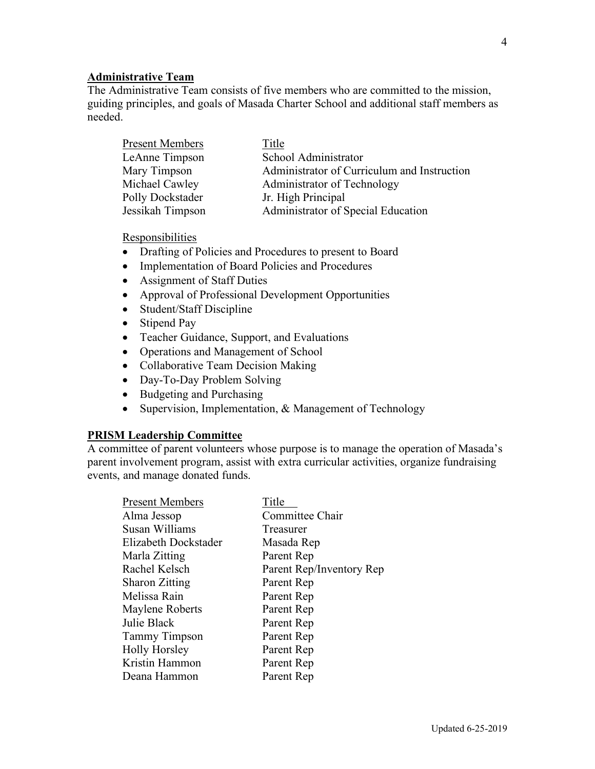## Administrative Team

The Administrative Team consists of five members who are committed to the mission, guiding principles, and goals of Masada Charter School and additional staff members as needed.

| Present Members | Title |
| --- | --- |
| LeAnne Timpson | School Administrator |
| Mary Timpson | Administrator of Curriculum and Instruction |
| Michael Cawley | Administrator of Technology |
| Polly Dockstader | Jr. High Principal |
| Jessikah Timpson | Administrator of Special Education |

Responsibilities

- Drafting of Policies and Procedures to present to Board
- Implementation of Board Policies and Procedures
- Assignment of Staff Duties
- Approval of Professional Development Opportunities
- Student/Staff Discipline
- Stipend Pay
- Teacher Guidance, Support, and Evaluations
- Operations and Management of School
- Collaborative Team Decision Making
- Day-To-Day Problem Solving
- Budgeting and Purchasing
- Supervision, Implementation, & Management of Technology

## PRISM Leadership Committee

A committee of parent volunteers whose purpose is to manage the operation of Masada's parent involvement program, assist with extra curricular activities, organize fundraising events, and manage donated funds.

| Present Members | Title |
| --- | --- |
| Alma Jessop | Committee Chair |
| Susan Williams | Treasurer |
| Elizabeth Dockstader | Masada Rep |
| Marla Zitting | Parent Rep |
| Rachel Kelsch | Parent Rep/Inventory Rep |
| Sharon Zitting | Parent Rep |
| Melissa Rain | Parent Rep |
| Maylene Roberts | Parent Rep |
| Julie Black | Parent Rep |
| Tammy Timpson | Parent Rep |
| Holly Horsley | Parent Rep |
| Kristin Hammon | Parent Rep |
| Deana Hammon | Parent Rep |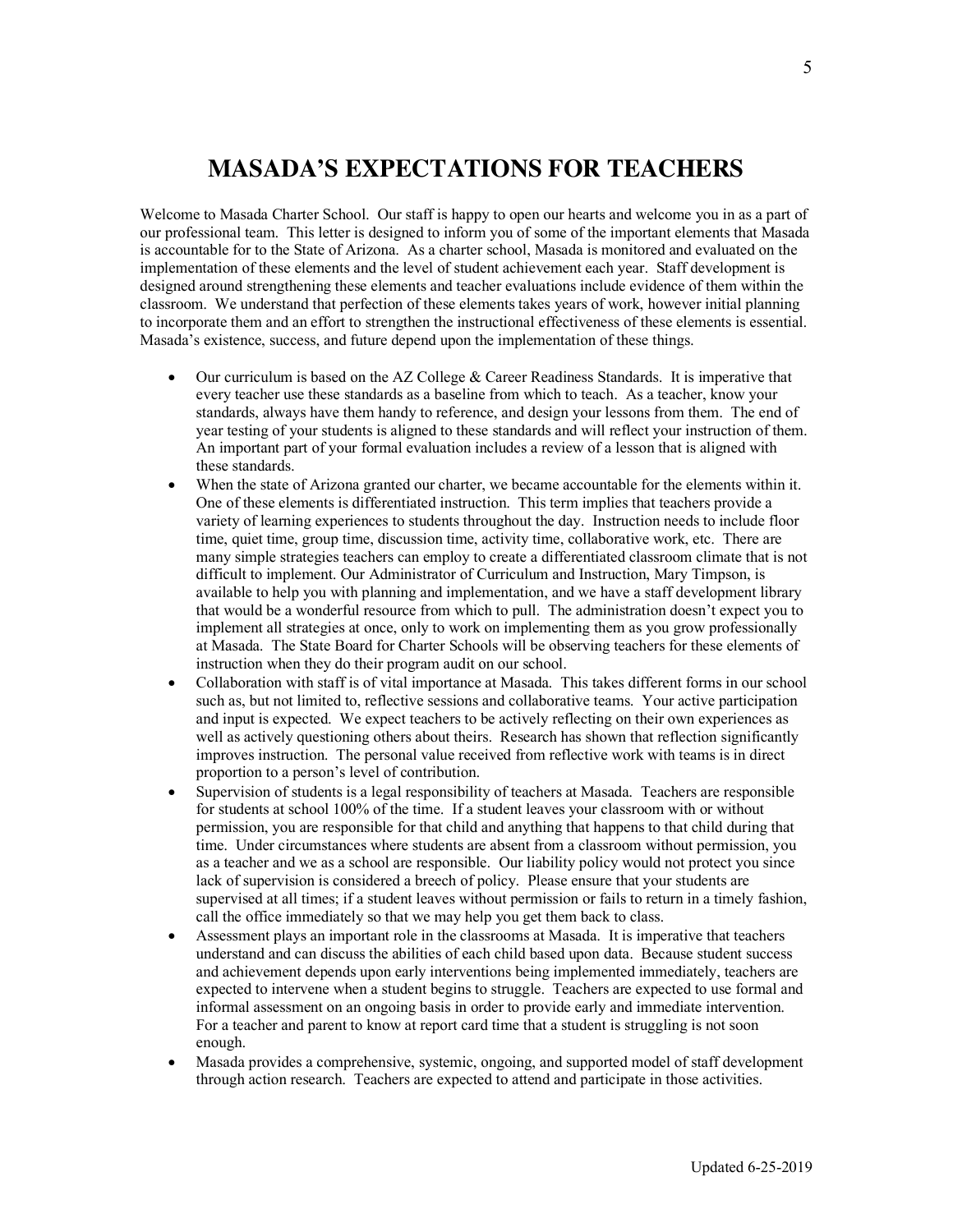# MASADA'S EXPECTATIONS FOR TEACHERS

Welcome to Masada Charter School. Our staff is happy to open our hearts and welcome you in as a part of our professional team. This letter is designed to inform you of some of the important elements that Masada is accountable for to the State of Arizona. As a charter school, Masada is monitored and evaluated on the implementation of these elements and the level of student achievement each year. Staff development is designed around strengthening these elements and teacher evaluations include evidence of them within the classroom. We understand that perfection of these elements takes years of work, however initial planning to incorporate them and an effort to strengthen the instructional effectiveness of these elements is essential. Masada's existence, success, and future depend upon the implementation of these things.

- Our curriculum is based on the AZ College & Career Readiness Standards. It is imperative that every teacher use these standards as a baseline from which to teach. As a teacher, know your standards, always have them handy to reference, and design your lessons from them. The end of year testing of your students is aligned to these standards and will reflect your instruction of them. An important part of your formal evaluation includes a review of a lesson that is aligned with these standards.
- When the state of Arizona granted our charter, we became accountable for the elements within it. One of these elements is differentiated instruction. This term implies that teachers provide a variety of learning experiences to students throughout the day. Instruction needs to include floor time, quiet time, group time, discussion time, activity time, collaborative work, etc. There are many simple strategies teachers can employ to create a differentiated classroom climate that is not difficult to implement. Our Administrator of Curriculum and Instruction, Mary Timpson, is available to help you with planning and implementation, and we have a staff development library that would be a wonderful resource from which to pull. The administration doesn't expect you to implement all strategies at once, only to work on implementing them as you grow professionally at Masada. The State Board for Charter Schools will be observing teachers for these elements of instruction when they do their program audit on our school.
- Collaboration with staff is of vital importance at Masada. This takes different forms in our school such as, but not limited to, reflective sessions and collaborative teams. Your active participation and input is expected. We expect teachers to be actively reflecting on their own experiences as well as actively questioning others about theirs. Research has shown that reflection significantly improves instruction. The personal value received from reflective work with teams is in direct proportion to a person's level of contribution.
- Supervision of students is a legal responsibility of teachers at Masada. Teachers are responsible for students at school 100% of the time. If a student leaves your classroom with or without permission, you are responsible for that child and anything that happens to that child during that time. Under circumstances where students are absent from a classroom without permission, you as a teacher and we as a school are responsible. Our liability policy would not protect you since lack of supervision is considered a breech of policy. Please ensure that your students are supervised at all times; if a student leaves without permission or fails to return in a timely fashion, call the office immediately so that we may help you get them back to class.
- Assessment plays an important role in the classrooms at Masada. It is imperative that teachers understand and can discuss the abilities of each child based upon data. Because student success and achievement depends upon early interventions being implemented immediately, teachers are expected to intervene when a student begins to struggle. Teachers are expected to use formal and informal assessment on an ongoing basis in order to provide early and immediate intervention. For a teacher and parent to know at report card time that a student is struggling is not soon enough.
- Masada provides a comprehensive, systemic, ongoing, and supported model of staff development through action research. Teachers are expected to attend and participate in those activities.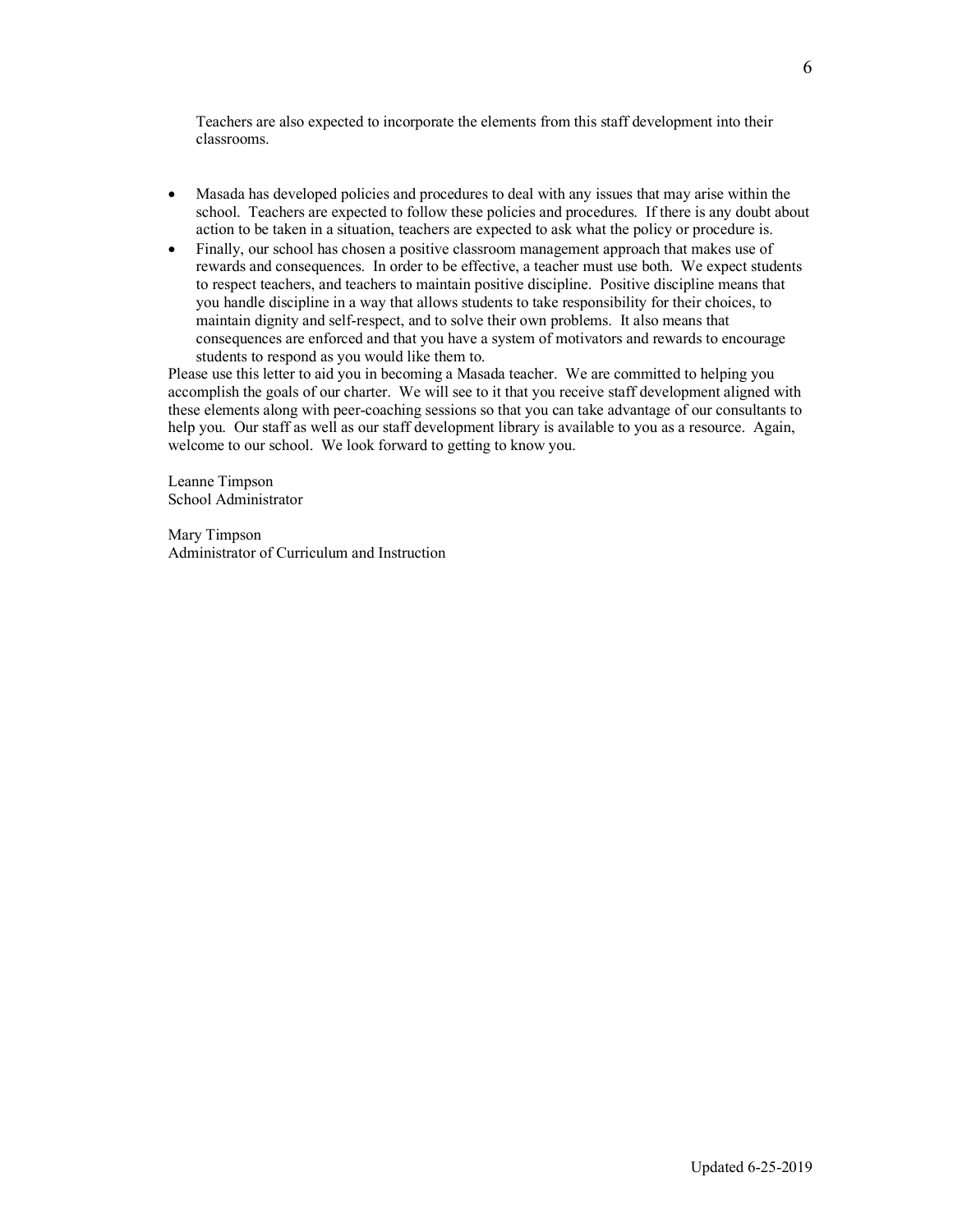Teachers are also expected to incorporate the elements from this staff development into their classrooms.

- Masada has developed policies and procedures to deal with any issues that may arise within the school. Teachers are expected to follow these policies and procedures. If there is any doubt about action to be taken in a situation, teachers are expected to ask what the policy or procedure is.
- Finally, our school has chosen a positive classroom management approach that makes use of rewards and consequences. In order to be effective, a teacher must use both. We expect students to respect teachers, and teachers to maintain positive discipline. Positive discipline means that you handle discipline in a way that allows students to take responsibility for their choices, to maintain dignity and self-respect, and to solve their own problems. It also means that consequences are enforced and that you have a system of motivators and rewards to encourage students to respond as you would like them to.

Please use this letter to aid you in becoming a Masada teacher. We are committed to helping you accomplish the goals of our charter. We will see to it that you receive staff development aligned with these elements along with peer-coaching sessions so that you can take advantage of our consultants to help you. Our staff as well as our staff development library is available to you as a resource. Again, welcome to our school. We look forward to getting to know you.

Leanne Timpson
School Administrator

Mary Timpson
Administrator of Curriculum and Instruction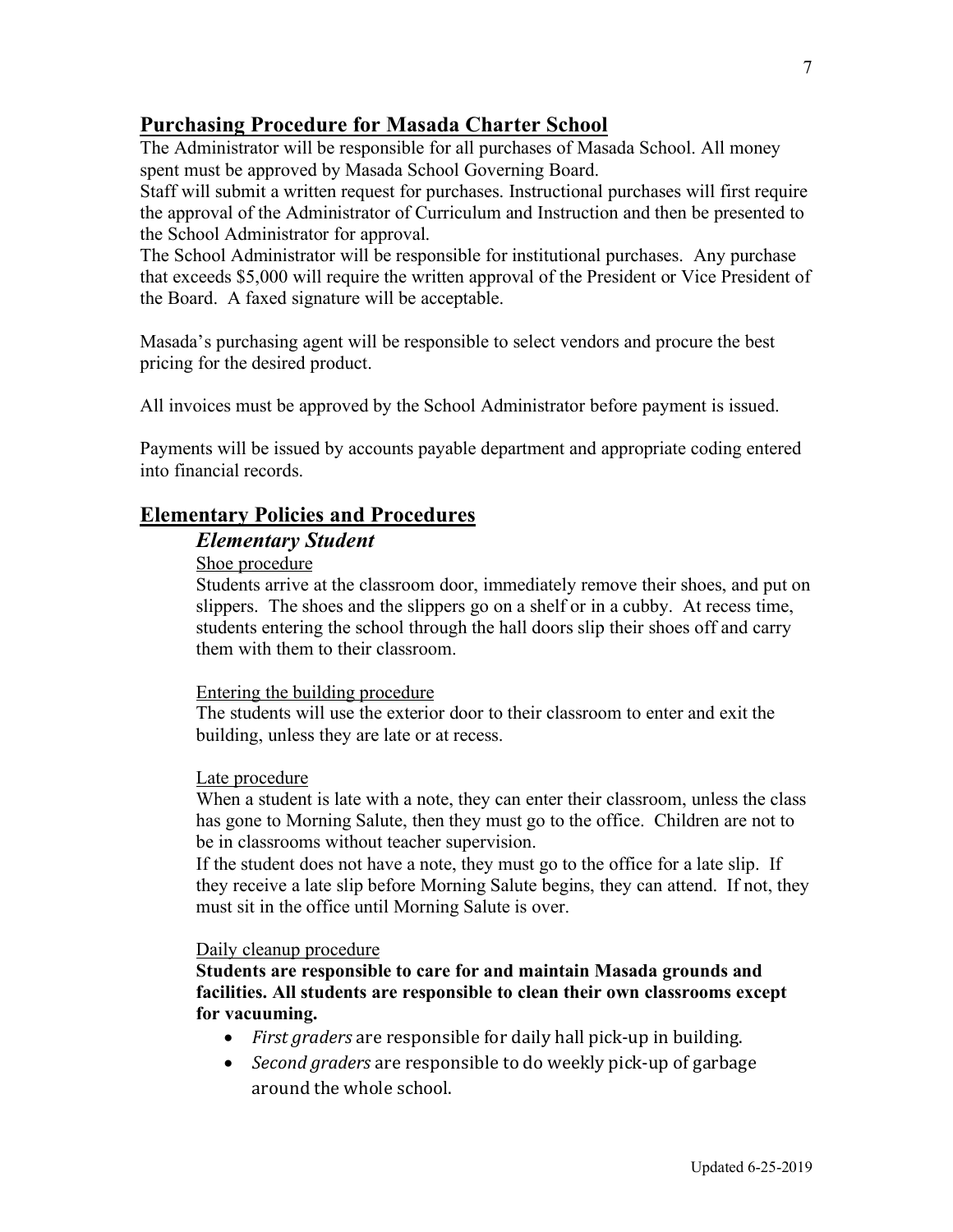## Purchasing Procedure for Masada Charter School

The Administrator will be responsible for all purchases of Masada School. All money spent must be approved by Masada School Governing Board.

Staff will submit a written request for purchases. Instructional purchases will first require the approval of the Administrator of Curriculum and Instruction and then be presented to the School Administrator for approval.

The School Administrator will be responsible for institutional purchases. Any purchase that exceeds $5,000 will require the written approval of the President or Vice President of the Board. A faxed signature will be acceptable.

Masada's purchasing agent will be responsible to select vendors and procure the best pricing for the desired product.

All invoices must be approved by the School Administrator before payment is issued.

Payments will be issued by accounts payable department and appropriate coding entered into financial records.

## Elementary Policies and Procedures

### *Elementary Student*

Shoe procedure

Students arrive at the classroom door, immediately remove their shoes, and put on slippers. The shoes and the slippers go on a shelf or in a cubby. At recess time, students entering the school through the hall doors slip their shoes off and carry them with them to their classroom.

Entering the building procedure

The students will use the exterior door to their classroom to enter and exit the building, unless they are late or at recess.

Late procedure

When a student is late with a note, they can enter their classroom, unless the class has gone to Morning Salute, then they must go to the office. Children are not to be in classrooms without teacher supervision.

If the student does not have a note, they must go to the office for a late slip. If they receive a late slip before Morning Salute begins, they can attend. If not, they must sit in the office until Morning Salute is over.

Daily cleanup procedure

**Students are responsible to care for and maintain Masada grounds and facilities. All students are responsible to clean their own classrooms except for vacuuming.**

- *First graders* are responsible for daily hall pick-up in building.
- *Second graders* are responsible to do weekly pick-up of garbage around the whole school.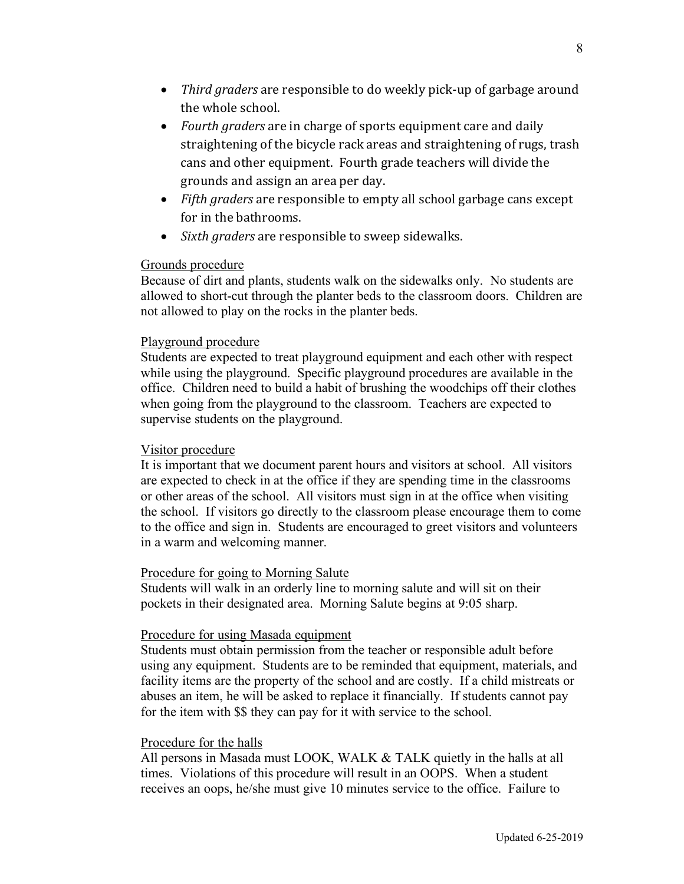- *Third graders* are responsible to do weekly pick-up of garbage around the whole school.
- *Fourth graders* are in charge of sports equipment care and daily straightening of the bicycle rack areas and straightening of rugs, trash cans and other equipment. Fourth grade teachers will divide the grounds and assign an area per day.
- *Fifth graders* are responsible to empty all school garbage cans except for in the bathrooms.
- *Sixth graders* are responsible to sweep sidewalks.

<u>Grounds procedure</u>

Because of dirt and plants, students walk on the sidewalks only. No students are allowed to short-cut through the planter beds to the classroom doors. Children are not allowed to play on the rocks in the planter beds.

<u>Playground procedure</u>

Students are expected to treat playground equipment and each other with respect while using the playground. Specific playground procedures are available in the office. Children need to build a habit of brushing the woodchips off their clothes when going from the playground to the classroom. Teachers are expected to supervise students on the playground.

<u>Visitor procedure</u>

It is important that we document parent hours and visitors at school. All visitors are expected to check in at the office if they are spending time in the classrooms or other areas of the school. All visitors must sign in at the office when visiting the school. If visitors go directly to the classroom please encourage them to come to the office and sign in. Students are encouraged to greet visitors and volunteers in a warm and welcoming manner.

<u>Procedure for going to Morning Salute</u>

Students will walk in an orderly line to morning salute and will sit on their pockets in their designated area. Morning Salute begins at 9:05 sharp.

<u>Procedure for using Masada equipment</u>

Students must obtain permission from the teacher or responsible adult before using any equipment. Students are to be reminded that equipment, materials, and facility items are the property of the school and are costly. If a child mistreats or abuses an item, he will be asked to replace it financially. If students cannot pay for the item with $$ they can pay for it with service to the school.

<u>Procedure for the halls</u>

All persons in Masada must LOOK, WALK & TALK quietly in the halls at all times. Violations of this procedure will result in an OOPS. When a student receives an oops, he/she must give 10 minutes service to the office. Failure to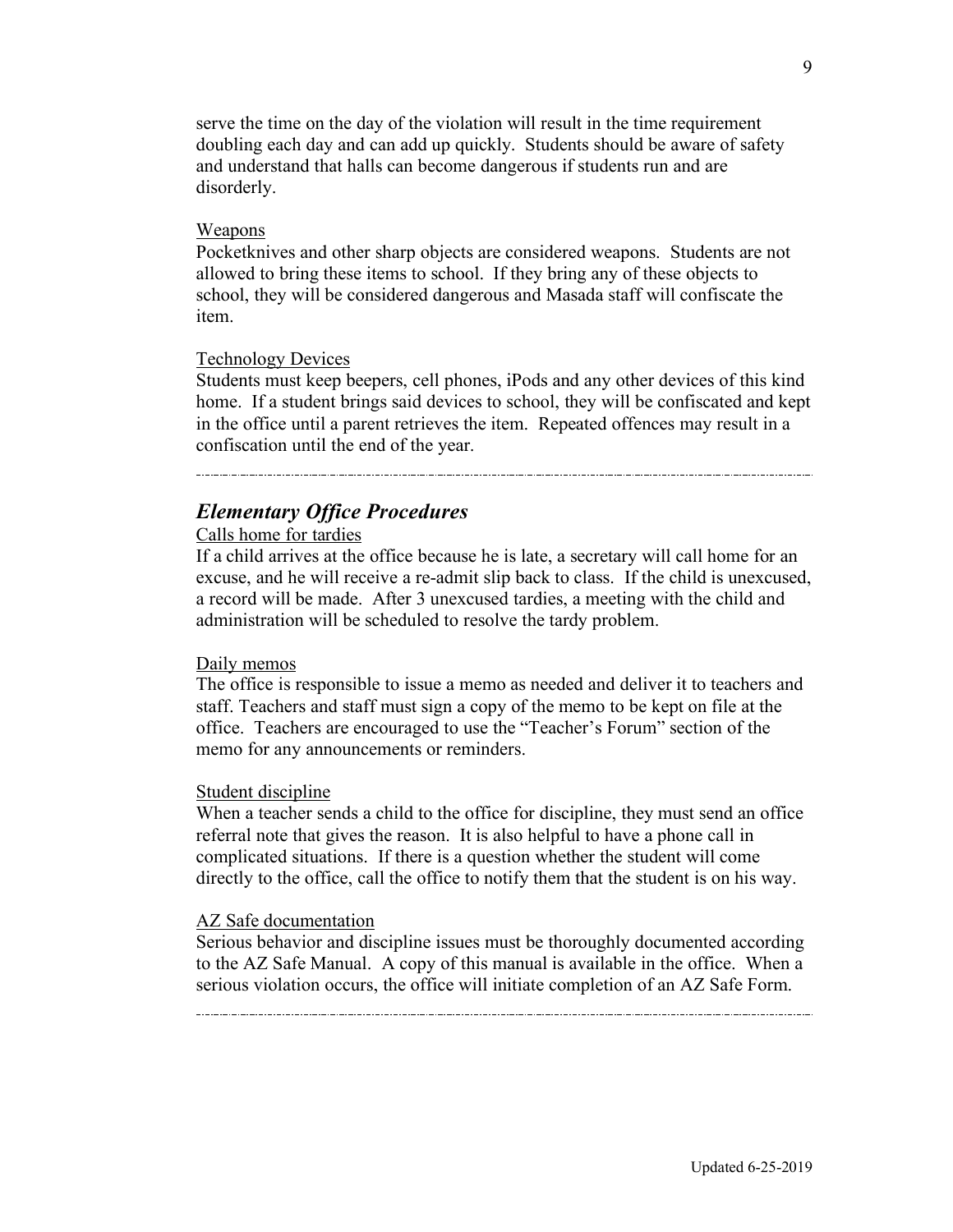serve the time on the day of the violation will result in the time requirement doubling each day and can add up quickly. Students should be aware of safety and understand that halls can become dangerous if students run and are disorderly.

Weapons

Pocketknives and other sharp objects are considered weapons. Students are not allowed to bring these items to school. If they bring any of these objects to school, they will be considered dangerous and Masada staff will confiscate the item.

Technology Devices

Students must keep beepers, cell phones, iPods and any other devices of this kind home. If a student brings said devices to school, they will be confiscated and kept in the office until a parent retrieves the item. Repeated offences may result in a confiscation until the end of the year.

---

## *Elementary Office Procedures*

Calls home for tardies

If a child arrives at the office because he is late, a secretary will call home for an excuse, and he will receive a re-admit slip back to class. If the child is unexcused, a record will be made. After 3 unexcused tardies, a meeting with the child and administration will be scheduled to resolve the tardy problem.

Daily memos

The office is responsible to issue a memo as needed and deliver it to teachers and staff. Teachers and staff must sign a copy of the memo to be kept on file at the office. Teachers are encouraged to use the "Teacher's Forum" section of the memo for any announcements or reminders.

Student discipline

When a teacher sends a child to the office for discipline, they must send an office referral note that gives the reason. It is also helpful to have a phone call in complicated situations. If there is a question whether the student will come directly to the office, call the office to notify them that the student is on his way.

AZ Safe documentation

Serious behavior and discipline issues must be thoroughly documented according to the AZ Safe Manual. A copy of this manual is available in the office. When a serious violation occurs, the office will initiate completion of an AZ Safe Form.

---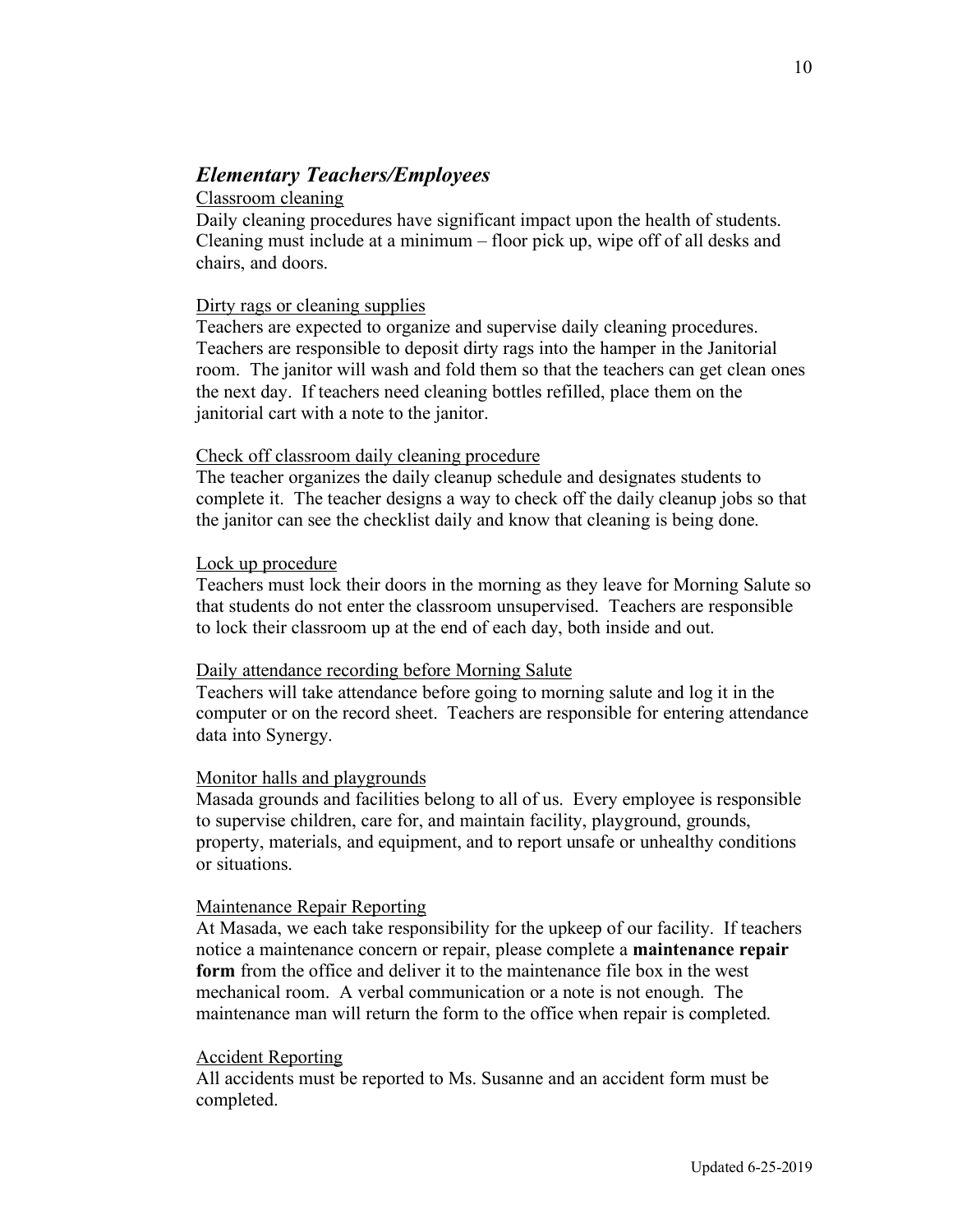## *Elementary Teachers/Employees*

Classroom cleaning

Daily cleaning procedures have significant impact upon the health of students. Cleaning must include at a minimum – floor pick up, wipe off of all desks and chairs, and doors.

Dirty rags or cleaning supplies

Teachers are expected to organize and supervise daily cleaning procedures. Teachers are responsible to deposit dirty rags into the hamper in the Janitorial room. The janitor will wash and fold them so that the teachers can get clean ones the next day. If teachers need cleaning bottles refilled, place them on the janitorial cart with a note to the janitor.

Check off classroom daily cleaning procedure

The teacher organizes the daily cleanup schedule and designates students to complete it. The teacher designs a way to check off the daily cleanup jobs so that the janitor can see the checklist daily and know that cleaning is being done.

Lock up procedure

Teachers must lock their doors in the morning as they leave for Morning Salute so that students do not enter the classroom unsupervised. Teachers are responsible to lock their classroom up at the end of each day, both inside and out.

Daily attendance recording before Morning Salute

Teachers will take attendance before going to morning salute and log it in the computer or on the record sheet. Teachers are responsible for entering attendance data into Synergy.

Monitor halls and playgrounds

Masada grounds and facilities belong to all of us. Every employee is responsible to supervise children, care for, and maintain facility, playground, grounds, property, materials, and equipment, and to report unsafe or unhealthy conditions or situations.

Maintenance Repair Reporting

At Masada, we each take responsibility for the upkeep of our facility. If teachers notice a maintenance concern or repair, please complete a **maintenance repair form** from the office and deliver it to the maintenance file box in the west mechanical room. A verbal communication or a note is not enough. The maintenance man will return the form to the office when repair is completed.

Accident Reporting

All accidents must be reported to Ms. Susanne and an accident form must be completed.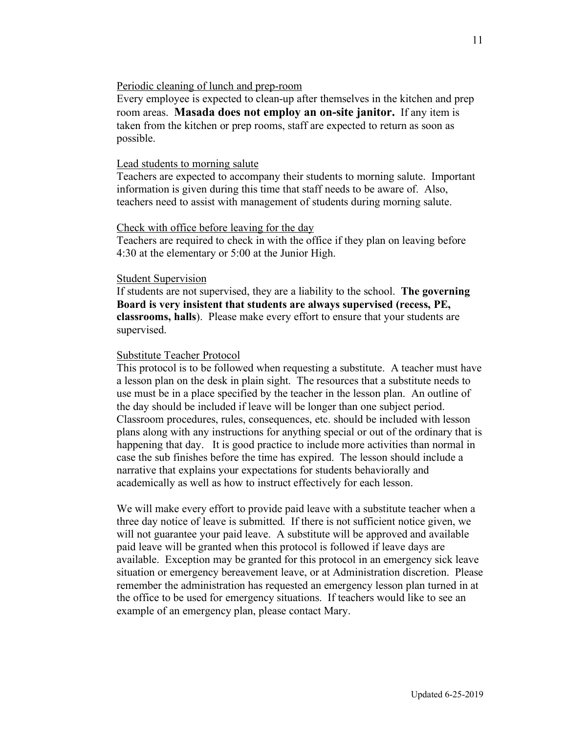Periodic cleaning of lunch and prep-room

Every employee is expected to clean-up after themselves in the kitchen and prep room areas. **Masada does not employ an on-site janitor.** If any item is taken from the kitchen or prep rooms, staff are expected to return as soon as possible.

Lead students to morning salute

Teachers are expected to accompany their students to morning salute. Important information is given during this time that staff needs to be aware of. Also, teachers need to assist with management of students during morning salute.

Check with office before leaving for the day

Teachers are required to check in with the office if they plan on leaving before 4:30 at the elementary or 5:00 at the Junior High.

Student Supervision

If students are not supervised, they are a liability to the school. **The governing Board is very insistent that students are always supervised (recess, PE, classrooms, halls**). Please make every effort to ensure that your students are supervised.

Substitute Teacher Protocol

This protocol is to be followed when requesting a substitute. A teacher must have a lesson plan on the desk in plain sight. The resources that a substitute needs to use must be in a place specified by the teacher in the lesson plan. An outline of the day should be included if leave will be longer than one subject period. Classroom procedures, rules, consequences, etc. should be included with lesson plans along with any instructions for anything special or out of the ordinary that is happening that day. It is good practice to include more activities than normal in case the sub finishes before the time has expired. The lesson should include a narrative that explains your expectations for students behaviorally and academically as well as how to instruct effectively for each lesson.

We will make every effort to provide paid leave with a substitute teacher when a three day notice of leave is submitted. If there is not sufficient notice given, we will not guarantee your paid leave. A substitute will be approved and available paid leave will be granted when this protocol is followed if leave days are available. Exception may be granted for this protocol in an emergency sick leave situation or emergency bereavement leave, or at Administration discretion. Please remember the administration has requested an emergency lesson plan turned in at the office to be used for emergency situations. If teachers would like to see an example of an emergency plan, please contact Mary.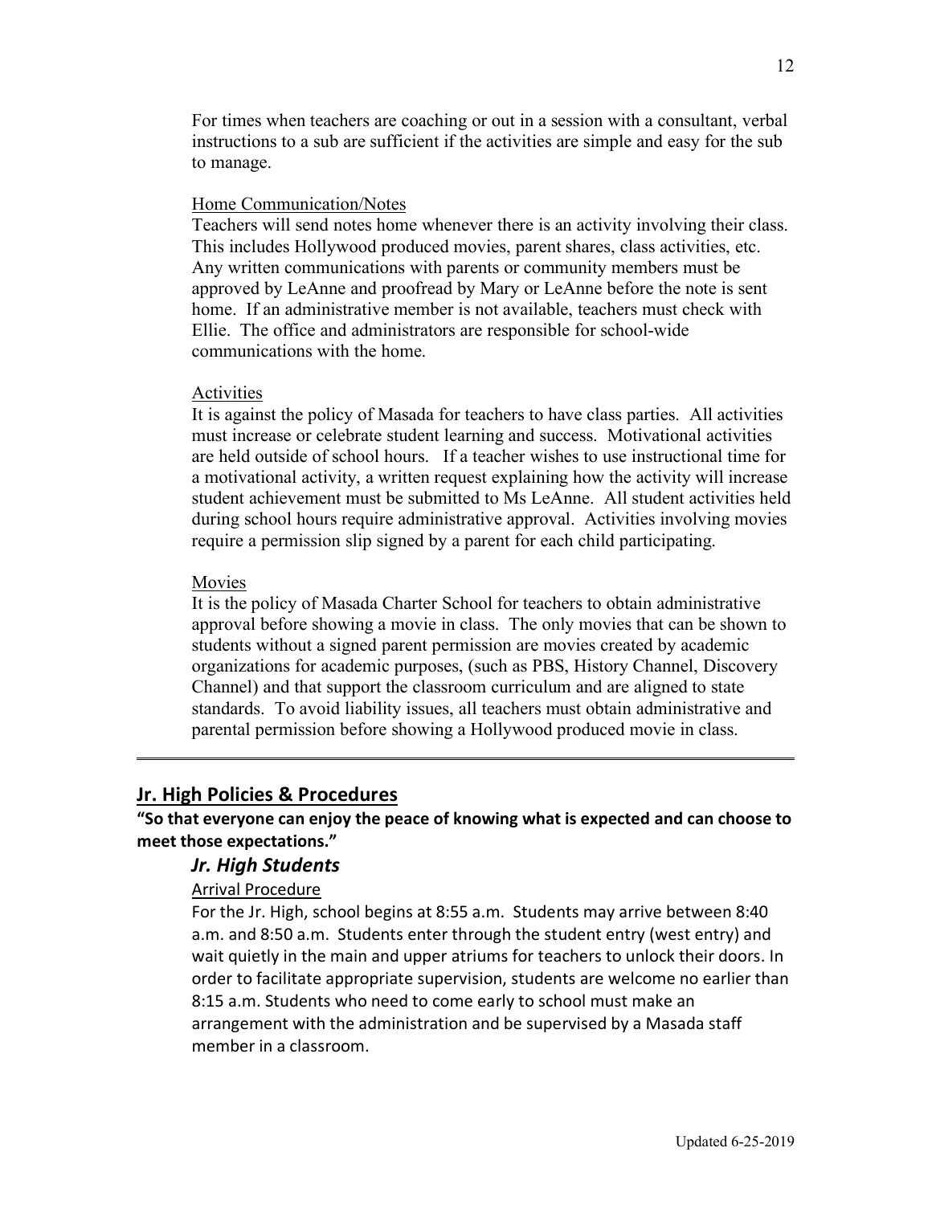For times when teachers are coaching or out in a session with a consultant, verbal instructions to a sub are sufficient if the activities are simple and easy for the sub to manage.

Home Communication/Notes

Teachers will send notes home whenever there is an activity involving their class. This includes Hollywood produced movies, parent shares, class activities, etc. Any written communications with parents or community members must be approved by LeAnne and proofread by Mary or LeAnne before the note is sent home. If an administrative member is not available, teachers must check with Ellie. The office and administrators are responsible for school-wide communications with the home.

Activities

It is against the policy of Masada for teachers to have class parties. All activities must increase or celebrate student learning and success. Motivational activities are held outside of school hours. If a teacher wishes to use instructional time for a motivational activity, a written request explaining how the activity will increase student achievement must be submitted to Ms LeAnne. All student activities held during school hours require administrative approval. Activities involving movies require a permission slip signed by a parent for each child participating.

Movies

It is the policy of Masada Charter School for teachers to obtain administrative approval before showing a movie in class. The only movies that can be shown to students without a signed parent permission are movies created by academic organizations for academic purposes, (such as PBS, History Channel, Discovery Channel) and that support the classroom curriculum and are aligned to state standards. To avoid liability issues, all teachers must obtain administrative and parental permission before showing a Hollywood produced movie in class.

---

## Jr. High Policies & Procedures

**"So that everyone can enjoy the peace of knowing what is expected and can choose to meet those expectations."**

### *Jr. High Students*

Arrival Procedure

For the Jr. High, school begins at 8:55 a.m. Students may arrive between 8:40 a.m. and 8:50 a.m. Students enter through the student entry (west entry) and wait quietly in the main and upper atriums for teachers to unlock their doors. In order to facilitate appropriate supervision, students are welcome no earlier than 8:15 a.m. Students who need to come early to school must make an arrangement with the administration and be supervised by a Masada staff member in a classroom.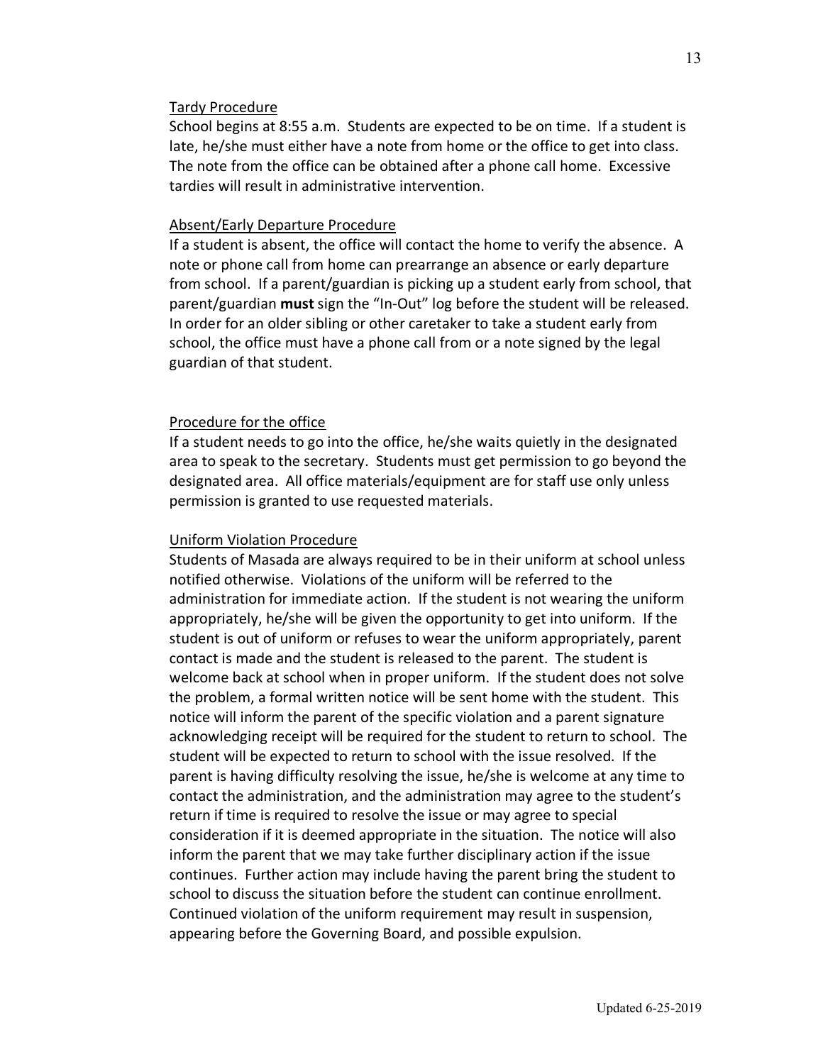## Tardy Procedure

School begins at 8:55 a.m. Students are expected to be on time. If a student is late, he/she must either have a note from home or the office to get into class. The note from the office can be obtained after a phone call home. Excessive tardies will result in administrative intervention.

## Absent/Early Departure Procedure

If a student is absent, the office will contact the home to verify the absence. A note or phone call from home can prearrange an absence or early departure from school. If a parent/guardian is picking up a student early from school, that parent/guardian **must** sign the "In-Out" log before the student will be released. In order for an older sibling or other caretaker to take a student early from school, the office must have a phone call from or a note signed by the legal guardian of that student.

## Procedure for the office

If a student needs to go into the office, he/she waits quietly in the designated area to speak to the secretary. Students must get permission to go beyond the designated area. All office materials/equipment are for staff use only unless permission is granted to use requested materials.

## Uniform Violation Procedure

Students of Masada are always required to be in their uniform at school unless notified otherwise. Violations of the uniform will be referred to the administration for immediate action. If the student is not wearing the uniform appropriately, he/she will be given the opportunity to get into uniform. If the student is out of uniform or refuses to wear the uniform appropriately, parent contact is made and the student is released to the parent. The student is welcome back at school when in proper uniform. If the student does not solve the problem, a formal written notice will be sent home with the student. This notice will inform the parent of the specific violation and a parent signature acknowledging receipt will be required for the student to return to school. The student will be expected to return to school with the issue resolved. If the parent is having difficulty resolving the issue, he/she is welcome at any time to contact the administration, and the administration may agree to the student's return if time is required to resolve the issue or may agree to special consideration if it is deemed appropriate in the situation. The notice will also inform the parent that we may take further disciplinary action if the issue continues. Further action may include having the parent bring the student to school to discuss the situation before the student can continue enrollment. Continued violation of the uniform requirement may result in suspension, appearing before the Governing Board, and possible expulsion.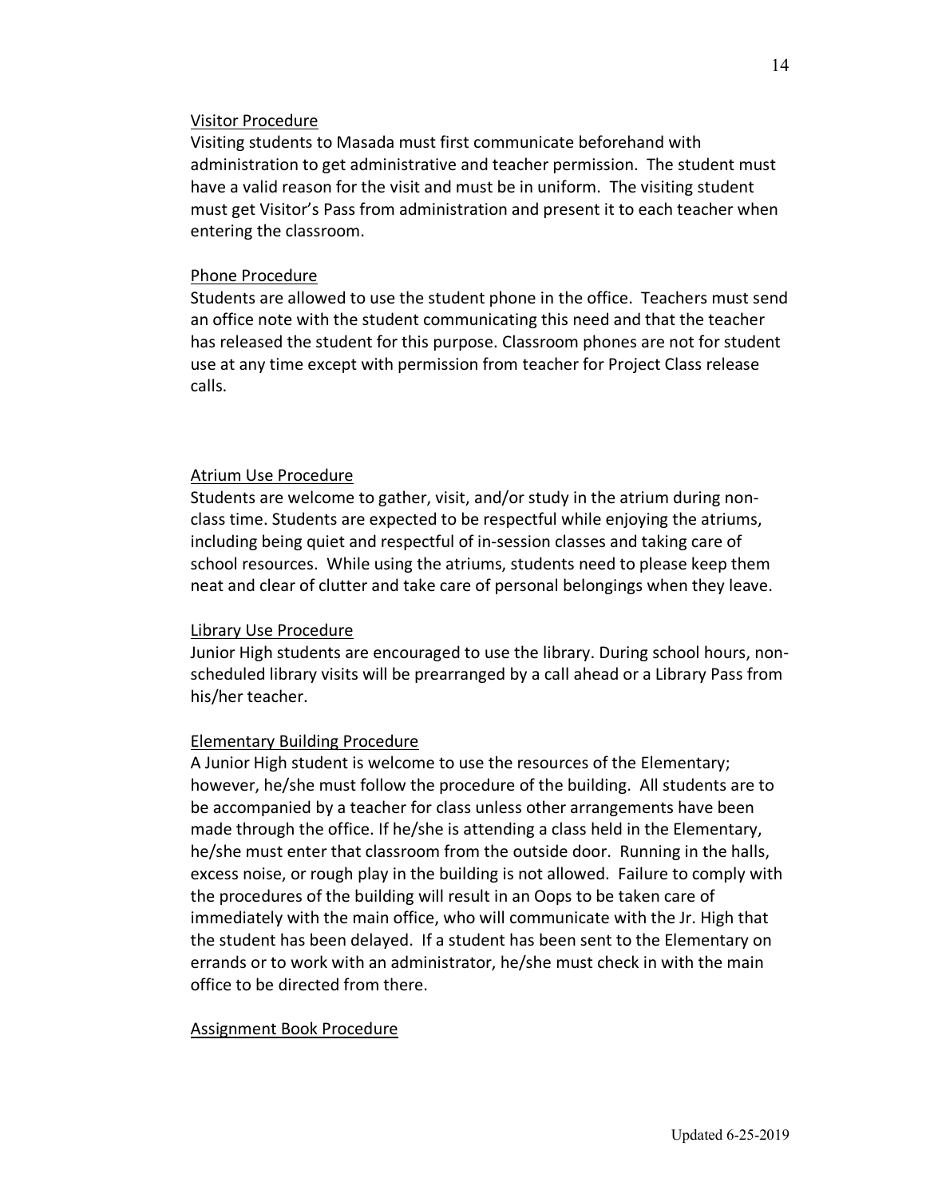## Visitor Procedure

Visiting students to Masada must first communicate beforehand with administration to get administrative and teacher permission. The student must have a valid reason for the visit and must be in uniform. The visiting student must get Visitor's Pass from administration and present it to each teacher when entering the classroom.

## Phone Procedure

Students are allowed to use the student phone in the office. Teachers must send an office note with the student communicating this need and that the teacher has released the student for this purpose. Classroom phones are not for student use at any time except with permission from teacher for Project Class release calls.

## Atrium Use Procedure

Students are welcome to gather, visit, and/or study in the atrium during non-class time. Students are expected to be respectful while enjoying the atriums, including being quiet and respectful of in-session classes and taking care of school resources. While using the atriums, students need to please keep them neat and clear of clutter and take care of personal belongings when they leave.

## Library Use Procedure

Junior High students are encouraged to use the library. During school hours, non-scheduled library visits will be prearranged by a call ahead or a Library Pass from his/her teacher.

## Elementary Building Procedure

A Junior High student is welcome to use the resources of the Elementary; however, he/she must follow the procedure of the building. All students are to be accompanied by a teacher for class unless other arrangements have been made through the office. If he/she is attending a class held in the Elementary, he/she must enter that classroom from the outside door. Running in the halls, excess noise, or rough play in the building is not allowed. Failure to comply with the procedures of the building will result in an Oops to be taken care of immediately with the main office, who will communicate with the Jr. High that the student has been delayed. If a student has been sent to the Elementary on errands or to work with an administrator, he/she must check in with the main office to be directed from there.

## Assignment Book Procedure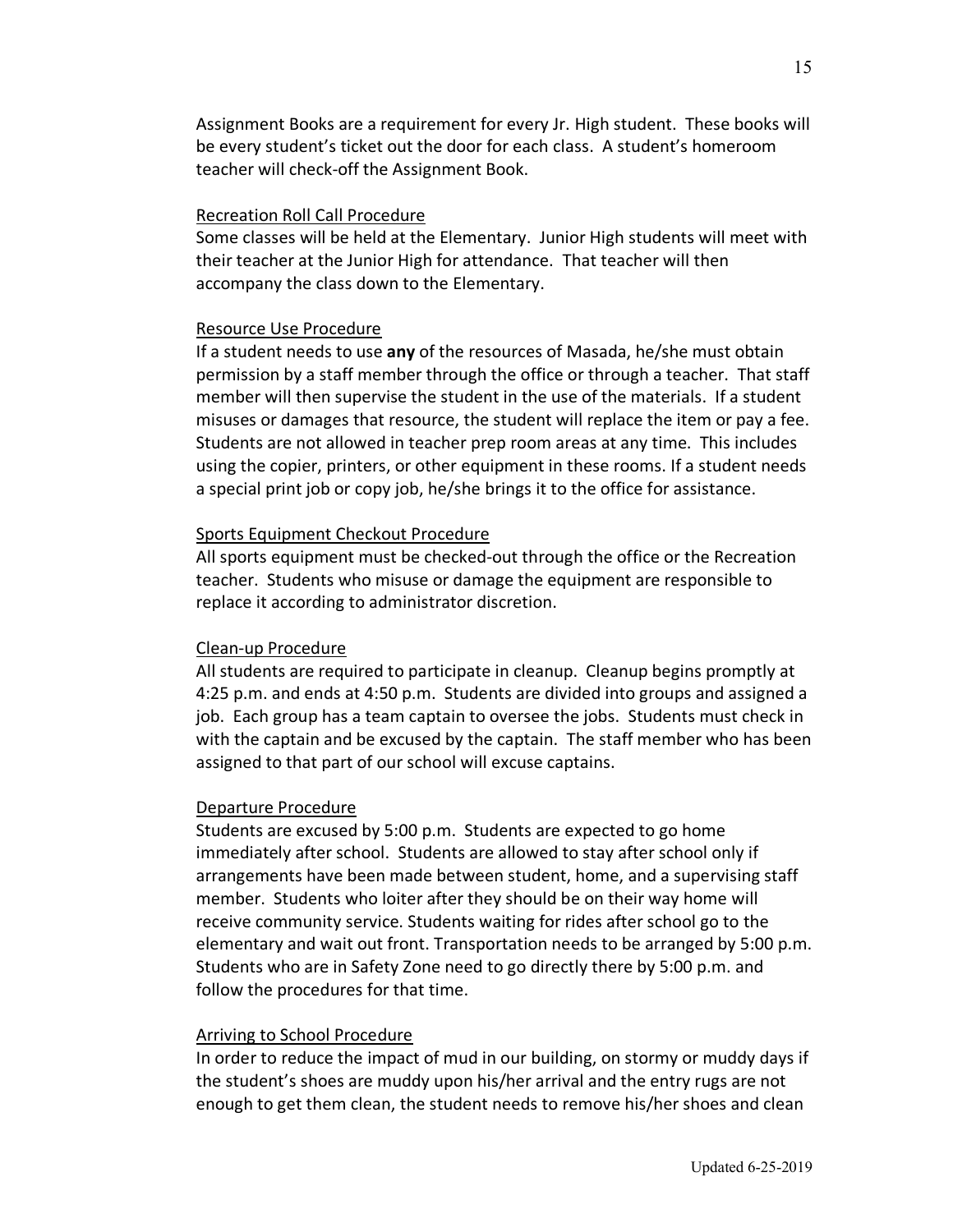Assignment Books are a requirement for every Jr. High student. These books will be every student's ticket out the door for each class. A student's homeroom teacher will check-off the Assignment Book.

<u>Recreation Roll Call Procedure</u>

Some classes will be held at the Elementary. Junior High students will meet with their teacher at the Junior High for attendance. That teacher will then accompany the class down to the Elementary.

<u>Resource Use Procedure</u>

If a student needs to use **any** of the resources of Masada, he/she must obtain permission by a staff member through the office or through a teacher. That staff member will then supervise the student in the use of the materials. If a student misuses or damages that resource, the student will replace the item or pay a fee. Students are not allowed in teacher prep room areas at any time. This includes using the copier, printers, or other equipment in these rooms. If a student needs a special print job or copy job, he/she brings it to the office for assistance.

<u>Sports Equipment Checkout Procedure</u>

All sports equipment must be checked-out through the office or the Recreation teacher. Students who misuse or damage the equipment are responsible to replace it according to administrator discretion.

<u>Clean-up Procedure</u>

All students are required to participate in cleanup. Cleanup begins promptly at 4:25 p.m. and ends at 4:50 p.m. Students are divided into groups and assigned a job. Each group has a team captain to oversee the jobs. Students must check in with the captain and be excused by the captain. The staff member who has been assigned to that part of our school will excuse captains.

<u>Departure Procedure</u>

Students are excused by 5:00 p.m. Students are expected to go home immediately after school. Students are allowed to stay after school only if arrangements have been made between student, home, and a supervising staff member. Students who loiter after they should be on their way home will receive community service. Students waiting for rides after school go to the elementary and wait out front. Transportation needs to be arranged by 5:00 p.m. Students who are in Safety Zone need to go directly there by 5:00 p.m. and follow the procedures for that time.

<u>Arriving to School Procedure</u>

In order to reduce the impact of mud in our building, on stormy or muddy days if the student's shoes are muddy upon his/her arrival and the entry rugs are not enough to get them clean, the student needs to remove his/her shoes and clean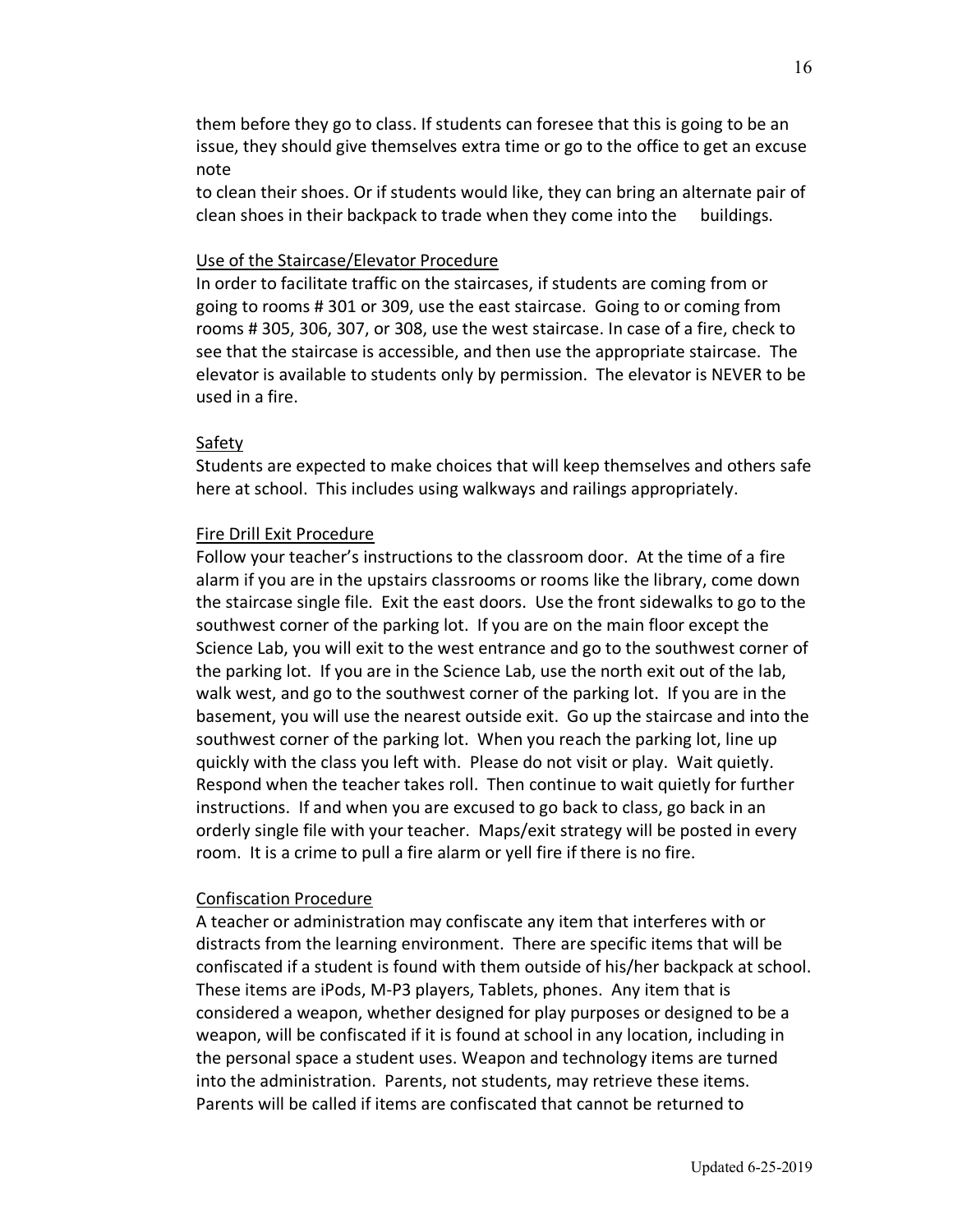them before they go to class. If students can foresee that this is going to be an issue, they should give themselves extra time or go to the office to get an excuse note
to clean their shoes. Or if students would like, they can bring an alternate pair of clean shoes in their backpack to trade when they come into the buildings.

### Use of the Staircase/Elevator Procedure

In order to facilitate traffic on the staircases, if students are coming from or going to rooms # 301 or 309, use the east staircase. Going to or coming from rooms # 305, 306, 307, or 308, use the west staircase. In case of a fire, check to see that the staircase is accessible, and then use the appropriate staircase. The elevator is available to students only by permission. The elevator is NEVER to be used in a fire.

### Safety

Students are expected to make choices that will keep themselves and others safe here at school. This includes using walkways and railings appropriately.

### Fire Drill Exit Procedure

Follow your teacher's instructions to the classroom door. At the time of a fire alarm if you are in the upstairs classrooms or rooms like the library, come down the staircase single file. Exit the east doors. Use the front sidewalks to go to the southwest corner of the parking lot. If you are on the main floor except the Science Lab, you will exit to the west entrance and go to the southwest corner of the parking lot. If you are in the Science Lab, use the north exit out of the lab, walk west, and go to the southwest corner of the parking lot. If you are in the basement, you will use the nearest outside exit. Go up the staircase and into the southwest corner of the parking lot. When you reach the parking lot, line up quickly with the class you left with. Please do not visit or play. Wait quietly. Respond when the teacher takes roll. Then continue to wait quietly for further instructions. If and when you are excused to go back to class, go back in an orderly single file with your teacher. Maps/exit strategy will be posted in every room. It is a crime to pull a fire alarm or yell fire if there is no fire.

### Confiscation Procedure

A teacher or administration may confiscate any item that interferes with or distracts from the learning environment. There are specific items that will be confiscated if a student is found with them outside of his/her backpack at school. These items are iPods, M-P3 players, Tablets, phones. Any item that is considered a weapon, whether designed for play purposes or designed to be a weapon, will be confiscated if it is found at school in any location, including in the personal space a student uses. Weapon and technology items are turned into the administration. Parents, not students, may retrieve these items. Parents will be called if items are confiscated that cannot be returned to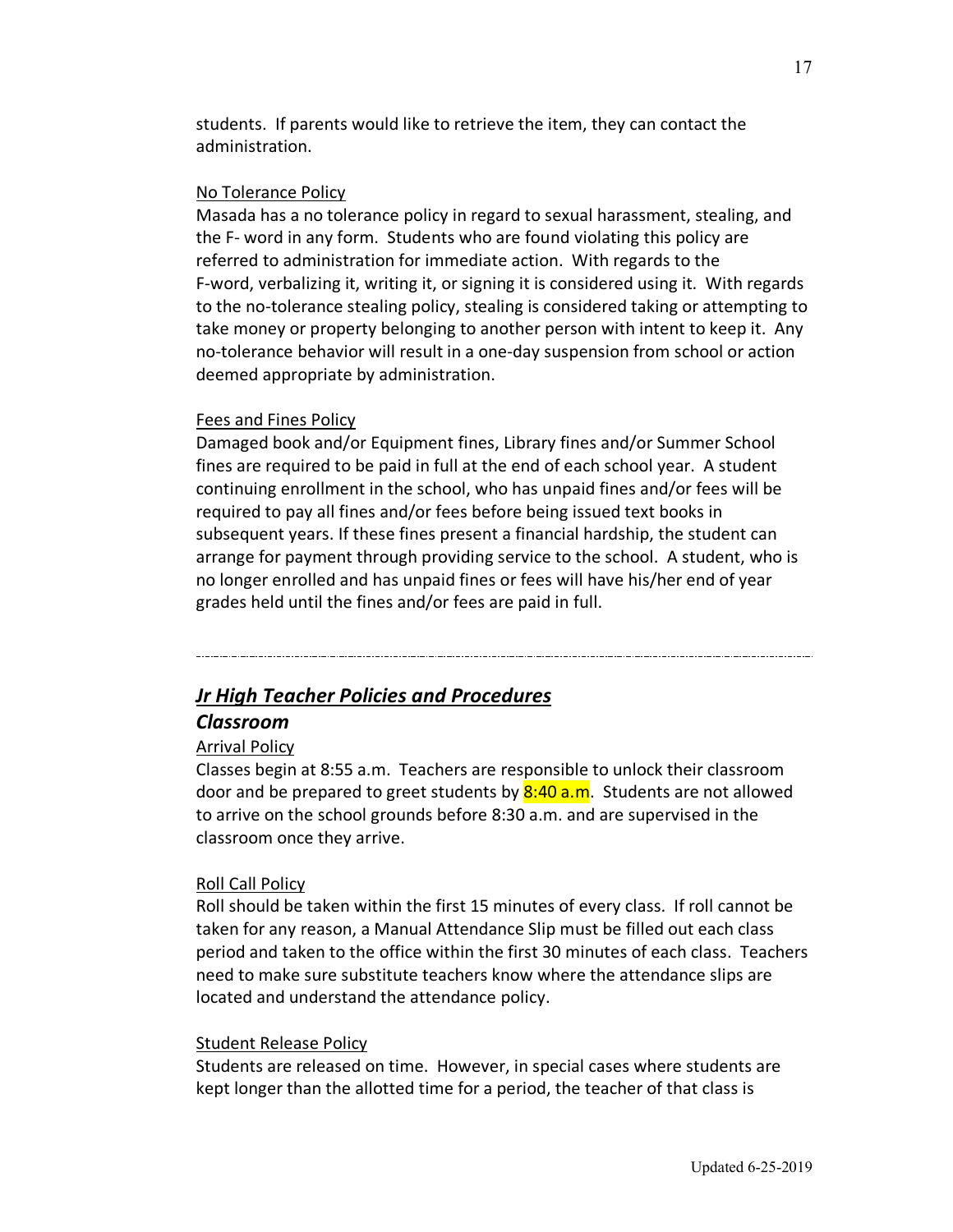students. If parents would like to retrieve the item, they can contact the administration.

Masada has a no tolerance policy in regard to sexual harassment, stealing, and the F- word in any form. Students who are found violating this policy are referred to administration for immediate action. With regards to the F-word, verbalizing it, writing it, or signing it is considered using it. With regards to the no-tolerance stealing policy, stealing is considered taking or attempting to take money or property belonging to another person with intent to keep it. Any no-tolerance behavior will result in a one-day suspension from school or action deemed appropriate by administration.

Damaged book and/or Equipment fines, Library fines and/or Summer School fines are required to be paid in full at the end of each school year. A student continuing enrollment in the school, who has unpaid fines and/or fees will be required to pay all fines and/or fees before being issued text books in subsequent years. If these fines present a financial hardship, the student can arrange for payment through providing service to the school. A student, who is no longer enrolled and has unpaid fines or fees will have his/her end of year grades held until the fines and/or fees are paid in full.

---

## ***Jr High Teacher Policies and Procedures***

### ***Classroom***

Classes begin at 8:55 a.m. Teachers are responsible to unlock their classroom door and be prepared to greet students by 8:40 a.m. Students are not allowed to arrive on the school grounds before 8:30 a.m. and are supervised in the classroom once they arrive.

Roll should be taken within the first 15 minutes of every class. If roll cannot be taken for any reason, a Manual Attendance Slip must be filled out each class period and taken to the office within the first 30 minutes of each class. Teachers need to make sure substitute teachers know where the attendance slips are located and understand the attendance policy.

Students are released on time. However, in special cases where students are kept longer than the allotted time for a period, the teacher of that class is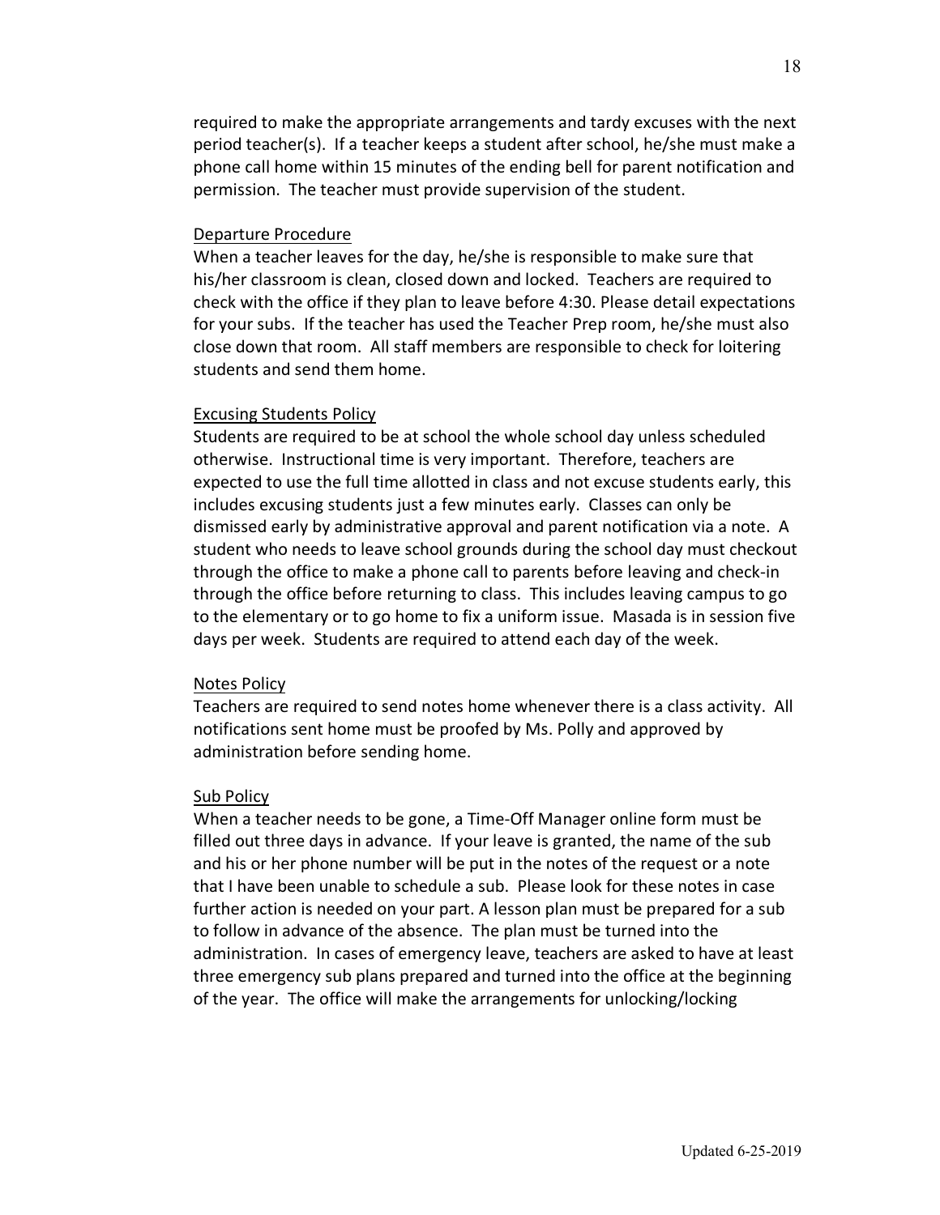required to make the appropriate arrangements and tardy excuses with the next period teacher(s). If a teacher keeps a student after school, he/she must make a phone call home within 15 minutes of the ending bell for parent notification and permission. The teacher must provide supervision of the student.

### Departure Procedure

When a teacher leaves for the day, he/she is responsible to make sure that his/her classroom is clean, closed down and locked. Teachers are required to check with the office if they plan to leave before 4:30. Please detail expectations for your subs. If the teacher has used the Teacher Prep room, he/she must also close down that room. All staff members are responsible to check for loitering students and send them home.

### Excusing Students Policy

Students are required to be at school the whole school day unless scheduled otherwise. Instructional time is very important. Therefore, teachers are expected to use the full time allotted in class and not excuse students early, this includes excusing students just a few minutes early. Classes can only be dismissed early by administrative approval and parent notification via a note. A student who needs to leave school grounds during the school day must checkout through the office to make a phone call to parents before leaving and check-in through the office before returning to class. This includes leaving campus to go to the elementary or to go home to fix a uniform issue. Masada is in session five days per week. Students are required to attend each day of the week.

### Notes Policy

Teachers are required to send notes home whenever there is a class activity. All notifications sent home must be proofed by Ms. Polly and approved by administration before sending home.

### Sub Policy

When a teacher needs to be gone, a Time-Off Manager online form must be filled out three days in advance. If your leave is granted, the name of the sub and his or her phone number will be put in the notes of the request or a note that I have been unable to schedule a sub. Please look for these notes in case further action is needed on your part. A lesson plan must be prepared for a sub to follow in advance of the absence. The plan must be turned into the administration. In cases of emergency leave, teachers are asked to have at least three emergency sub plans prepared and turned into the office at the beginning of the year. The office will make the arrangements for unlocking/locking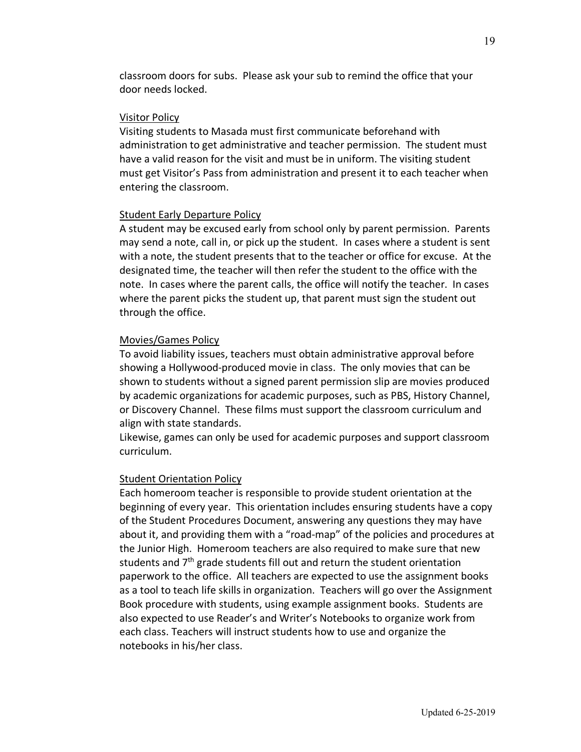classroom doors for subs. Please ask your sub to remind the office that your door needs locked.

## Visitor Policy

Visiting students to Masada must first communicate beforehand with administration to get administrative and teacher permission. The student must have a valid reason for the visit and must be in uniform. The visiting student must get Visitor's Pass from administration and present it to each teacher when entering the classroom.

## Student Early Departure Policy

A student may be excused early from school only by parent permission. Parents may send a note, call in, or pick up the student. In cases where a student is sent with a note, the student presents that to the teacher or office for excuse. At the designated time, the teacher will then refer the student to the office with the note. In cases where the parent calls, the office will notify the teacher. In cases where the parent picks the student up, that parent must sign the student out through the office.

## Movies/Games Policy

To avoid liability issues, teachers must obtain administrative approval before showing a Hollywood-produced movie in class. The only movies that can be shown to students without a signed parent permission slip are movies produced by academic organizations for academic purposes, such as PBS, History Channel, or Discovery Channel. These films must support the classroom curriculum and align with state standards.

Likewise, games can only be used for academic purposes and support classroom curriculum.

## Student Orientation Policy

Each homeroom teacher is responsible to provide student orientation at the beginning of every year. This orientation includes ensuring students have a copy of the Student Procedures Document, answering any questions they may have about it, and providing them with a "road-map" of the policies and procedures at the Junior High. Homeroom teachers are also required to make sure that new students and 7th grade students fill out and return the student orientation paperwork to the office. All teachers are expected to use the assignment books as a tool to teach life skills in organization. Teachers will go over the Assignment Book procedure with students, using example assignment books. Students are also expected to use Reader's and Writer's Notebooks to organize work from each class. Teachers will instruct students how to use and organize the notebooks in his/her class.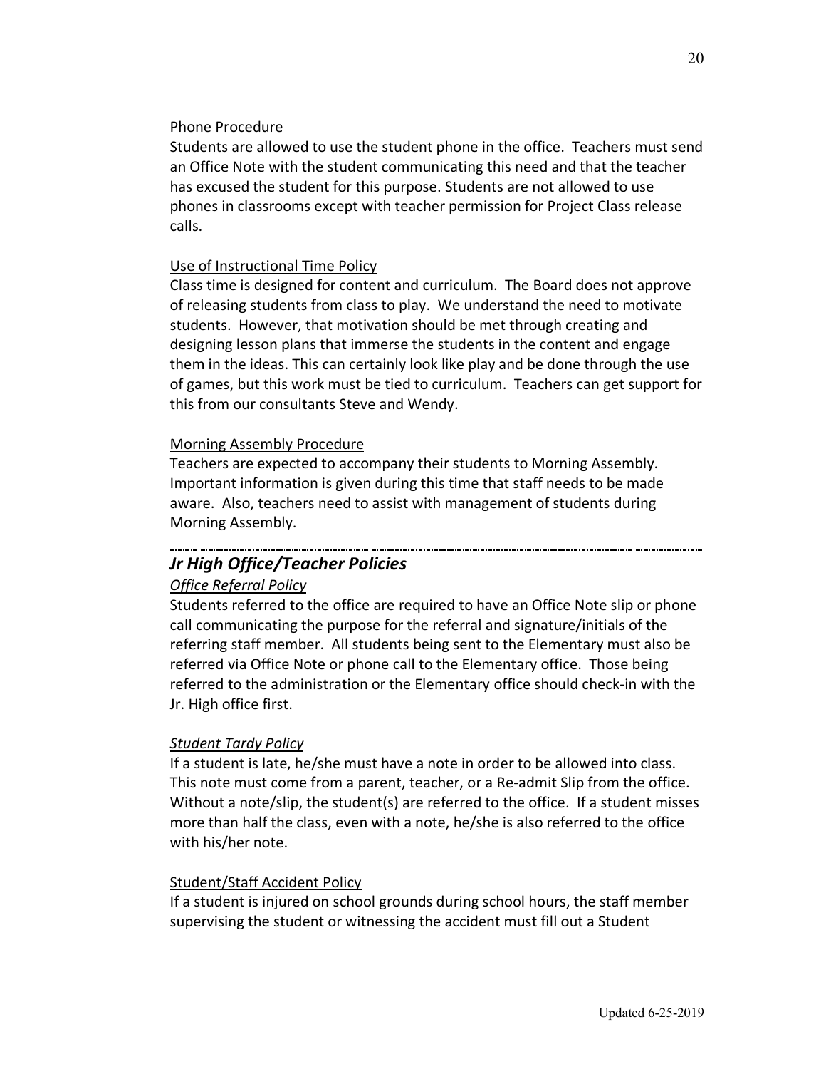<u>Phone Procedure</u>

Students are allowed to use the student phone in the office. Teachers must send an Office Note with the student communicating this need and that the teacher has excused the student for this purpose. Students are not allowed to use phones in classrooms except with teacher permission for Project Class release calls.

<u>Use of Instructional Time Policy</u>

Class time is designed for content and curriculum. The Board does not approve of releasing students from class to play. We understand the need to motivate students. However, that motivation should be met through creating and designing lesson plans that immerse the students in the content and engage them in the ideas. This can certainly look like play and be done through the use of games, but this work must be tied to curriculum. Teachers can get support for this from our consultants Steve and Wendy.

<u>Morning Assembly Procedure</u>

Teachers are expected to accompany their students to Morning Assembly. Important information is given during this time that staff needs to be made aware. Also, teachers need to assist with management of students during Morning Assembly.

---

## *Jr High Office/Teacher Policies*

*<u>Office Referral Policy</u>*

Students referred to the office are required to have an Office Note slip or phone call communicating the purpose for the referral and signature/initials of the referring staff member. All students being sent to the Elementary must also be referred via Office Note or phone call to the Elementary office. Those being referred to the administration or the Elementary office should check-in with the Jr. High office first.

*<u>Student Tardy Policy</u>*

If a student is late, he/she must have a note in order to be allowed into class. This note must come from a parent, teacher, or a Re-admit Slip from the office. Without a note/slip, the student(s) are referred to the office. If a student misses more than half the class, even with a note, he/she is also referred to the office with his/her note.

<u>Student/Staff Accident Policy</u>

If a student is injured on school grounds during school hours, the staff member supervising the student or witnessing the accident must fill out a Student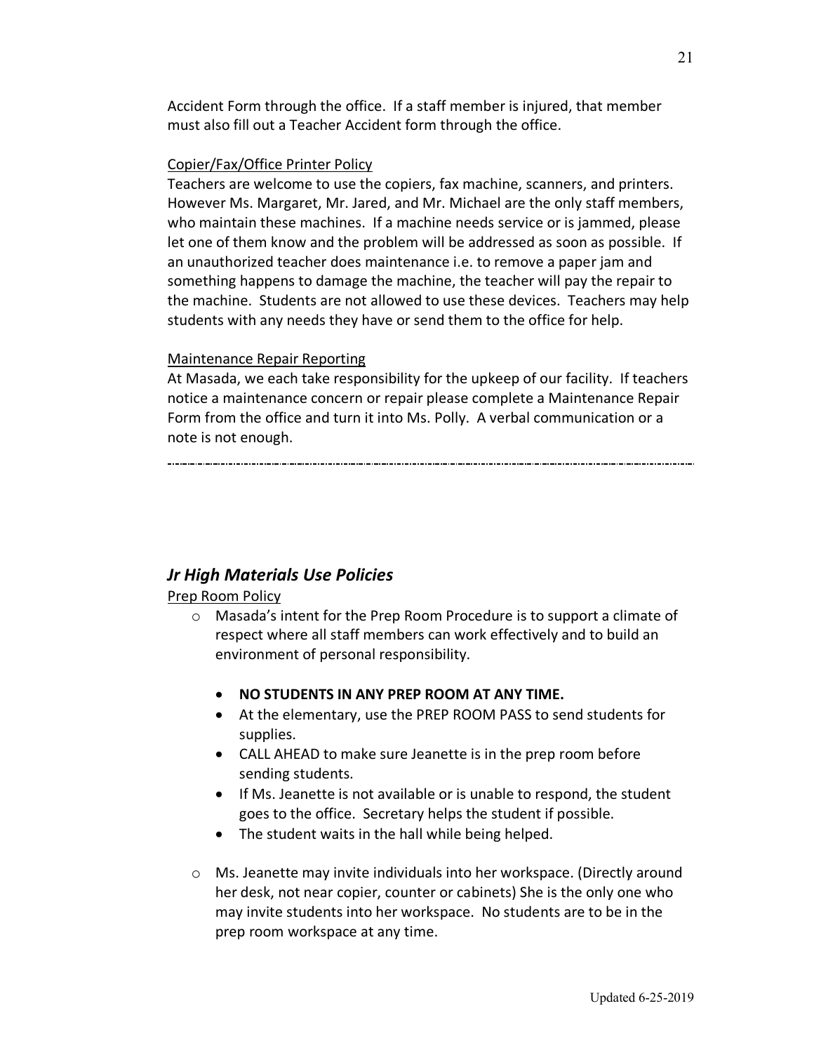Accident Form through the office. If a staff member is injured, that member must also fill out a Teacher Accident form through the office.

Copier/Fax/Office Printer Policy

Teachers are welcome to use the copiers, fax machine, scanners, and printers. However Ms. Margaret, Mr. Jared, and Mr. Michael are the only staff members, who maintain these machines. If a machine needs service or is jammed, please let one of them know and the problem will be addressed as soon as possible. If an unauthorized teacher does maintenance i.e. to remove a paper jam and something happens to damage the machine, the teacher will pay the repair to the machine. Students are not allowed to use these devices. Teachers may help students with any needs they have or send them to the office for help.

Maintenance Repair Reporting

At Masada, we each take responsibility for the upkeep of our facility. If teachers notice a maintenance concern or repair please complete a Maintenance Repair Form from the office and turn it into Ms. Polly. A verbal communication or a note is not enough.

---

## *Jr High Materials Use Policies*

Prep Room Policy

- Masada's intent for the Prep Room Procedure is to support a climate of respect where all staff members can work effectively and to build an environment of personal responsibility.
  - **NO STUDENTS IN ANY PREP ROOM AT ANY TIME.**
  - At the elementary, use the PREP ROOM PASS to send students for supplies.
  - CALL AHEAD to make sure Jeanette is in the prep room before sending students.
  - If Ms. Jeanette is not available or is unable to respond, the student goes to the office. Secretary helps the student if possible.
  - The student waits in the hall while being helped.
- Ms. Jeanette may invite individuals into her workspace. (Directly around her desk, not near copier, counter or cabinets) She is the only one who may invite students into her workspace. No students are to be in the prep room workspace at any time.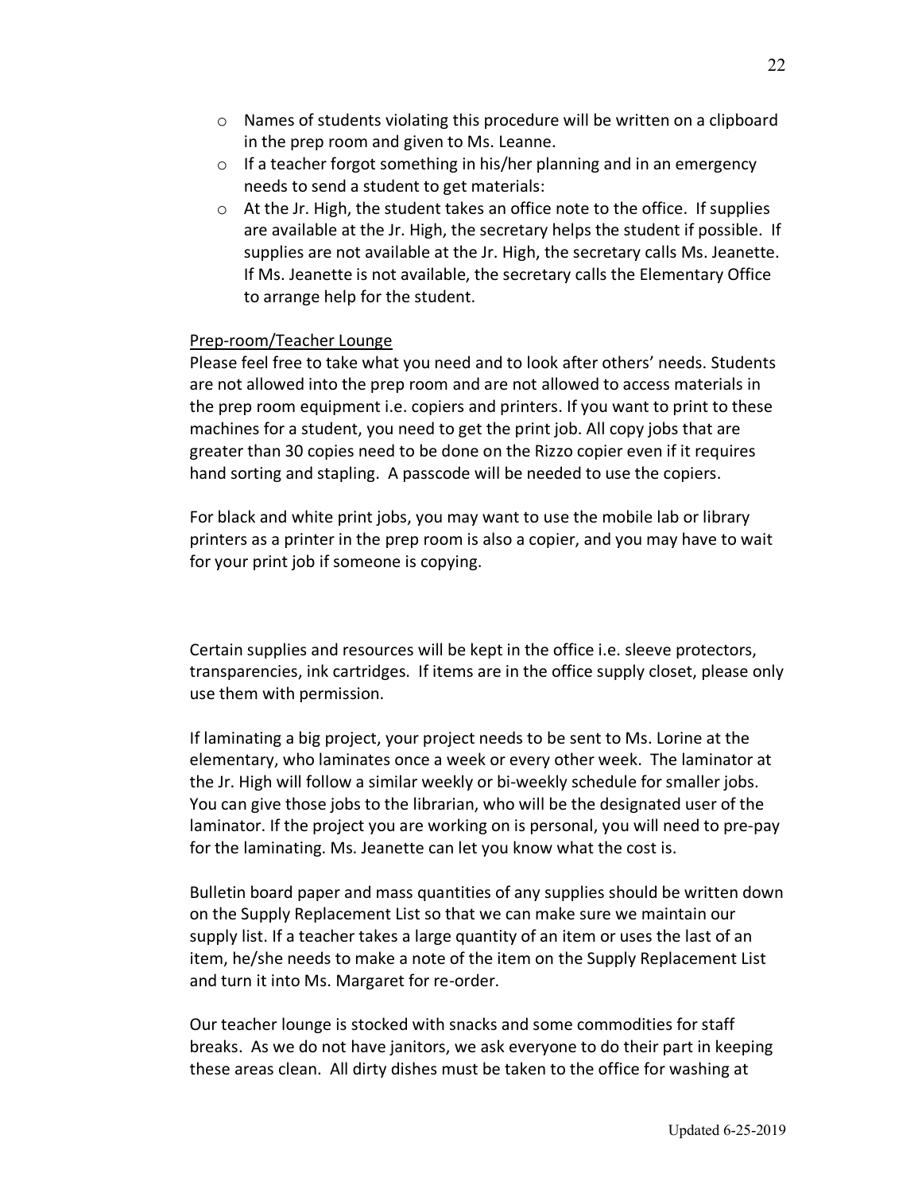- Names of students violating this procedure will be written on a clipboard in the prep room and given to Ms. Leanne.
- If a teacher forgot something in his/her planning and in an emergency needs to send a student to get materials:
- At the Jr. High, the student takes an office note to the office. If supplies are available at the Jr. High, the secretary helps the student if possible. If supplies are not available at the Jr. High, the secretary calls Ms. Jeanette. If Ms. Jeanette is not available, the secretary calls the Elementary Office to arrange help for the student.

Prep-room/Teacher Lounge

Please feel free to take what you need and to look after others' needs. Students are not allowed into the prep room and are not allowed to access materials in the prep room equipment i.e. copiers and printers. If you want to print to these machines for a student, you need to get the print job. All copy jobs that are greater than 30 copies need to be done on the Rizzo copier even if it requires hand sorting and stapling. A passcode will be needed to use the copiers.

For black and white print jobs, you may want to use the mobile lab or library printers as a printer in the prep room is also a copier, and you may have to wait for your print job if someone is copying.

Certain supplies and resources will be kept in the office i.e. sleeve protectors, transparencies, ink cartridges. If items are in the office supply closet, please only use them with permission.

If laminating a big project, your project needs to be sent to Ms. Lorine at the elementary, who laminates once a week or every other week. The laminator at the Jr. High will follow a similar weekly or bi-weekly schedule for smaller jobs. You can give those jobs to the librarian, who will be the designated user of the laminator. If the project you are working on is personal, you will need to pre-pay for the laminating. Ms. Jeanette can let you know what the cost is.

Bulletin board paper and mass quantities of any supplies should be written down on the Supply Replacement List so that we can make sure we maintain our supply list. If a teacher takes a large quantity of an item or uses the last of an item, he/she needs to make a note of the item on the Supply Replacement List and turn it into Ms. Margaret for re-order.

Our teacher lounge is stocked with snacks and some commodities for staff breaks. As we do not have janitors, we ask everyone to do their part in keeping these areas clean. All dirty dishes must be taken to the office for washing at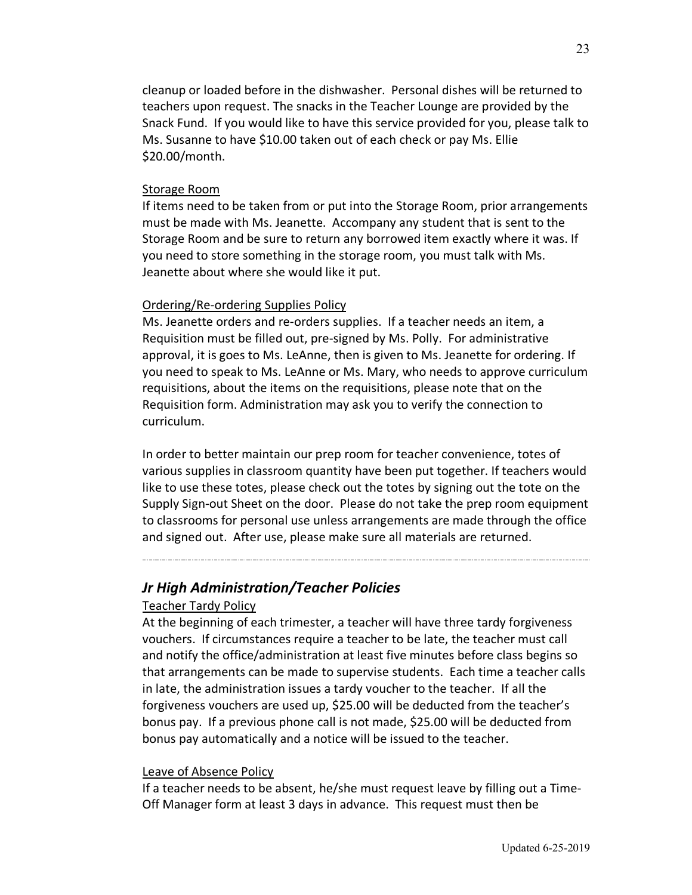cleanup or loaded before in the dishwasher. Personal dishes will be returned to teachers upon request. The snacks in the Teacher Lounge are provided by the Snack Fund. If you would like to have this service provided for you, please talk to Ms. Susanne to have $10.00 taken out of each check or pay Ms. Ellie $20.00/month.

Storage Room

If items need to be taken from or put into the Storage Room, prior arrangements must be made with Ms. Jeanette. Accompany any student that is sent to the Storage Room and be sure to return any borrowed item exactly where it was. If you need to store something in the storage room, you must talk with Ms. Jeanette about where she would like it put.

Ordering/Re-ordering Supplies Policy

Ms. Jeanette orders and re-orders supplies. If a teacher needs an item, a Requisition must be filled out, pre-signed by Ms. Polly. For administrative approval, it is goes to Ms. LeAnne, then is given to Ms. Jeanette for ordering. If you need to speak to Ms. LeAnne or Ms. Mary, who needs to approve curriculum requisitions, about the items on the requisitions, please note that on the Requisition form. Administration may ask you to verify the connection to curriculum.

In order to better maintain our prep room for teacher convenience, totes of various supplies in classroom quantity have been put together. If teachers would like to use these totes, please check out the totes by signing out the tote on the Supply Sign-out Sheet on the door. Please do not take the prep room equipment to classrooms for personal use unless arrangements are made through the office and signed out. After use, please make sure all materials are returned.

---

## *Jr High Administration/Teacher Policies*

Teacher Tardy Policy

At the beginning of each trimester, a teacher will have three tardy forgiveness vouchers. If circumstances require a teacher to be late, the teacher must call and notify the office/administration at least five minutes before class begins so that arrangements can be made to supervise students. Each time a teacher calls in late, the administration issues a tardy voucher to the teacher. If all the forgiveness vouchers are used up, $25.00 will be deducted from the teacher's bonus pay. If a previous phone call is not made, $25.00 will be deducted from bonus pay automatically and a notice will be issued to the teacher.

Leave of Absence Policy

If a teacher needs to be absent, he/she must request leave by filling out a Time-Off Manager form at least 3 days in advance. This request must then be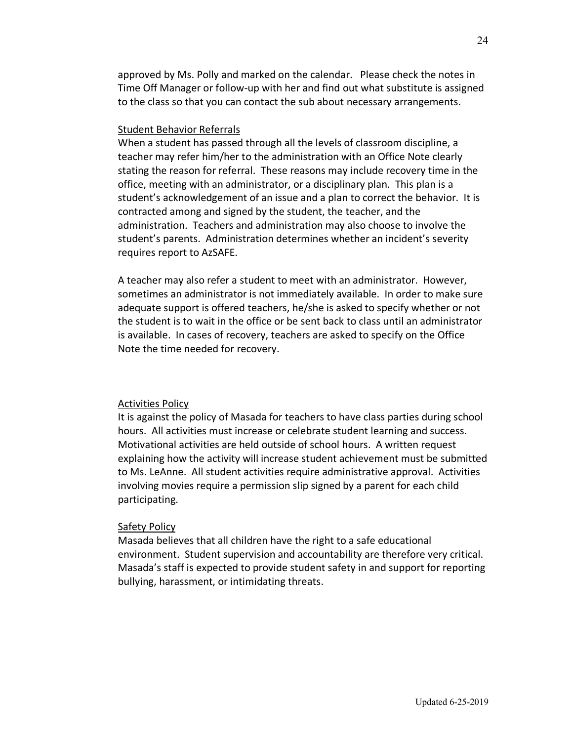approved by Ms. Polly and marked on the calendar.  Please check the notes in Time Off Manager or follow-up with her and find out what substitute is assigned to the class so that you can contact the sub about necessary arrangements.

### Student Behavior Referrals

When a student has passed through all the levels of classroom discipline, a teacher may refer him/her to the administration with an Office Note clearly stating the reason for referral. These reasons may include recovery time in the office, meeting with an administrator, or a disciplinary plan. This plan is a student's acknowledgement of an issue and a plan to correct the behavior. It is contracted among and signed by the student, the teacher, and the administration. Teachers and administration may also choose to involve the student's parents. Administration determines whether an incident's severity requires report to AzSAFE.

A teacher may also refer a student to meet with an administrator. However, sometimes an administrator is not immediately available. In order to make sure adequate support is offered teachers, he/she is asked to specify whether or not the student is to wait in the office or be sent back to class until an administrator is available. In cases of recovery, teachers are asked to specify on the Office Note the time needed for recovery.

### Activities Policy

It is against the policy of Masada for teachers to have class parties during school hours. All activities must increase or celebrate student learning and success. Motivational activities are held outside of school hours. A written request explaining how the activity will increase student achievement must be submitted to Ms. LeAnne. All student activities require administrative approval. Activities involving movies require a permission slip signed by a parent for each child participating.

### Safety Policy

Masada believes that all children have the right to a safe educational environment. Student supervision and accountability are therefore very critical. Masada's staff is expected to provide student safety in and support for reporting bullying, harassment, or intimidating threats.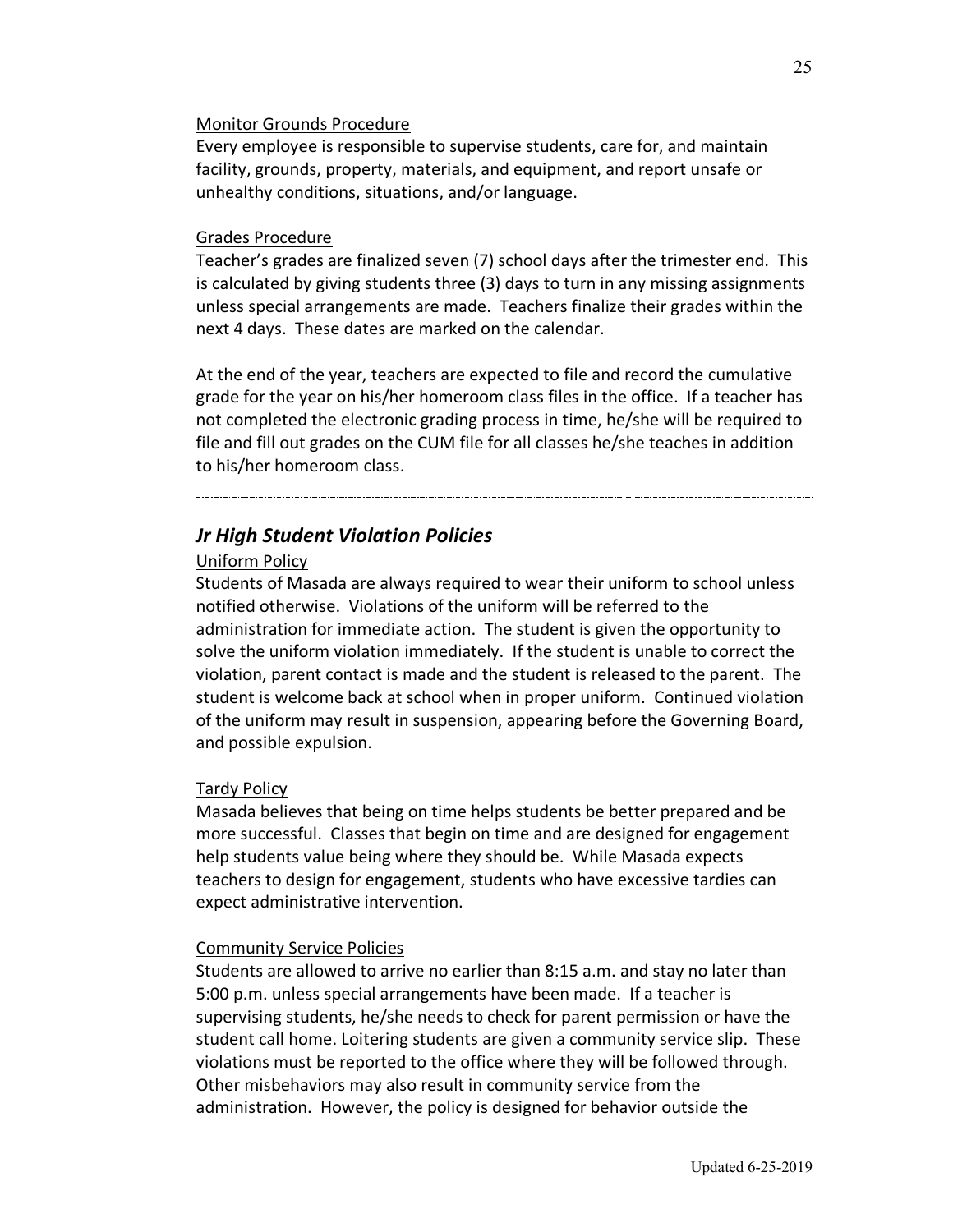Monitor Grounds Procedure

Every employee is responsible to supervise students, care for, and maintain facility, grounds, property, materials, and equipment, and report unsafe or unhealthy conditions, situations, and/or language.

Grades Procedure

Teacher's grades are finalized seven (7) school days after the trimester end. This is calculated by giving students three (3) days to turn in any missing assignments unless special arrangements are made. Teachers finalize their grades within the next 4 days. These dates are marked on the calendar.

At the end of the year, teachers are expected to file and record the cumulative grade for the year on his/her homeroom class files in the office. If a teacher has not completed the electronic grading process in time, he/she will be required to file and fill out grades on the CUM file for all classes he/she teaches in addition to his/her homeroom class.

---

## *Jr High Student Violation Policies*

Uniform Policy

Students of Masada are always required to wear their uniform to school unless notified otherwise. Violations of the uniform will be referred to the administration for immediate action. The student is given the opportunity to solve the uniform violation immediately. If the student is unable to correct the violation, parent contact is made and the student is released to the parent. The student is welcome back at school when in proper uniform. Continued violation of the uniform may result in suspension, appearing before the Governing Board, and possible expulsion.

Tardy Policy

Masada believes that being on time helps students be better prepared and be more successful. Classes that begin on time and are designed for engagement help students value being where they should be. While Masada expects teachers to design for engagement, students who have excessive tardies can expect administrative intervention.

Community Service Policies

Students are allowed to arrive no earlier than 8:15 a.m. and stay no later than 5:00 p.m. unless special arrangements have been made. If a teacher is supervising students, he/she needs to check for parent permission or have the student call home. Loitering students are given a community service slip. These violations must be reported to the office where they will be followed through. Other misbehaviors may also result in community service from the administration. However, the policy is designed for behavior outside the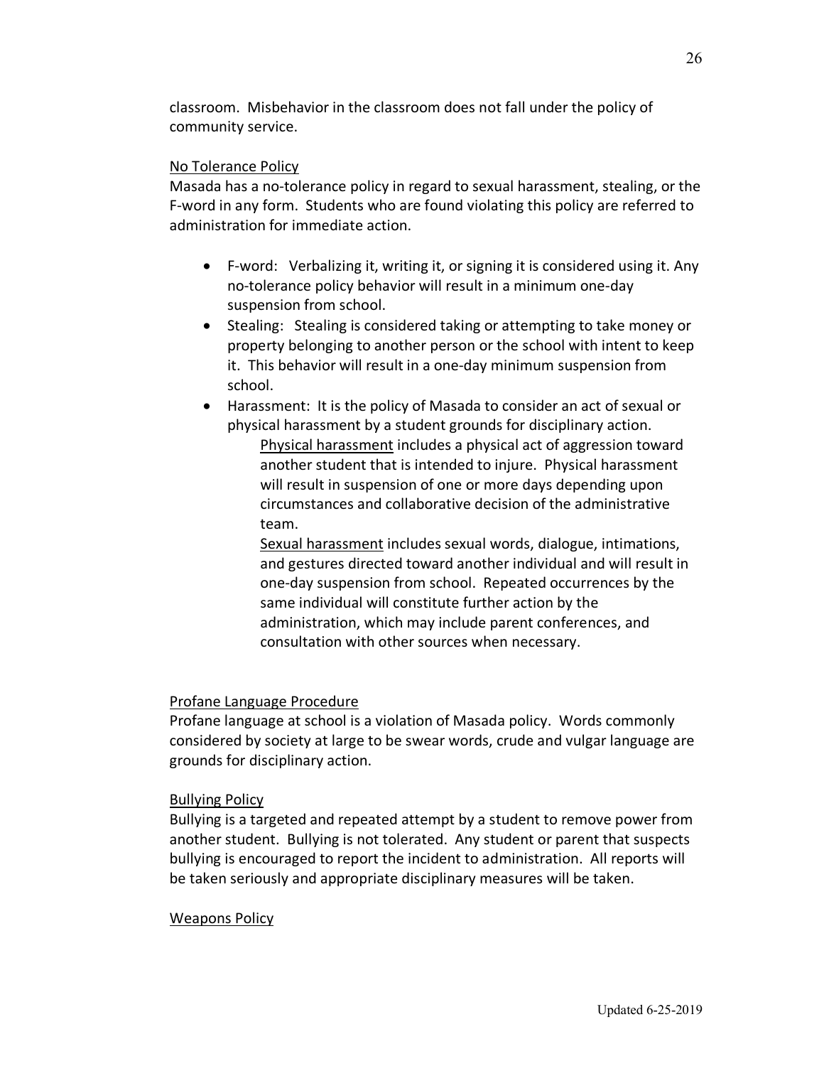classroom. Misbehavior in the classroom does not fall under the policy of community service.

## No Tolerance Policy

Masada has a no-tolerance policy in regard to sexual harassment, stealing, or the F-word in any form. Students who are found violating this policy are referred to administration for immediate action.

- F-word: Verbalizing it, writing it, or signing it is considered using it. Any no-tolerance policy behavior will result in a minimum one-day suspension from school.
- Stealing: Stealing is considered taking or attempting to take money or property belonging to another person or the school with intent to keep it. This behavior will result in a one-day minimum suspension from school.
- Harassment: It is the policy of Masada to consider an act of sexual or physical harassment by a student grounds for disciplinary action.

  Physical harassment includes a physical act of aggression toward another student that is intended to injure. Physical harassment will result in suspension of one or more days depending upon circumstances and collaborative decision of the administrative team.

  Sexual harassment includes sexual words, dialogue, intimations, and gestures directed toward another individual and will result in one-day suspension from school. Repeated occurrences by the same individual will constitute further action by the administration, which may include parent conferences, and consultation with other sources when necessary.

## Profane Language Procedure

Profane language at school is a violation of Masada policy. Words commonly considered by society at large to be swear words, crude and vulgar language are grounds for disciplinary action.

## Bullying Policy

Bullying is a targeted and repeated attempt by a student to remove power from another student. Bullying is not tolerated. Any student or parent that suspects bullying is encouraged to report the incident to administration. All reports will be taken seriously and appropriate disciplinary measures will be taken.

## Weapons Policy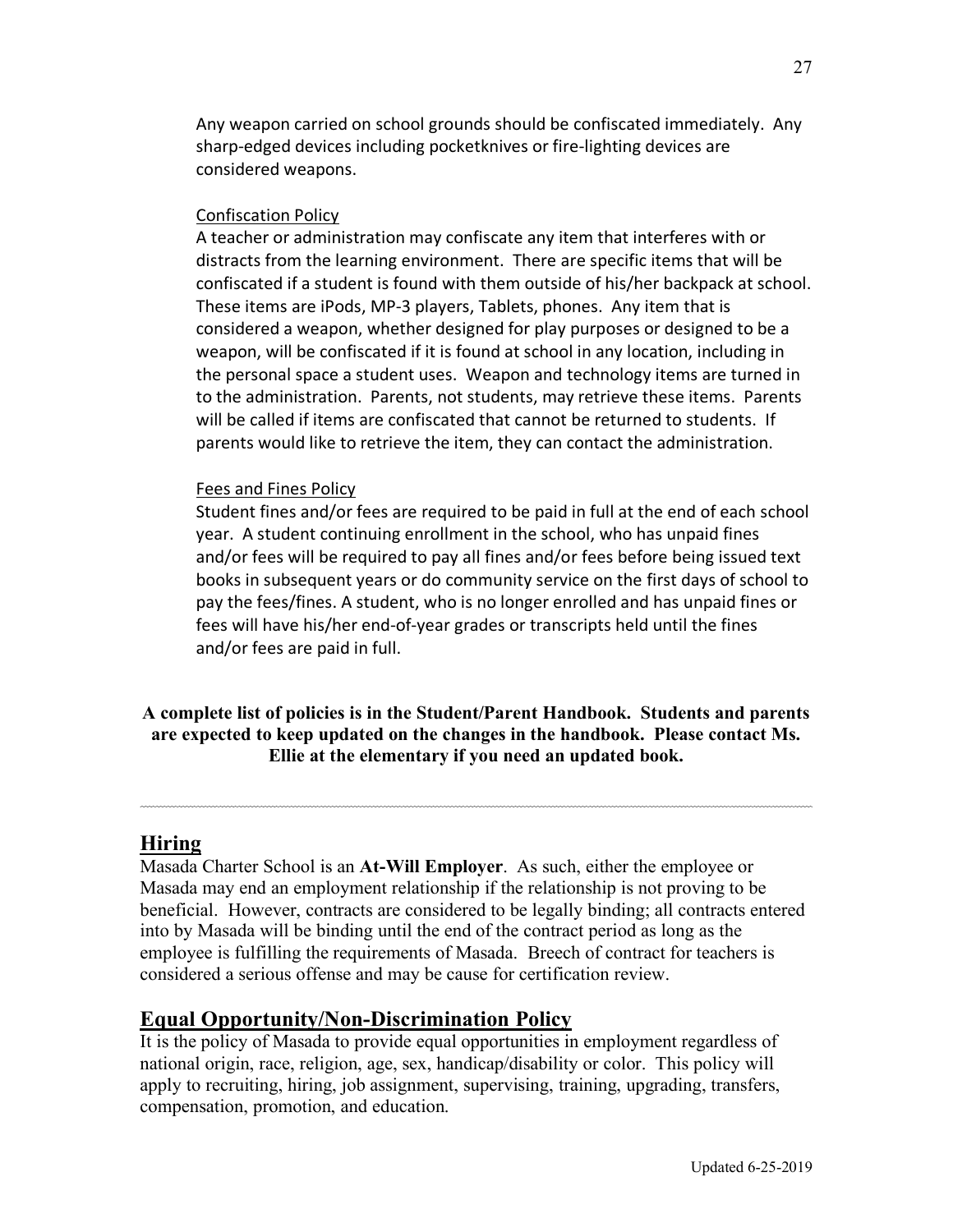Any weapon carried on school grounds should be confiscated immediately. Any sharp-edged devices including pocketknives or fire-lighting devices are considered weapons.

Confiscation Policy

A teacher or administration may confiscate any item that interferes with or distracts from the learning environment. There are specific items that will be confiscated if a student is found with them outside of his/her backpack at school. These items are iPods, MP-3 players, Tablets, phones. Any item that is considered a weapon, whether designed for play purposes or designed to be a weapon, will be confiscated if it is found at school in any location, including in the personal space a student uses. Weapon and technology items are turned in to the administration. Parents, not students, may retrieve these items. Parents will be called if items are confiscated that cannot be returned to students. If parents would like to retrieve the item, they can contact the administration.

Fees and Fines Policy

Student fines and/or fees are required to be paid in full at the end of each school year. A student continuing enrollment in the school, who has unpaid fines and/or fees will be required to pay all fines and/or fees before being issued text books in subsequent years or do community service on the first days of school to pay the fees/fines. A student, who is no longer enrolled and has unpaid fines or fees will have his/her end-of-year grades or transcripts held until the fines and/or fees are paid in full.

**A complete list of policies is in the Student/Parent Handbook. Students and parents are expected to keep updated on the changes in the handbook. Please contact Ms. Ellie at the elementary if you need an updated book.**

---

## Hiring

Masada Charter School is an **At-Will Employer**. As such, either the employee or Masada may end an employment relationship if the relationship is not proving to be beneficial. However, contracts are considered to be legally binding; all contracts entered into by Masada will be binding until the end of the contract period as long as the employee is fulfilling the requirements of Masada. Breech of contract for teachers is considered a serious offense and may be cause for certification review.

## Equal Opportunity/Non-Discrimination Policy

It is the policy of Masada to provide equal opportunities in employment regardless of national origin, race, religion, age, sex, handicap/disability or color. This policy will apply to recruiting, hiring, job assignment, supervising, training, upgrading, transfers, compensation, promotion, and education.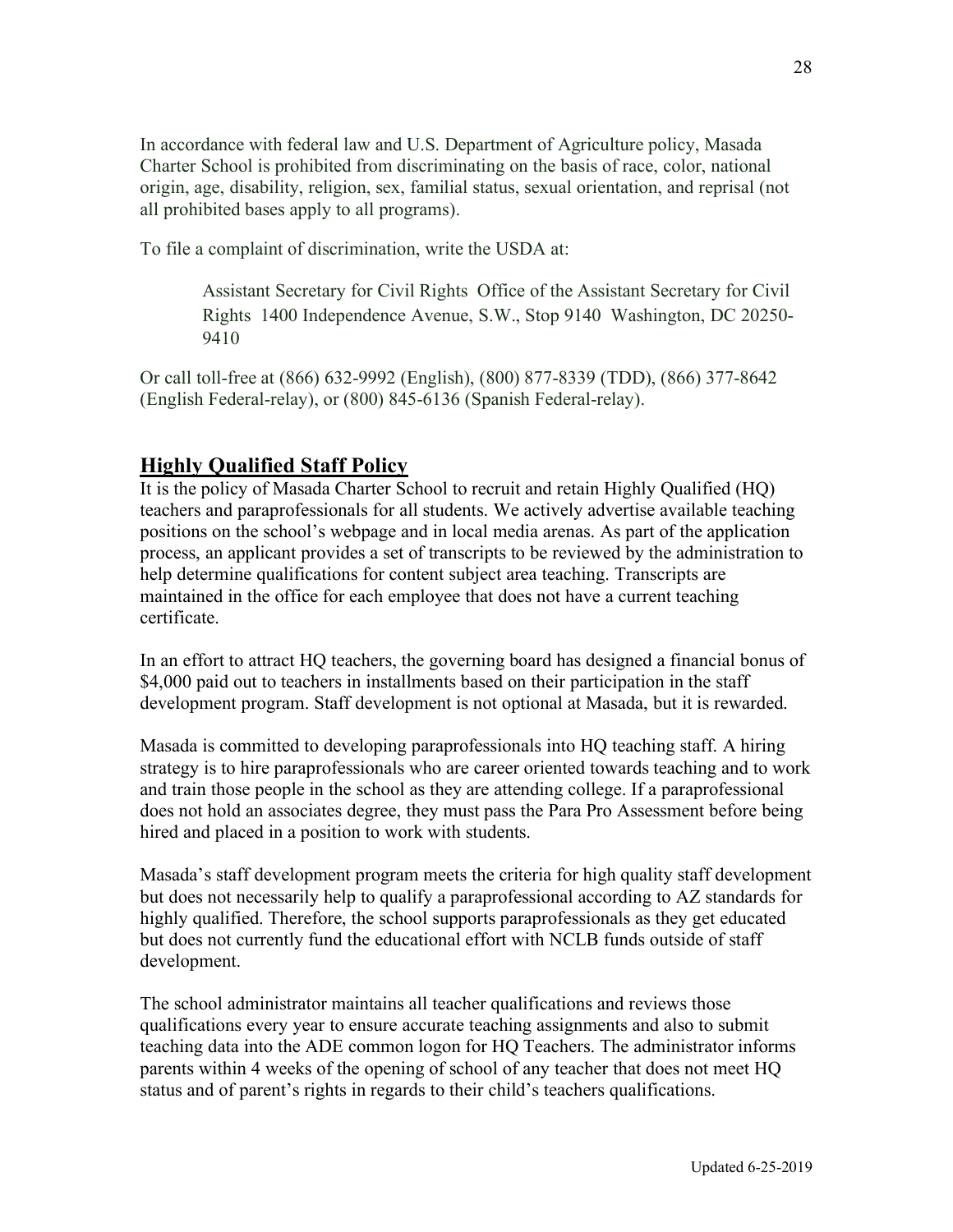In accordance with federal law and U.S. Department of Agriculture policy, Masada Charter School is prohibited from discriminating on the basis of race, color, national origin, age, disability, religion, sex, familial status, sexual orientation, and reprisal (not all prohibited bases apply to all programs).

To file a complaint of discrimination, write the USDA at:

> Assistant Secretary for Civil Rights Office of the Assistant Secretary for Civil Rights 1400 Independence Avenue, S.W., Stop 9140 Washington, DC 20250-9410

Or call toll-free at (866) 632-9992 (English), (800) 877-8339 (TDD), (866) 377-8642 (English Federal-relay), or (800) 845-6136 (Spanish Federal-relay).

## **Highly Qualified Staff Policy**

It is the policy of Masada Charter School to recruit and retain Highly Qualified (HQ) teachers and paraprofessionals for all students. We actively advertise available teaching positions on the school's webpage and in local media arenas. As part of the application process, an applicant provides a set of transcripts to be reviewed by the administration to help determine qualifications for content subject area teaching. Transcripts are maintained in the office for each employee that does not have a current teaching certificate.

In an effort to attract HQ teachers, the governing board has designed a financial bonus of $4,000 paid out to teachers in installments based on their participation in the staff development program. Staff development is not optional at Masada, but it is rewarded.

Masada is committed to developing paraprofessionals into HQ teaching staff. A hiring strategy is to hire paraprofessionals who are career oriented towards teaching and to work and train those people in the school as they are attending college. If a paraprofessional does not hold an associates degree, they must pass the Para Pro Assessment before being hired and placed in a position to work with students.

Masada's staff development program meets the criteria for high quality staff development but does not necessarily help to qualify a paraprofessional according to AZ standards for highly qualified. Therefore, the school supports paraprofessionals as they get educated but does not currently fund the educational effort with NCLB funds outside of staff development.

The school administrator maintains all teacher qualifications and reviews those qualifications every year to ensure accurate teaching assignments and also to submit teaching data into the ADE common logon for HQ Teachers. The administrator informs parents within 4 weeks of the opening of school of any teacher that does not meet HQ status and of parent's rights in regards to their child's teachers qualifications.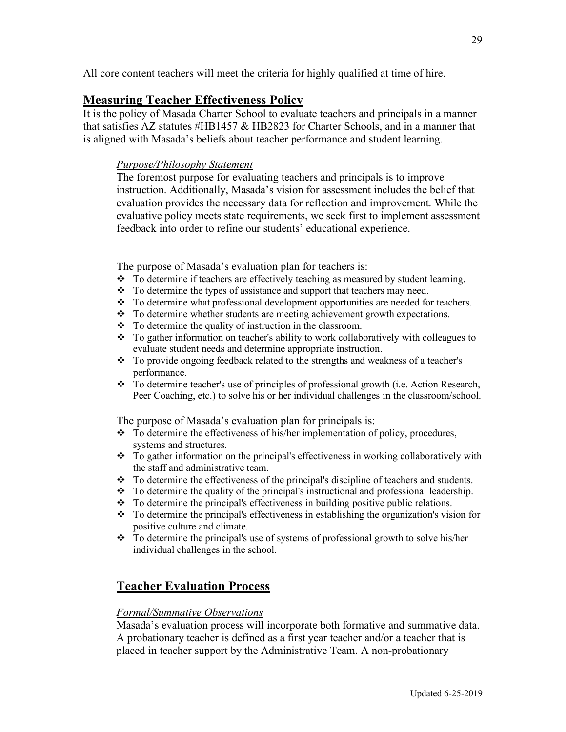All core content teachers will meet the criteria for highly qualified at time of hire.

## Measuring Teacher Effectiveness Policy

It is the policy of Masada Charter School to evaluate teachers and principals in a manner that satisfies AZ statutes #HB1457 & HB2823 for Charter Schools, and in a manner that is aligned with Masada's beliefs about teacher performance and student learning.

*Purpose/Philosophy Statement*

The foremost purpose for evaluating teachers and principals is to improve instruction. Additionally, Masada's vision for assessment includes the belief that evaluation provides the necessary data for reflection and improvement. While the evaluative policy meets state requirements, we seek first to implement assessment feedback into order to refine our students' educational experience.

The purpose of Masada's evaluation plan for teachers is:

- To determine if teachers are effectively teaching as measured by student learning.
- To determine the types of assistance and support that teachers may need.
- To determine what professional development opportunities are needed for teachers.
- To determine whether students are meeting achievement growth expectations.
- To determine the quality of instruction in the classroom.
- To gather information on teacher's ability to work collaboratively with colleagues to evaluate student needs and determine appropriate instruction.
- To provide ongoing feedback related to the strengths and weakness of a teacher's performance.
- To determine teacher's use of principles of professional growth (i.e. Action Research, Peer Coaching, etc.) to solve his or her individual challenges in the classroom/school.

The purpose of Masada's evaluation plan for principals is:

- To determine the effectiveness of his/her implementation of policy, procedures, systems and structures.
- To gather information on the principal's effectiveness in working collaboratively with the staff and administrative team.
- To determine the effectiveness of the principal's discipline of teachers and students.
- To determine the quality of the principal's instructional and professional leadership.
- To determine the principal's effectiveness in building positive public relations.
- To determine the principal's effectiveness in establishing the organization's vision for positive culture and climate.
- To determine the principal's use of systems of professional growth to solve his/her individual challenges in the school.

## Teacher Evaluation Process

*Formal/Summative Observations*

Masada's evaluation process will incorporate both formative and summative data. A probationary teacher is defined as a first year teacher and/or a teacher that is placed in teacher support by the Administrative Team. A non-probationary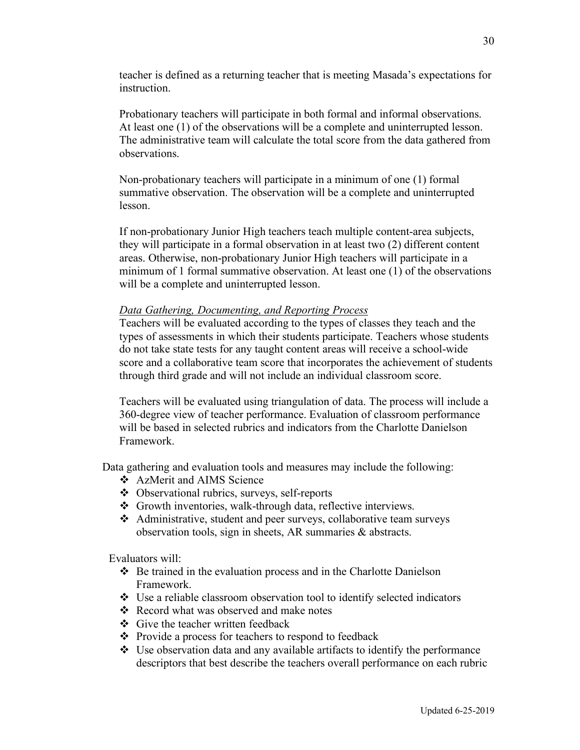teacher is defined as a returning teacher that is meeting Masada's expectations for instruction.

Probationary teachers will participate in both formal and informal observations. At least one (1) of the observations will be a complete and uninterrupted lesson. The administrative team will calculate the total score from the data gathered from observations.

Non-probationary teachers will participate in a minimum of one (1) formal summative observation. The observation will be a complete and uninterrupted lesson.

If non-probationary Junior High teachers teach multiple content-area subjects, they will participate in a formal observation in at least two (2) different content areas. Otherwise, non-probationary Junior High teachers will participate in a minimum of 1 formal summative observation. At least one (1) of the observations will be a complete and uninterrupted lesson.

*Data Gathering, Documenting, and Reporting Process*

Teachers will be evaluated according to the types of classes they teach and the types of assessments in which their students participate. Teachers whose students do not take state tests for any taught content areas will receive a school-wide score and a collaborative team score that incorporates the achievement of students through third grade and will not include an individual classroom score.

Teachers will be evaluated using triangulation of data. The process will include a 360-degree view of teacher performance. Evaluation of classroom performance will be based in selected rubrics and indicators from the Charlotte Danielson Framework.

Data gathering and evaluation tools and measures may include the following:

- AzMerit and AIMS Science
- Observational rubrics, surveys, self-reports
- Growth inventories, walk-through data, reflective interviews.
- Administrative, student and peer surveys, collaborative team surveys observation tools, sign in sheets, AR summaries & abstracts.

Evaluators will:

- Be trained in the evaluation process and in the Charlotte Danielson Framework.
- Use a reliable classroom observation tool to identify selected indicators
- Record what was observed and make notes
- Give the teacher written feedback
- Provide a process for teachers to respond to feedback
- Use observation data and any available artifacts to identify the performance descriptors that best describe the teachers overall performance on each rubric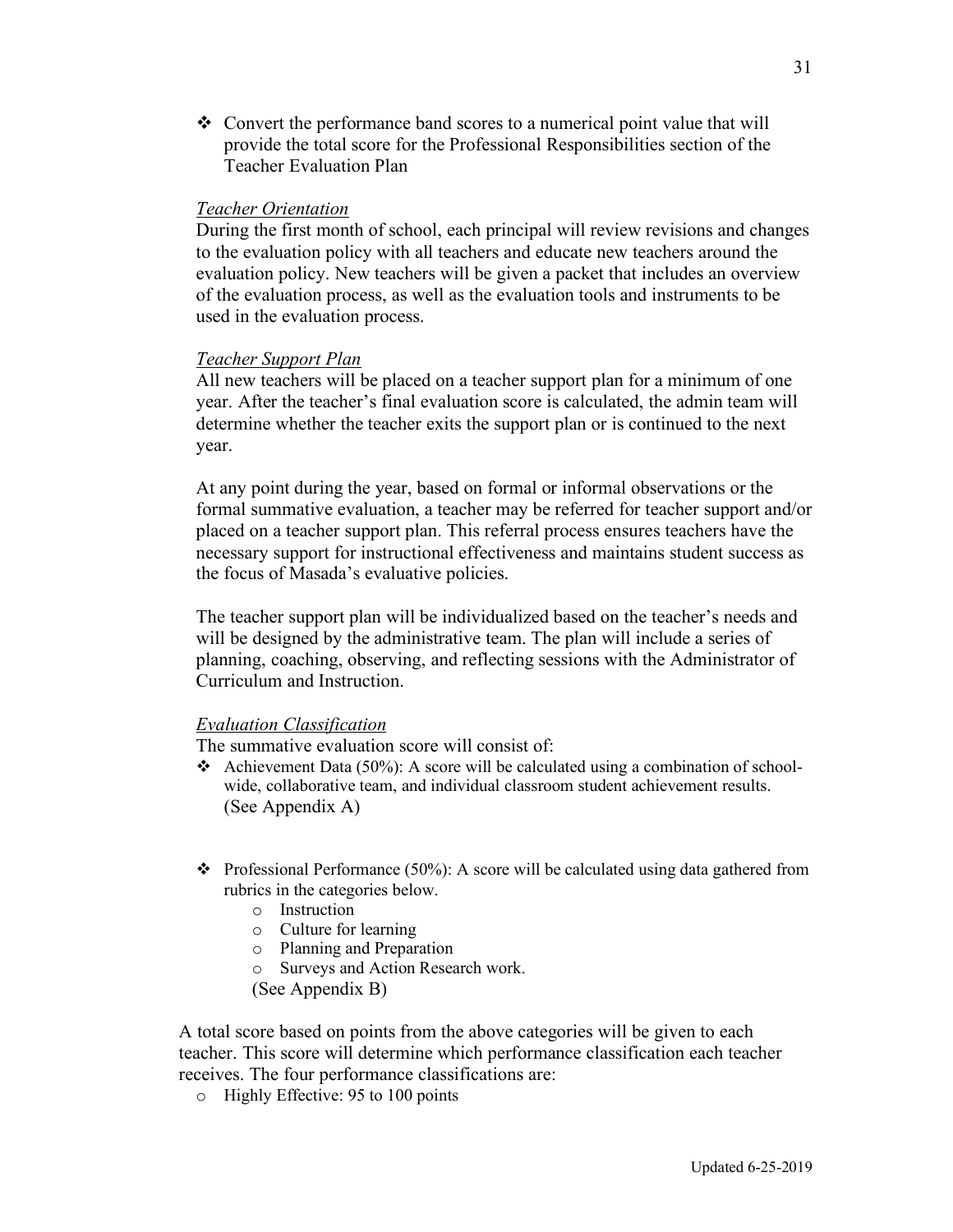- Convert the performance band scores to a numerical point value that will provide the total score for the Professional Responsibilities section of the Teacher Evaluation Plan

*Teacher Orientation*

During the first month of school, each principal will review revisions and changes to the evaluation policy with all teachers and educate new teachers around the evaluation policy. New teachers will be given a packet that includes an overview of the evaluation process, as well as the evaluation tools and instruments to be used in the evaluation process.

*Teacher Support Plan*

All new teachers will be placed on a teacher support plan for a minimum of one year. After the teacher's final evaluation score is calculated, the admin team will determine whether the teacher exits the support plan or is continued to the next year.

At any point during the year, based on formal or informal observations or the formal summative evaluation, a teacher may be referred for teacher support and/or placed on a teacher support plan. This referral process ensures teachers have the necessary support for instructional effectiveness and maintains student success as the focus of Masada's evaluative policies.

The teacher support plan will be individualized based on the teacher's needs and will be designed by the administrative team. The plan will include a series of planning, coaching, observing, and reflecting sessions with the Administrator of Curriculum and Instruction.

*Evaluation Classification*

The summative evaluation score will consist of:

- Achievement Data (50%): A score will be calculated using a combination of school-wide, collaborative team, and individual classroom student achievement results. (See Appendix A)

- Professional Performance (50%): A score will be calculated using data gathered from rubrics in the categories below.
  - Instruction
  - Culture for learning
  - Planning and Preparation
  - Surveys and Action Research work.

  (See Appendix B)

A total score based on points from the above categories will be given to each teacher. This score will determine which performance classification each teacher receives. The four performance classifications are:

- Highly Effective: 95 to 100 points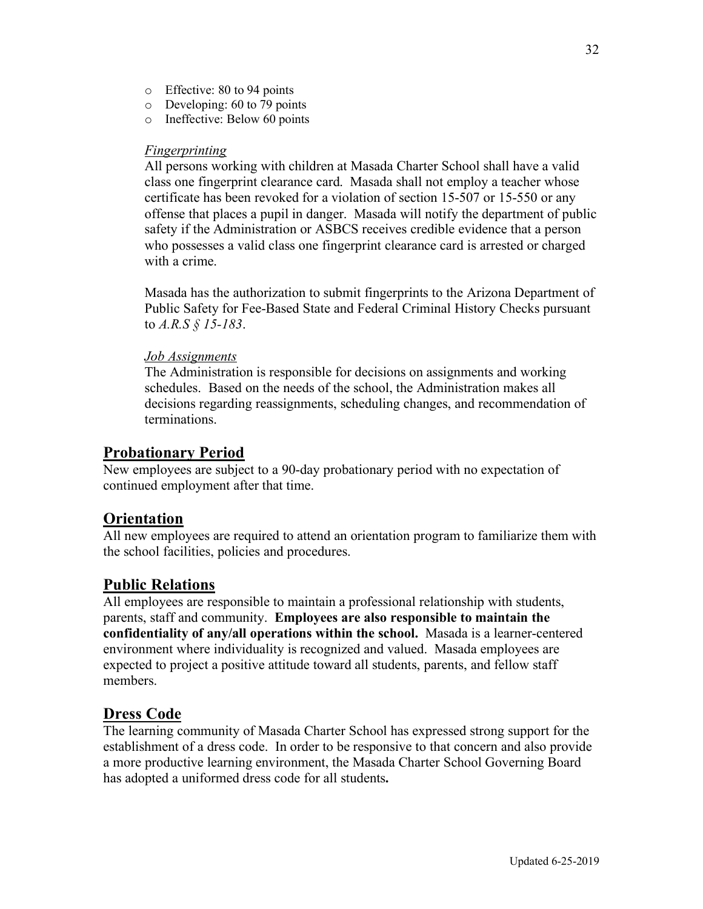- Effective: 80 to 94 points
- Developing: 60 to 79 points
- Ineffective: Below 60 points

*Fingerprinting*

All persons working with children at Masada Charter School shall have a valid class one fingerprint clearance card. Masada shall not employ a teacher whose certificate has been revoked for a violation of section 15-507 or 15-550 or any offense that places a pupil in danger. Masada will notify the department of public safety if the Administration or ASBCS receives credible evidence that a person who possesses a valid class one fingerprint clearance card is arrested or charged with a crime.

Masada has the authorization to submit fingerprints to the Arizona Department of Public Safety for Fee-Based State and Federal Criminal History Checks pursuant to *A.R.S § 15-183*.

*Job Assignments*

The Administration is responsible for decisions on assignments and working schedules. Based on the needs of the school, the Administration makes all decisions regarding reassignments, scheduling changes, and recommendation of terminations.

## Probationary Period

New employees are subject to a 90-day probationary period with no expectation of continued employment after that time.

## Orientation

All new employees are required to attend an orientation program to familiarize them with the school facilities, policies and procedures.

## Public Relations

All employees are responsible to maintain a professional relationship with students, parents, staff and community. **Employees are also responsible to maintain the confidentiality of any/all operations within the school.** Masada is a learner-centered environment where individuality is recognized and valued. Masada employees are expected to project a positive attitude toward all students, parents, and fellow staff members.

## Dress Code

The learning community of Masada Charter School has expressed strong support for the establishment of a dress code. In order to be responsive to that concern and also provide a more productive learning environment, the Masada Charter School Governing Board has adopted a uniformed dress code for all students**.**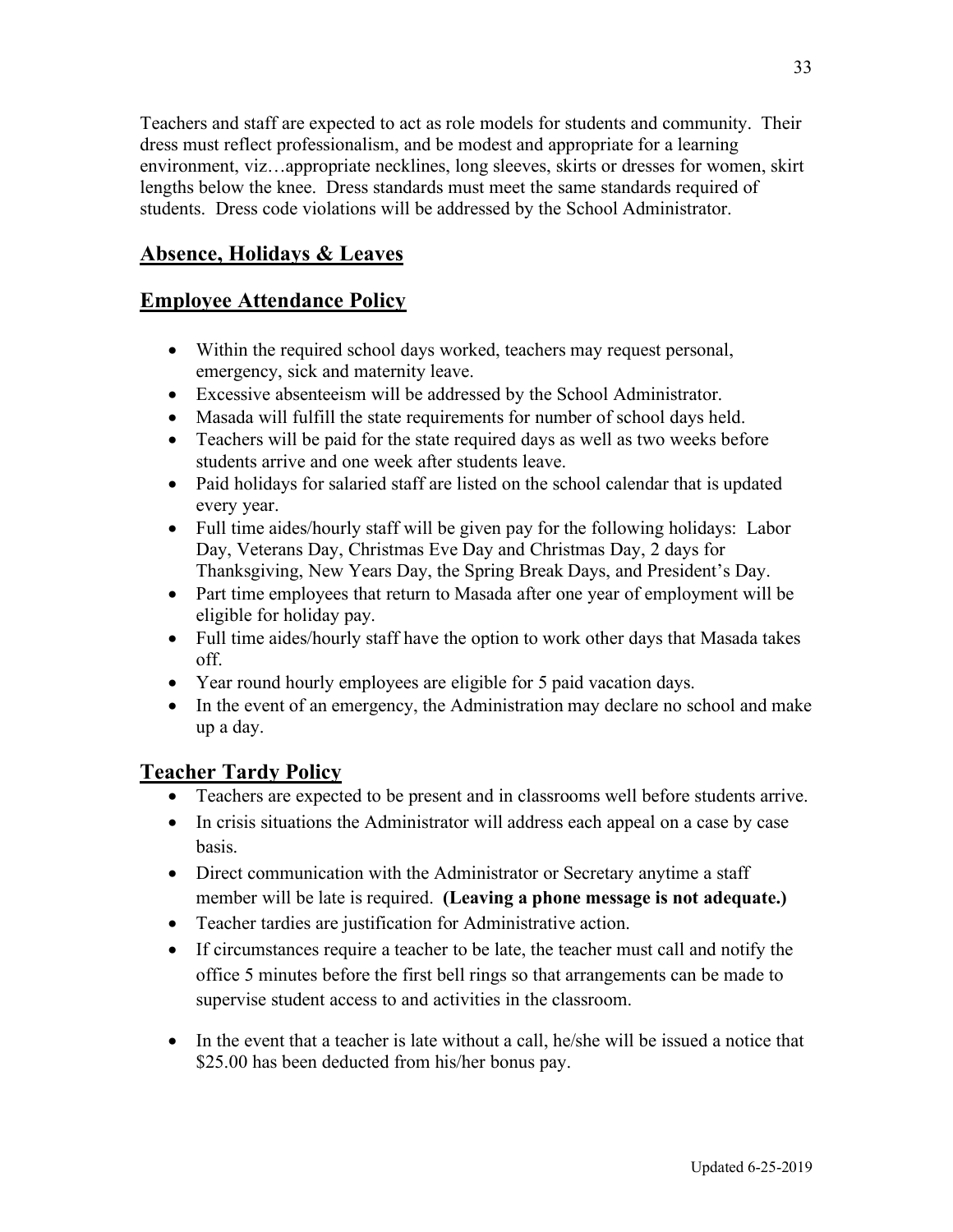Teachers and staff are expected to act as role models for students and community. Their dress must reflect professionalism, and be modest and appropriate for a learning environment, viz…appropriate necklines, long sleeves, skirts or dresses for women, skirt lengths below the knee. Dress standards must meet the same standards required of students. Dress code violations will be addressed by the School Administrator.

## Absence, Holidays & Leaves

## Employee Attendance Policy

- Within the required school days worked, teachers may request personal, emergency, sick and maternity leave.
- Excessive absenteeism will be addressed by the School Administrator.
- Masada will fulfill the state requirements for number of school days held.
- Teachers will be paid for the state required days as well as two weeks before students arrive and one week after students leave.
- Paid holidays for salaried staff are listed on the school calendar that is updated every year.
- Full time aides/hourly staff will be given pay for the following holidays: Labor Day, Veterans Day, Christmas Eve Day and Christmas Day, 2 days for Thanksgiving, New Years Day, the Spring Break Days, and President's Day.
- Part time employees that return to Masada after one year of employment will be eligible for holiday pay.
- Full time aides/hourly staff have the option to work other days that Masada takes off.
- Year round hourly employees are eligible for 5 paid vacation days.
- In the event of an emergency, the Administration may declare no school and make up a day.

## Teacher Tardy Policy

- Teachers are expected to be present and in classrooms well before students arrive.
- In crisis situations the Administrator will address each appeal on a case by case basis.
- Direct communication with the Administrator or Secretary anytime a staff member will be late is required. **(Leaving a phone message is not adequate.)**
- Teacher tardies are justification for Administrative action.
- If circumstances require a teacher to be late, the teacher must call and notify the office 5 minutes before the first bell rings so that arrangements can be made to supervise student access to and activities in the classroom.
- In the event that a teacher is late without a call, he/she will be issued a notice that $25.00 has been deducted from his/her bonus pay.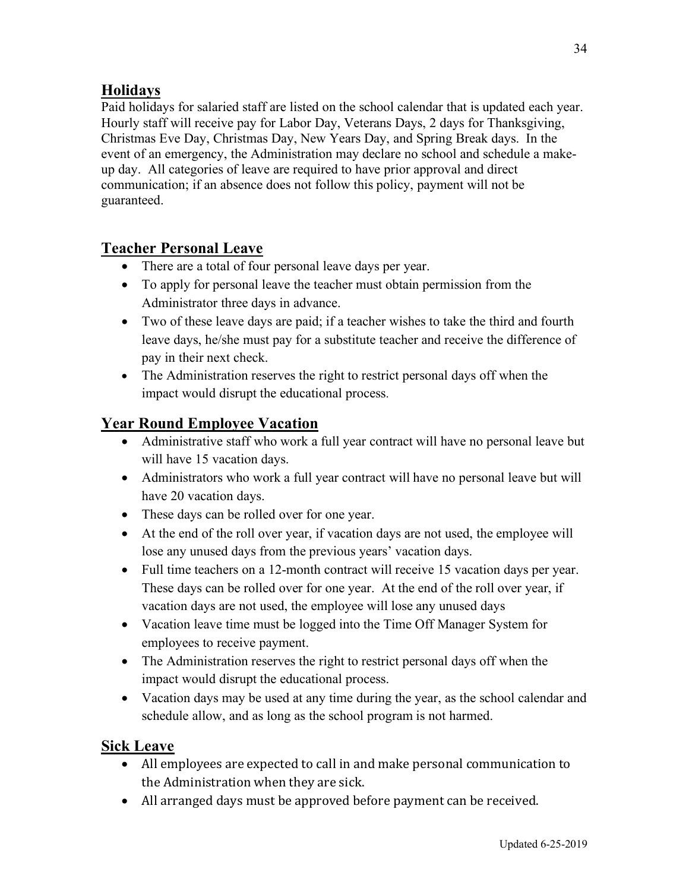## Holidays

Paid holidays for salaried staff are listed on the school calendar that is updated each year. Hourly staff will receive pay for Labor Day, Veterans Days, 2 days for Thanksgiving, Christmas Eve Day, Christmas Day, New Years Day, and Spring Break days. In the event of an emergency, the Administration may declare no school and schedule a make-up day. All categories of leave are required to have prior approval and direct communication; if an absence does not follow this policy, payment will not be guaranteed.

## Teacher Personal Leave

- There are a total of four personal leave days per year.
- To apply for personal leave the teacher must obtain permission from the Administrator three days in advance.
- Two of these leave days are paid; if a teacher wishes to take the third and fourth leave days, he/she must pay for a substitute teacher and receive the difference of pay in their next check.
- The Administration reserves the right to restrict personal days off when the impact would disrupt the educational process.

## Year Round Employee Vacation

- Administrative staff who work a full year contract will have no personal leave but will have 15 vacation days.
- Administrators who work a full year contract will have no personal leave but will have 20 vacation days.
- These days can be rolled over for one year.
- At the end of the roll over year, if vacation days are not used, the employee will lose any unused days from the previous years' vacation days.
- Full time teachers on a 12-month contract will receive 15 vacation days per year. These days can be rolled over for one year. At the end of the roll over year, if vacation days are not used, the employee will lose any unused days
- Vacation leave time must be logged into the Time Off Manager System for employees to receive payment.
- The Administration reserves the right to restrict personal days off when the impact would disrupt the educational process.
- Vacation days may be used at any time during the year, as the school calendar and schedule allow, and as long as the school program is not harmed.

## Sick Leave

- All employees are expected to call in and make personal communication to the Administration when they are sick.
- All arranged days must be approved before payment can be received.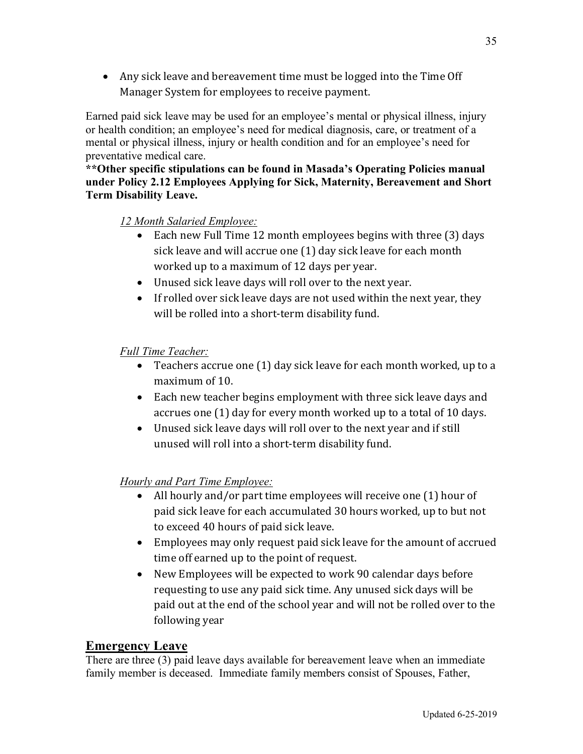- Any sick leave and bereavement time must be logged into the Time Off Manager System for employees to receive payment.

Earned paid sick leave may be used for an employee's mental or physical illness, injury or health condition; an employee's need for medical diagnosis, care, or treatment of a mental or physical illness, injury or health condition and for an employee's need for preventative medical care.

****Other specific stipulations can be found in Masada's Operating Policies manual under Policy 2.12 Employees Applying for Sick, Maternity, Bereavement and Short Term Disability Leave.**

*12 Month Salaried Employee:*

- Each new Full Time 12 month employees begins with three (3) days sick leave and will accrue one (1) day sick leave for each month worked up to a maximum of 12 days per year.
- Unused sick leave days will roll over to the next year.
- If rolled over sick leave days are not used within the next year, they will be rolled into a short-term disability fund.

*Full Time Teacher:*

- Teachers accrue one (1) day sick leave for each month worked, up to a maximum of 10.
- Each new teacher begins employment with three sick leave days and accrues one (1) day for every month worked up to a total of 10 days.
- Unused sick leave days will roll over to the next year and if still unused will roll into a short-term disability fund.

*Hourly and Part Time Employee:*

- All hourly and/or part time employees will receive one (1) hour of paid sick leave for each accumulated 30 hours worked, up to but not to exceed 40 hours of paid sick leave.
- Employees may only request paid sick leave for the amount of accrued time off earned up to the point of request.
- New Employees will be expected to work 90 calendar days before requesting to use any paid sick time. Any unused sick days will be paid out at the end of the school year and will not be rolled over to the following year

## Emergency Leave

There are three (3) paid leave days available for bereavement leave when an immediate family member is deceased. Immediate family members consist of Spouses, Father,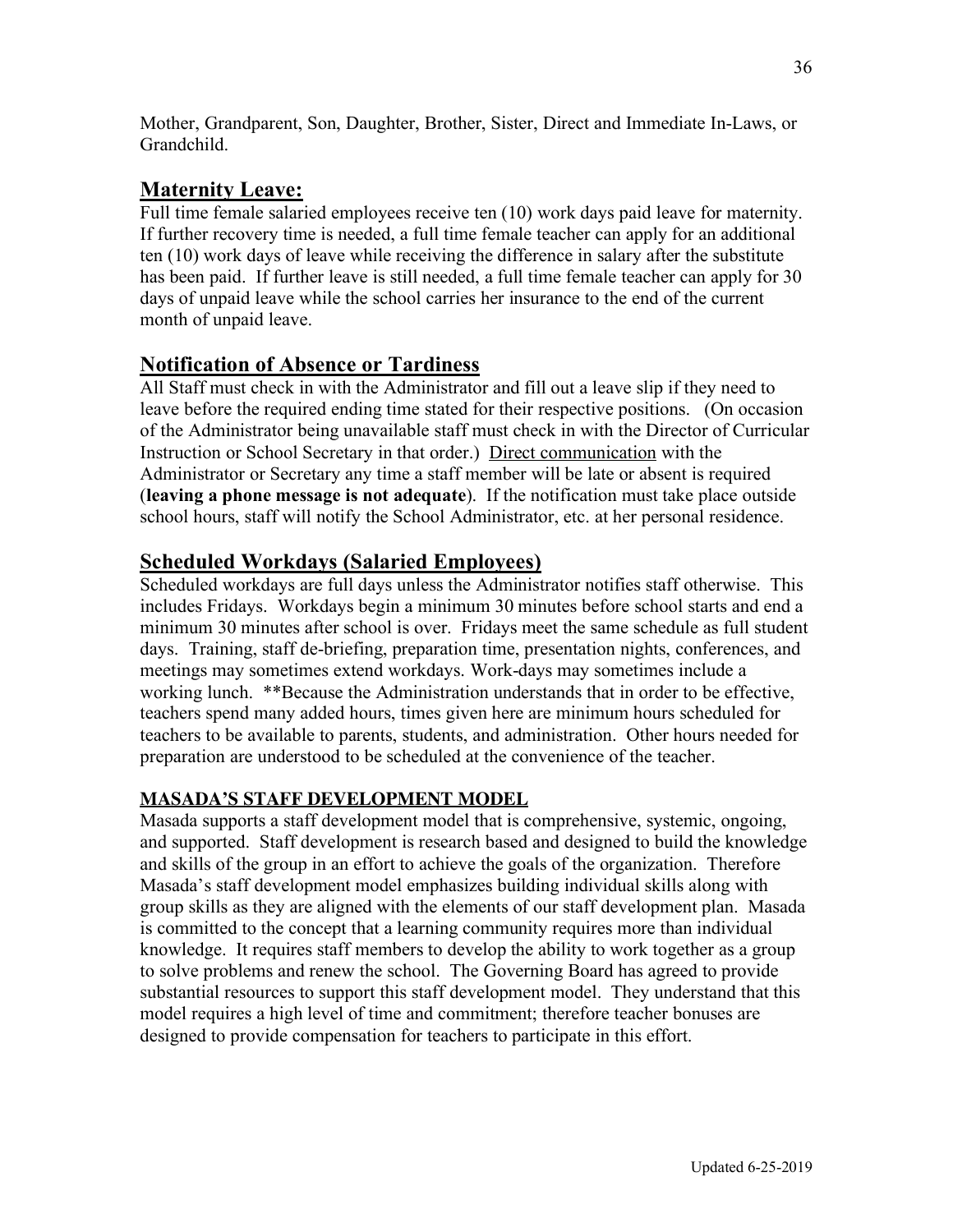Mother, Grandparent, Son, Daughter, Brother, Sister, Direct and Immediate In-Laws, or Grandchild.

## Maternity Leave:

Full time female salaried employees receive ten (10) work days paid leave for maternity. If further recovery time is needed, a full time female teacher can apply for an additional ten (10) work days of leave while receiving the difference in salary after the substitute has been paid. If further leave is still needed, a full time female teacher can apply for 30 days of unpaid leave while the school carries her insurance to the end of the current month of unpaid leave.

## Notification of Absence or Tardiness

All Staff must check in with the Administrator and fill out a leave slip if they need to leave before the required ending time stated for their respective positions. (On occasion of the Administrator being unavailable staff must check in with the Director of Curricular Instruction or School Secretary in that order.) Direct communication with the Administrator or Secretary any time a staff member will be late or absent is required (**leaving a phone message is not adequate**). If the notification must take place outside school hours, staff will notify the School Administrator, etc. at her personal residence.

## Scheduled Workdays (Salaried Employees)

Scheduled workdays are full days unless the Administrator notifies staff otherwise. This includes Fridays. Workdays begin a minimum 30 minutes before school starts and end a minimum 30 minutes after school is over. Fridays meet the same schedule as full student days. Training, staff de-briefing, preparation time, presentation nights, conferences, and meetings may sometimes extend workdays. Work-days may sometimes include a working lunch. **Because the Administration understands that in order to be effective, teachers spend many added hours, times given here are minimum hours scheduled for teachers to be available to parents, students, and administration. Other hours needed for preparation are understood to be scheduled at the convenience of the teacher.

### MASADA'S STAFF DEVELOPMENT MODEL

Masada supports a staff development model that is comprehensive, systemic, ongoing, and supported. Staff development is research based and designed to build the knowledge and skills of the group in an effort to achieve the goals of the organization. Therefore Masada's staff development model emphasizes building individual skills along with group skills as they are aligned with the elements of our staff development plan. Masada is committed to the concept that a learning community requires more than individual knowledge. It requires staff members to develop the ability to work together as a group to solve problems and renew the school. The Governing Board has agreed to provide substantial resources to support this staff development model. They understand that this model requires a high level of time and commitment; therefore teacher bonuses are designed to provide compensation for teachers to participate in this effort.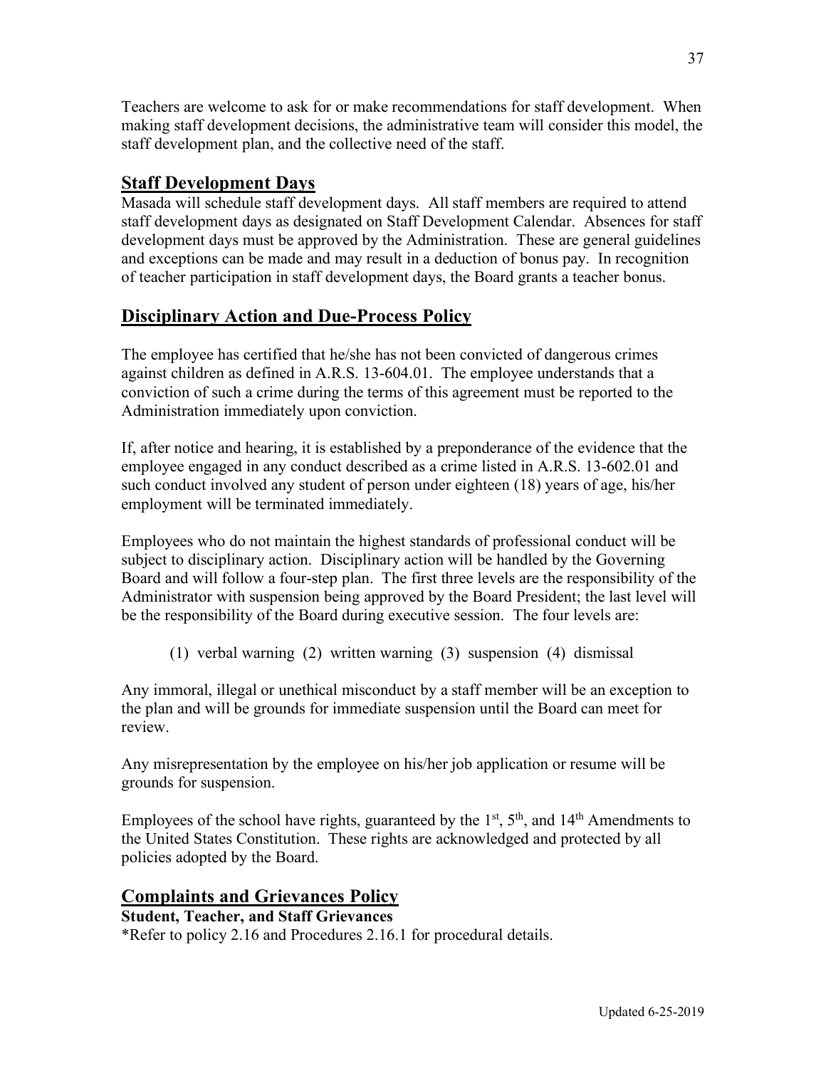Teachers are welcome to ask for or make recommendations for staff development. When making staff development decisions, the administrative team will consider this model, the staff development plan, and the collective need of the staff.

## Staff Development Days

Masada will schedule staff development days. All staff members are required to attend staff development days as designated on Staff Development Calendar. Absences for staff development days must be approved by the Administration. These are general guidelines and exceptions can be made and may result in a deduction of bonus pay. In recognition of teacher participation in staff development days, the Board grants a teacher bonus.

## Disciplinary Action and Due-Process Policy

The employee has certified that he/she has not been convicted of dangerous crimes against children as defined in A.R.S. 13-604.01. The employee understands that a conviction of such a crime during the terms of this agreement must be reported to the Administration immediately upon conviction.

If, after notice and hearing, it is established by a preponderance of the evidence that the employee engaged in any conduct described as a crime listed in A.R.S. 13-602.01 and such conduct involved any student of person under eighteen (18) years of age, his/her employment will be terminated immediately.

Employees who do not maintain the highest standards of professional conduct will be subject to disciplinary action. Disciplinary action will be handled by the Governing Board and will follow a four-step plan. The first three levels are the responsibility of the Administrator with suspension being approved by the Board President; the last level will be the responsibility of the Board during executive session. The four levels are:

(1) verbal warning (2) written warning (3) suspension (4) dismissal

Any immoral, illegal or unethical misconduct by a staff member will be an exception to the plan and will be grounds for immediate suspension until the Board can meet for review.

Any misrepresentation by the employee on his/her job application or resume will be grounds for suspension.

Employees of the school have rights, guaranteed by the 1st, 5th, and 14th Amendments to the United States Constitution. These rights are acknowledged and protected by all policies adopted by the Board.

## Complaints and Grievances Policy

**Student, Teacher, and Staff Grievances**

*Refer to policy 2.16 and Procedures 2.16.1 for procedural details.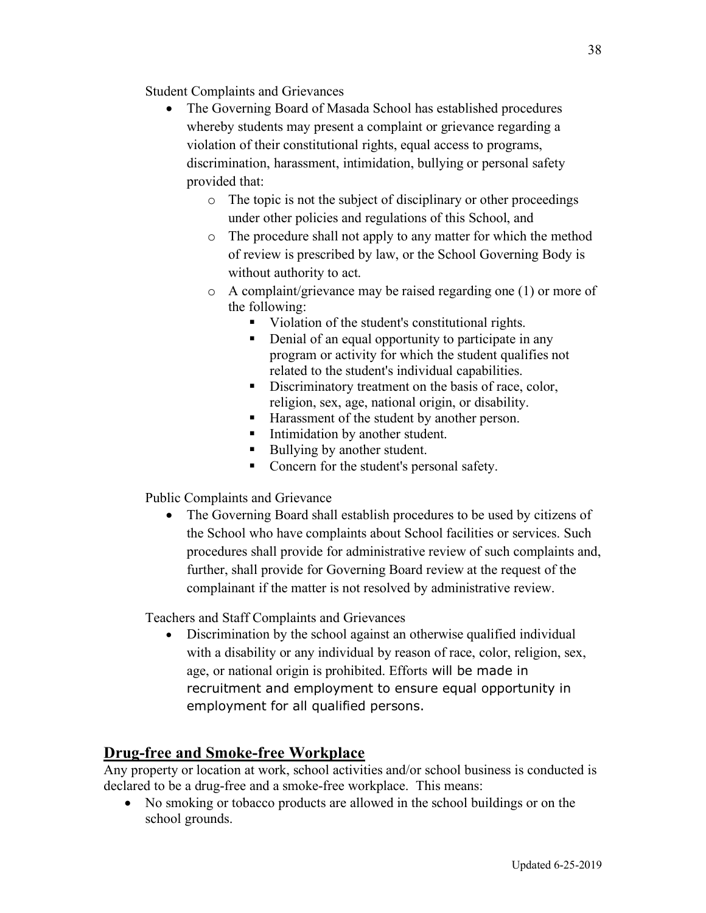Student Complaints and Grievances

- The Governing Board of Masada School has established procedures whereby students may present a complaint or grievance regarding a violation of their constitutional rights, equal access to programs, discrimination, harassment, intimidation, bullying or personal safety provided that:
    - The topic is not the subject of disciplinary or other proceedings under other policies and regulations of this School, and
    - The procedure shall not apply to any matter for which the method of review is prescribed by law, or the School Governing Body is without authority to act.
    - A complaint/grievance may be raised regarding one (1) or more of the following:
        - Violation of the student's constitutional rights.
        - Denial of an equal opportunity to participate in any program or activity for which the student qualifies not related to the student's individual capabilities.
        - Discriminatory treatment on the basis of race, color, religion, sex, age, national origin, or disability.
        - Harassment of the student by another person.
        - Intimidation by another student.
        - Bullying by another student.
        - Concern for the student's personal safety.

Public Complaints and Grievance

- The Governing Board shall establish procedures to be used by citizens of the School who have complaints about School facilities or services. Such procedures shall provide for administrative review of such complaints and, further, shall provide for Governing Board review at the request of the complainant if the matter is not resolved by administrative review.

Teachers and Staff Complaints and Grievances

- Discrimination by the school against an otherwise qualified individual with a disability or any individual by reason of race, color, religion, sex, age, or national origin is prohibited. Efforts will be made in recruitment and employment to ensure equal opportunity in employment for all qualified persons.

## Drug-free and Smoke-free Workplace

Any property or location at work, school activities and/or school business is conducted is declared to be a drug-free and a smoke-free workplace. This means:

- No smoking or tobacco products are allowed in the school buildings or on the school grounds.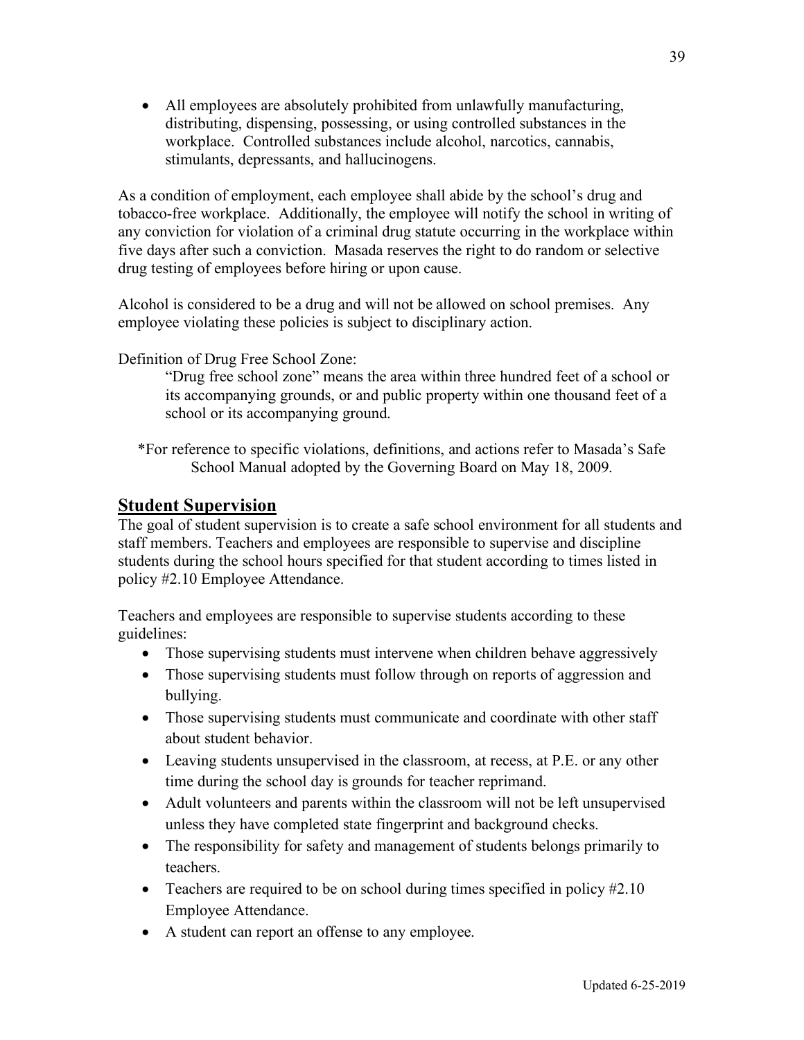- All employees are absolutely prohibited from unlawfully manufacturing, distributing, dispensing, possessing, or using controlled substances in the workplace. Controlled substances include alcohol, narcotics, cannabis, stimulants, depressants, and hallucinogens.

As a condition of employment, each employee shall abide by the school's drug and tobacco-free workplace. Additionally, the employee will notify the school in writing of any conviction for violation of a criminal drug statute occurring in the workplace within five days after such a conviction. Masada reserves the right to do random or selective drug testing of employees before hiring or upon cause.

Alcohol is considered to be a drug and will not be allowed on school premises. Any employee violating these policies is subject to disciplinary action.

Definition of Drug Free School Zone:

> "Drug free school zone" means the area within three hundred feet of a school or its accompanying grounds, or and public property within one thousand feet of a school or its accompanying ground.

*For reference to specific violations, definitions, and actions refer to Masada's Safe School Manual adopted by the Governing Board on May 18, 2009.

## Student Supervision

The goal of student supervision is to create a safe school environment for all students and staff members. Teachers and employees are responsible to supervise and discipline students during the school hours specified for that student according to times listed in policy #2.10 Employee Attendance.

Teachers and employees are responsible to supervise students according to these guidelines:

- Those supervising students must intervene when children behave aggressively
- Those supervising students must follow through on reports of aggression and bullying.
- Those supervising students must communicate and coordinate with other staff about student behavior.
- Leaving students unsupervised in the classroom, at recess, at P.E. or any other time during the school day is grounds for teacher reprimand.
- Adult volunteers and parents within the classroom will not be left unsupervised unless they have completed state fingerprint and background checks.
- The responsibility for safety and management of students belongs primarily to teachers.
- Teachers are required to be on school during times specified in policy #2.10 Employee Attendance.
- A student can report an offense to any employee.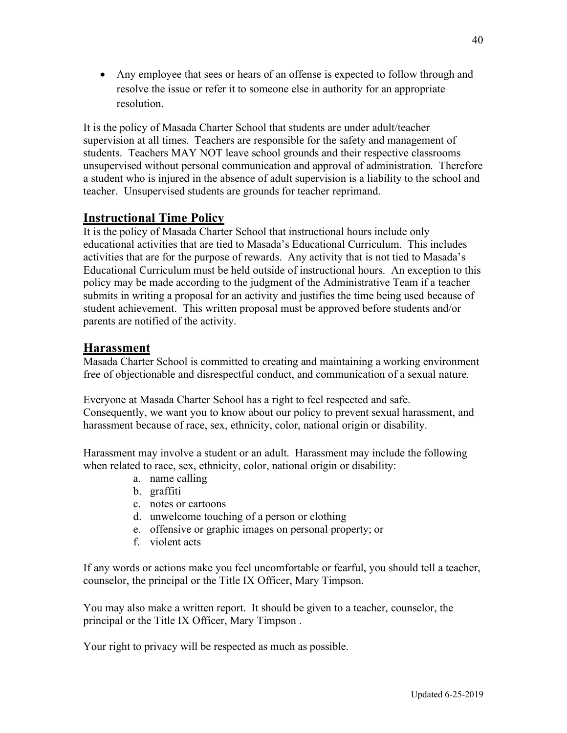- Any employee that sees or hears of an offense is expected to follow through and resolve the issue or refer it to someone else in authority for an appropriate resolution.

It is the policy of Masada Charter School that students are under adult/teacher supervision at all times. Teachers are responsible for the safety and management of students. Teachers MAY NOT leave school grounds and their respective classrooms unsupervised without personal communication and approval of administration. Therefore a student who is injured in the absence of adult supervision is a liability to the school and teacher. Unsupervised students are grounds for teacher reprimand.

## Instructional Time Policy

It is the policy of Masada Charter School that instructional hours include only educational activities that are tied to Masada's Educational Curriculum. This includes activities that are for the purpose of rewards. Any activity that is not tied to Masada's Educational Curriculum must be held outside of instructional hours. An exception to this policy may be made according to the judgment of the Administrative Team if a teacher submits in writing a proposal for an activity and justifies the time being used because of student achievement. This written proposal must be approved before students and/or parents are notified of the activity.

## Harassment

Masada Charter School is committed to creating and maintaining a working environment free of objectionable and disrespectful conduct, and communication of a sexual nature.

Everyone at Masada Charter School has a right to feel respected and safe. Consequently, we want you to know about our policy to prevent sexual harassment, and harassment because of race, sex, ethnicity, color, national origin or disability.

Harassment may involve a student or an adult. Harassment may include the following when related to race, sex, ethnicity, color, national origin or disability:

a. name calling
b. graffiti
c. notes or cartoons
d. unwelcome touching of a person or clothing
e. offensive or graphic images on personal property; or
f. violent acts

If any words or actions make you feel uncomfortable or fearful, you should tell a teacher, counselor, the principal or the Title IX Officer, Mary Timpson.

You may also make a written report. It should be given to a teacher, counselor, the principal or the Title IX Officer, Mary Timpson .

Your right to privacy will be respected as much as possible.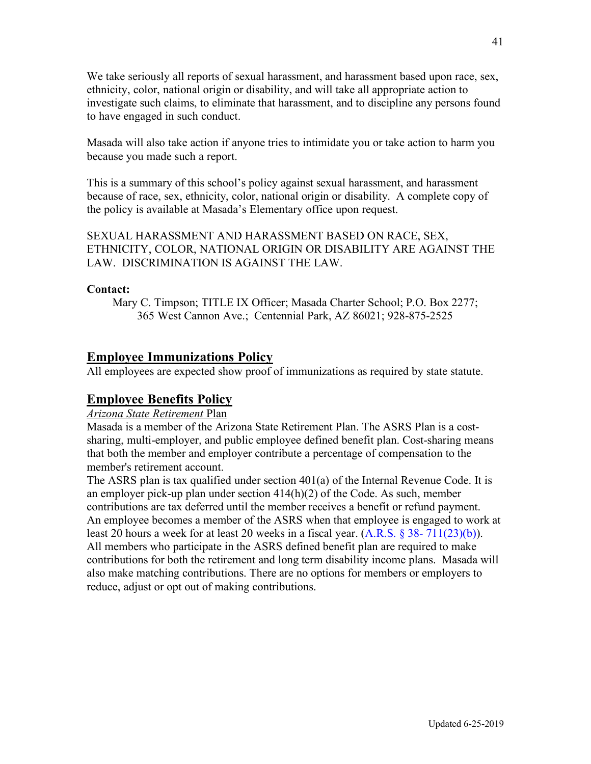We take seriously all reports of sexual harassment, and harassment based upon race, sex, ethnicity, color, national origin or disability, and will take all appropriate action to investigate such claims, to eliminate that harassment, and to discipline any persons found to have engaged in such conduct.

Masada will also take action if anyone tries to intimidate you or take action to harm you because you made such a report.

This is a summary of this school's policy against sexual harassment, and harassment because of race, sex, ethnicity, color, national origin or disability. A complete copy of the policy is available at Masada's Elementary office upon request.

SEXUAL HARASSMENT AND HARASSMENT BASED ON RACE, SEX, ETHNICITY, COLOR, NATIONAL ORIGIN OR DISABILITY ARE AGAINST THE LAW. DISCRIMINATION IS AGAINST THE LAW.

**Contact:**

Mary C. Timpson; TITLE IX Officer; Masada Charter School; P.O. Box 2277; 365 West Cannon Ave.; Centennial Park, AZ 86021; 928-875-2525

## Employee Immunizations Policy

All employees are expected show proof of immunizations as required by state statute.

## Employee Benefits Policy

*Arizona State Retirement* Plan

Masada is a member of the Arizona State Retirement Plan. The ASRS Plan is a cost-sharing, multi-employer, and public employee defined benefit plan. Cost-sharing means that both the member and employer contribute a percentage of compensation to the member's retirement account.

The ASRS plan is tax qualified under section 401(a) of the Internal Revenue Code. It is an employer pick-up plan under section 414(h)(2) of the Code. As such, member contributions are tax deferred until the member receives a benefit or refund payment. An employee becomes a member of the ASRS when that employee is engaged to work at least 20 hours a week for at least 20 weeks in a fiscal year. (A.R.S. § 38- 711(23)(b)). All members who participate in the ASRS defined benefit plan are required to make contributions for both the retirement and long term disability income plans. Masada will also make matching contributions. There are no options for members or employers to reduce, adjust or opt out of making contributions.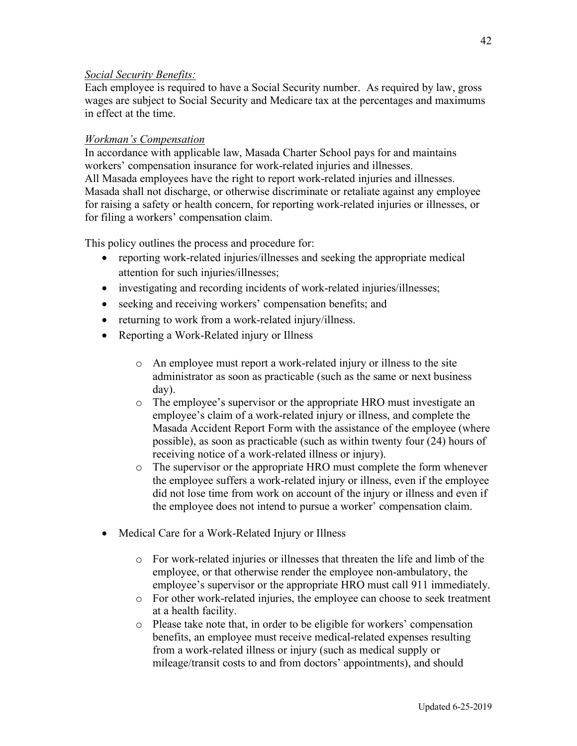*Social Security Benefits:*

Each employee is required to have a Social Security number. As required by law, gross wages are subject to Social Security and Medicare tax at the percentages and maximums in effect at the time.

*Workman's Compensation*

In accordance with applicable law, Masada Charter School pays for and maintains workers' compensation insurance for work-related injuries and illnesses.
All Masada employees have the right to report work-related injuries and illnesses. Masada shall not discharge, or otherwise discriminate or retaliate against any employee for raising a safety or health concern, for reporting work-related injuries or illnesses, or for filing a workers' compensation claim.

This policy outlines the process and procedure for:

- reporting work-related injuries/illnesses and seeking the appropriate medical attention for such injuries/illnesses;
- investigating and recording incidents of work-related injuries/illnesses;
- seeking and receiving workers' compensation benefits; and
- returning to work from a work-related injury/illness.
- Reporting a Work-Related injury or Illness
  - An employee must report a work-related injury or illness to the site administrator as soon as practicable (such as the same or next business day).
  - The employee's supervisor or the appropriate HRO must investigate an employee's claim of a work-related injury or illness, and complete the Masada Accident Report Form with the assistance of the employee (where possible), as soon as practicable (such as within twenty four (24) hours of receiving notice of a work-related illness or injury).
  - The supervisor or the appropriate HRO must complete the form whenever the employee suffers a work-related injury or illness, even if the employee did not lose time from work on account of the injury or illness and even if the employee does not intend to pursue a worker' compensation claim.
- Medical Care for a Work-Related Injury or Illness
  - For work-related injuries or illnesses that threaten the life and limb of the employee, or that otherwise render the employee non-ambulatory, the employee's supervisor or the appropriate HRO must call 911 immediately.
  - For other work-related injuries, the employee can choose to seek treatment at a health facility.
  - Please take note that, in order to be eligible for workers' compensation benefits, an employee must receive medical-related expenses resulting from a work-related illness or injury (such as medical supply or mileage/transit costs to and from doctors' appointments), and should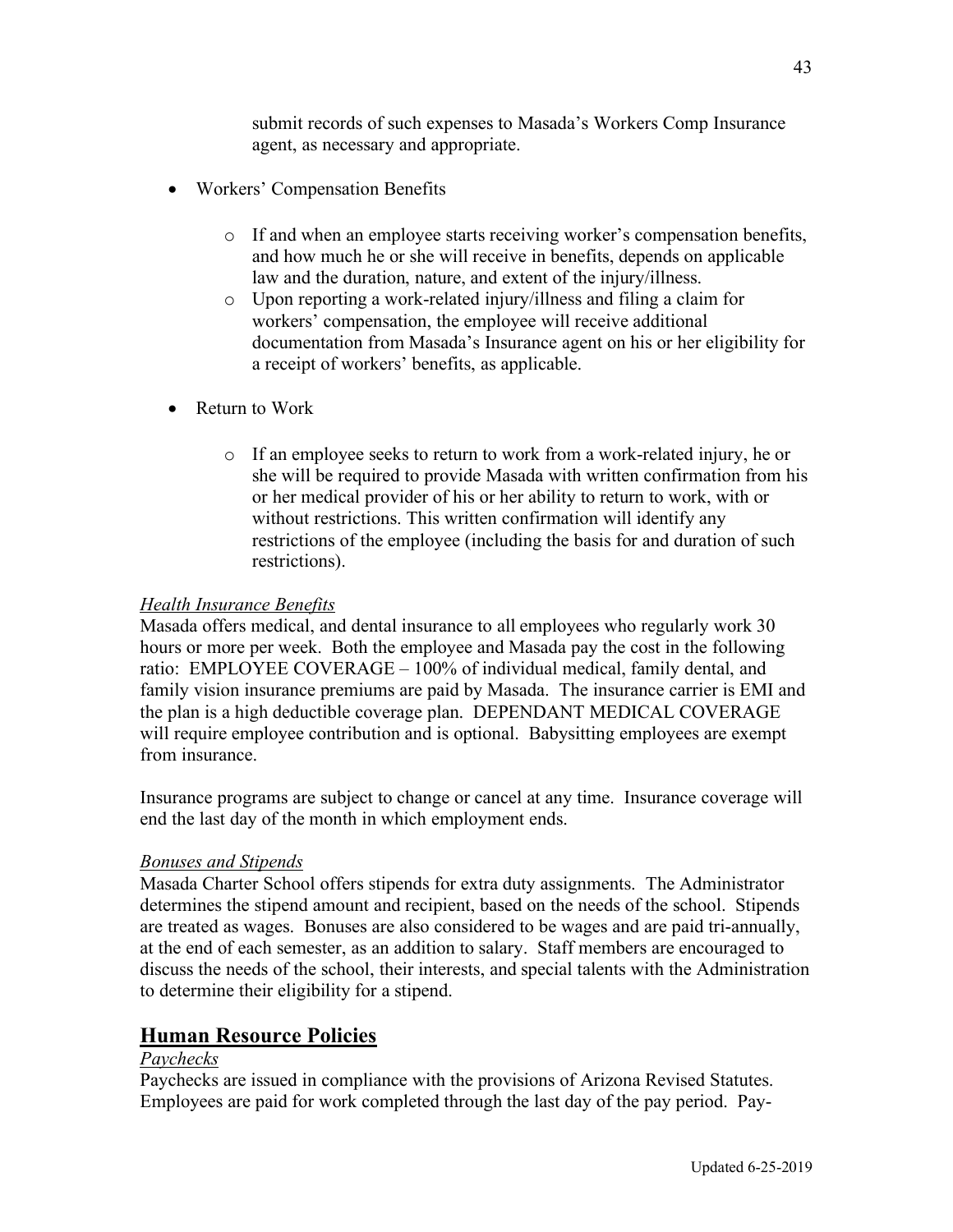submit records of such expenses to Masada's Workers Comp Insurance agent, as necessary and appropriate.

- Workers' Compensation Benefits
  - If and when an employee starts receiving worker's compensation benefits, and how much he or she will receive in benefits, depends on applicable law and the duration, nature, and extent of the injury/illness.
  - Upon reporting a work-related injury/illness and filing a claim for workers' compensation, the employee will receive additional documentation from Masada's Insurance agent on his or her eligibility for a receipt of workers' benefits, as applicable.

- Return to Work
  - If an employee seeks to return to work from a work-related injury, he or she will be required to provide Masada with written confirmation from his or her medical provider of his or her ability to return to work, with or without restrictions. This written confirmation will identify any restrictions of the employee (including the basis for and duration of such restrictions).

*Health Insurance Benefits*

Masada offers medical, and dental insurance to all employees who regularly work 30 hours or more per week. Both the employee and Masada pay the cost in the following ratio: EMPLOYEE COVERAGE – 100% of individual medical, family dental, and family vision insurance premiums are paid by Masada. The insurance carrier is EMI and the plan is a high deductible coverage plan. DEPENDANT MEDICAL COVERAGE will require employee contribution and is optional. Babysitting employees are exempt from insurance.

Insurance programs are subject to change or cancel at any time. Insurance coverage will end the last day of the month in which employment ends.

*Bonuses and Stipends*

Masada Charter School offers stipends for extra duty assignments. The Administrator determines the stipend amount and recipient, based on the needs of the school. Stipends are treated as wages. Bonuses are also considered to be wages and are paid tri-annually, at the end of each semester, as an addition to salary. Staff members are encouraged to discuss the needs of the school, their interests, and special talents with the Administration to determine their eligibility for a stipend.

## Human Resource Policies

*Paychecks*

Paychecks are issued in compliance with the provisions of Arizona Revised Statutes. Employees are paid for work completed through the last day of the pay period. Pay-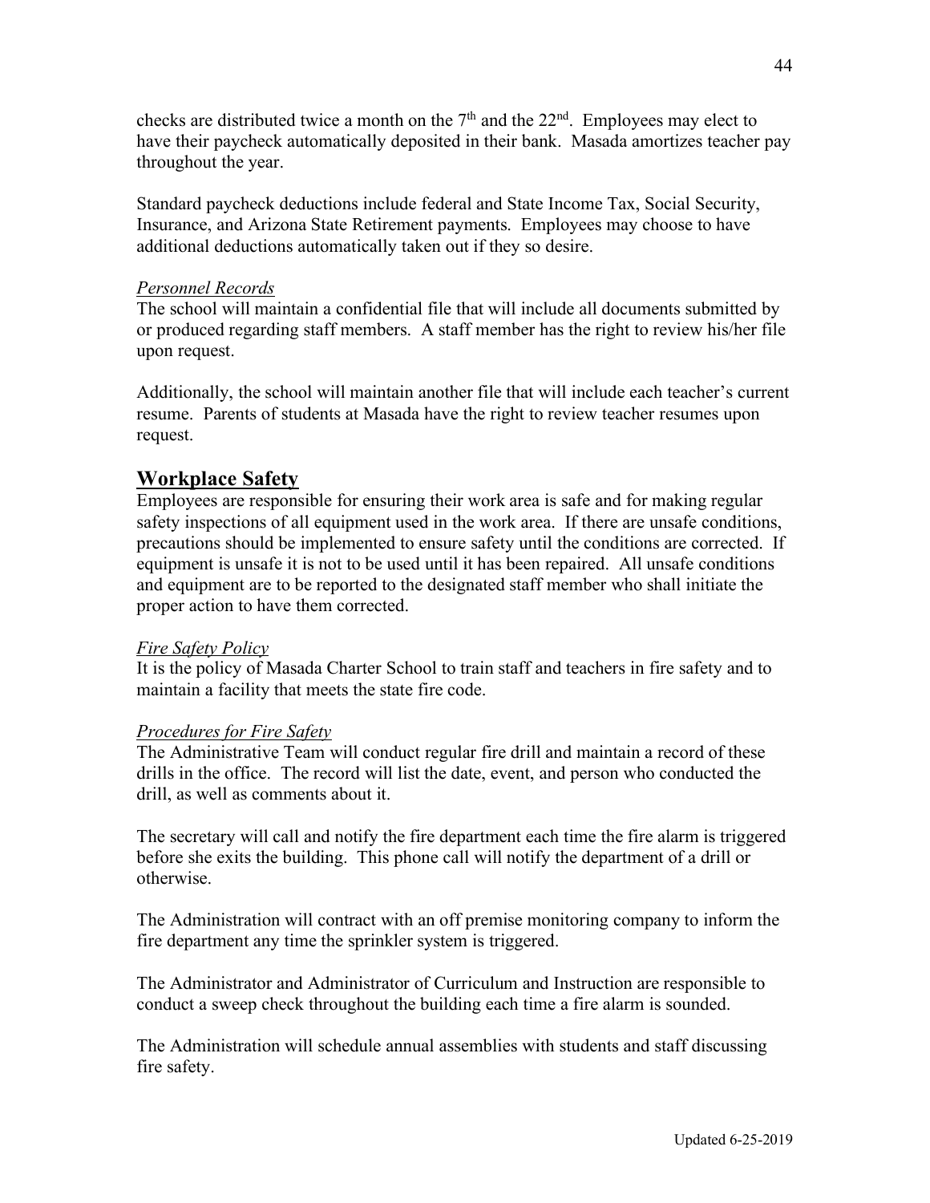checks are distributed twice a month on the 7th and the 22nd. Employees may elect to have their paycheck automatically deposited in their bank. Masada amortizes teacher pay throughout the year.

Standard paycheck deductions include federal and State Income Tax, Social Security, Insurance, and Arizona State Retirement payments. Employees may choose to have additional deductions automatically taken out if they so desire.

*Personnel Records*

The school will maintain a confidential file that will include all documents submitted by or produced regarding staff members. A staff member has the right to review his/her file upon request.

Additionally, the school will maintain another file that will include each teacher's current resume. Parents of students at Masada have the right to review teacher resumes upon request.

## Workplace Safety

Employees are responsible for ensuring their work area is safe and for making regular safety inspections of all equipment used in the work area. If there are unsafe conditions, precautions should be implemented to ensure safety until the conditions are corrected. If equipment is unsafe it is not to be used until it has been repaired. All unsafe conditions and equipment are to be reported to the designated staff member who shall initiate the proper action to have them corrected.

*Fire Safety Policy*

It is the policy of Masada Charter School to train staff and teachers in fire safety and to maintain a facility that meets the state fire code.

*Procedures for Fire Safety*

The Administrative Team will conduct regular fire drill and maintain a record of these drills in the office. The record will list the date, event, and person who conducted the drill, as well as comments about it.

The secretary will call and notify the fire department each time the fire alarm is triggered before she exits the building. This phone call will notify the department of a drill or otherwise.

The Administration will contract with an off premise monitoring company to inform the fire department any time the sprinkler system is triggered.

The Administrator and Administrator of Curriculum and Instruction are responsible to conduct a sweep check throughout the building each time a fire alarm is sounded.

The Administration will schedule annual assemblies with students and staff discussing fire safety.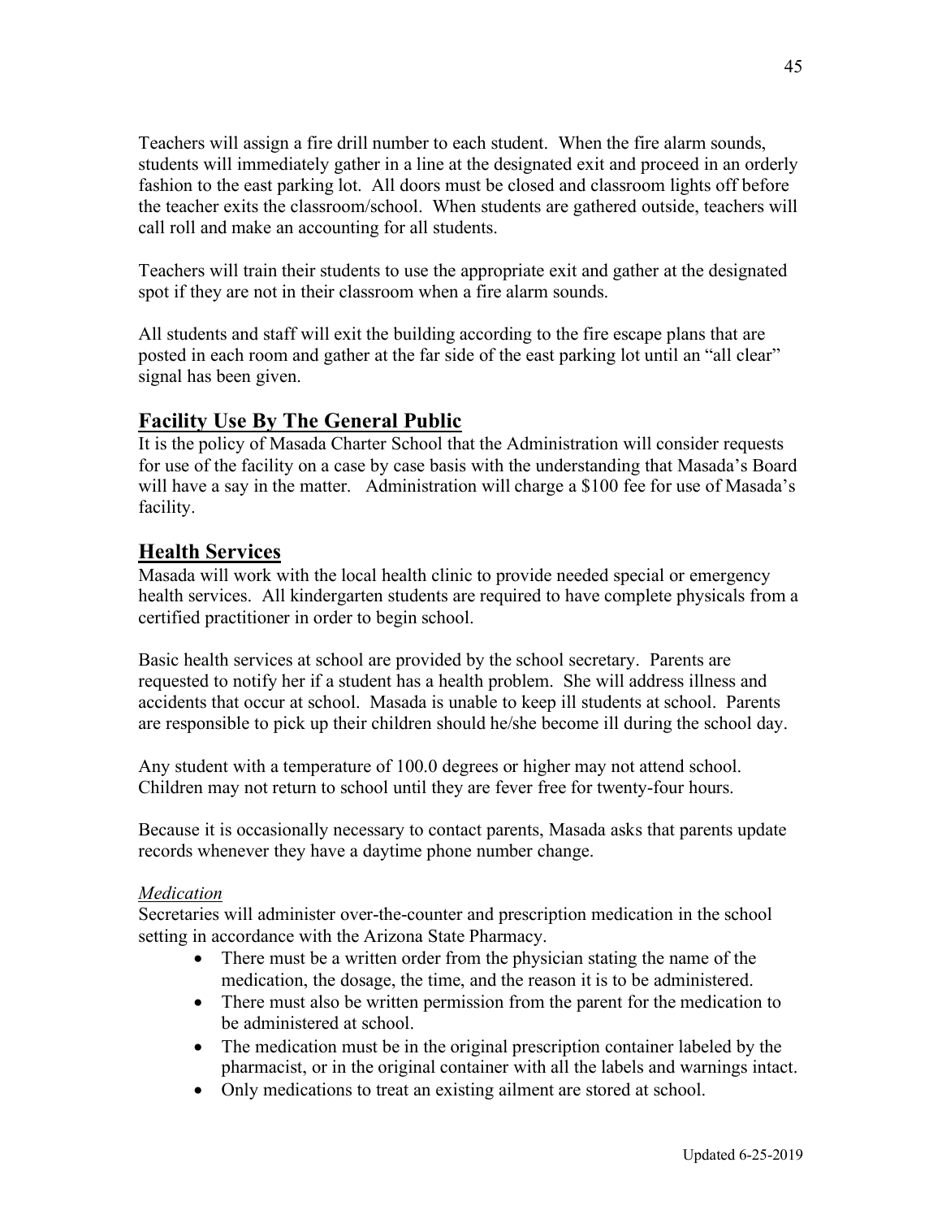Teachers will assign a fire drill number to each student. When the fire alarm sounds, students will immediately gather in a line at the designated exit and proceed in an orderly fashion to the east parking lot. All doors must be closed and classroom lights off before the teacher exits the classroom/school. When students are gathered outside, teachers will call roll and make an accounting for all students.

Teachers will train their students to use the appropriate exit and gather at the designated spot if they are not in their classroom when a fire alarm sounds.

All students and staff will exit the building according to the fire escape plans that are posted in each room and gather at the far side of the east parking lot until an "all clear" signal has been given.

## Facility Use By The General Public

It is the policy of Masada Charter School that the Administration will consider requests for use of the facility on a case by case basis with the understanding that Masada's Board will have a say in the matter. Administration will charge a $100 fee for use of Masada's facility.

## Health Services

Masada will work with the local health clinic to provide needed special or emergency health services. All kindergarten students are required to have complete physicals from a certified practitioner in order to begin school.

Basic health services at school are provided by the school secretary. Parents are requested to notify her if a student has a health problem. She will address illness and accidents that occur at school. Masada is unable to keep ill students at school. Parents are responsible to pick up their children should he/she become ill during the school day.

Any student with a temperature of 100.0 degrees or higher may not attend school. Children may not return to school until they are fever free for twenty-four hours.

Because it is occasionally necessary to contact parents, Masada asks that parents update records whenever they have a daytime phone number change.

*Medication*

Secretaries will administer over-the-counter and prescription medication in the school setting in accordance with the Arizona State Pharmacy.

- There must be a written order from the physician stating the name of the medication, the dosage, the time, and the reason it is to be administered.
- There must also be written permission from the parent for the medication to be administered at school.
- The medication must be in the original prescription container labeled by the pharmacist, or in the original container with all the labels and warnings intact.
- Only medications to treat an existing ailment are stored at school.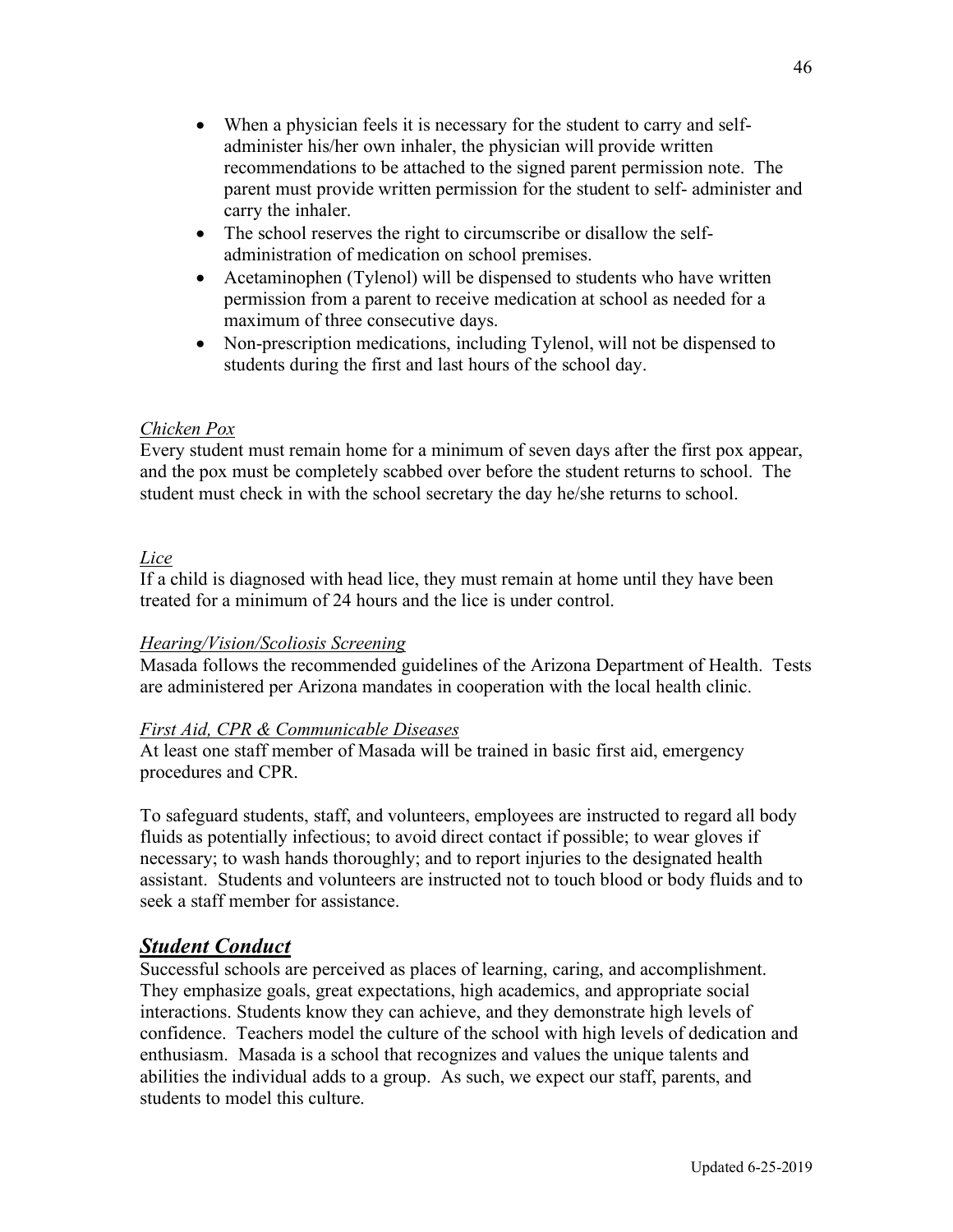- When a physician feels it is necessary for the student to carry and self-administer his/her own inhaler, the physician will provide written recommendations to be attached to the signed parent permission note. The parent must provide written permission for the student to self- administer and carry the inhaler.
- The school reserves the right to circumscribe or disallow the self-administration of medication on school premises.
- Acetaminophen (Tylenol) will be dispensed to students who have written permission from a parent to receive medication at school as needed for a maximum of three consecutive days.
- Non-prescription medications, including Tylenol, will not be dispensed to students during the first and last hours of the school day.

*Chicken Pox*

Every student must remain home for a minimum of seven days after the first pox appear, and the pox must be completely scabbed over before the student returns to school. The student must check in with the school secretary the day he/she returns to school.

*Lice*

If a child is diagnosed with head lice, they must remain at home until they have been treated for a minimum of 24 hours and the lice is under control.

*Hearing/Vision/Scoliosis Screening*

Masada follows the recommended guidelines of the Arizona Department of Health. Tests are administered per Arizona mandates in cooperation with the local health clinic.

*First Aid, CPR & Communicable Diseases*

At least one staff member of Masada will be trained in basic first aid, emergency procedures and CPR.

To safeguard students, staff, and volunteers, employees are instructed to regard all body fluids as potentially infectious; to avoid direct contact if possible; to wear gloves if necessary; to wash hands thoroughly; and to report injuries to the designated health assistant. Students and volunteers are instructed not to touch blood or body fluids and to seek a staff member for assistance.

## ***Student Conduct***

Successful schools are perceived as places of learning, caring, and accomplishment. They emphasize goals, great expectations, high academics, and appropriate social interactions. Students know they can achieve, and they demonstrate high levels of confidence. Teachers model the culture of the school with high levels of dedication and enthusiasm. Masada is a school that recognizes and values the unique talents and abilities the individual adds to a group. As such, we expect our staff, parents, and students to model this culture.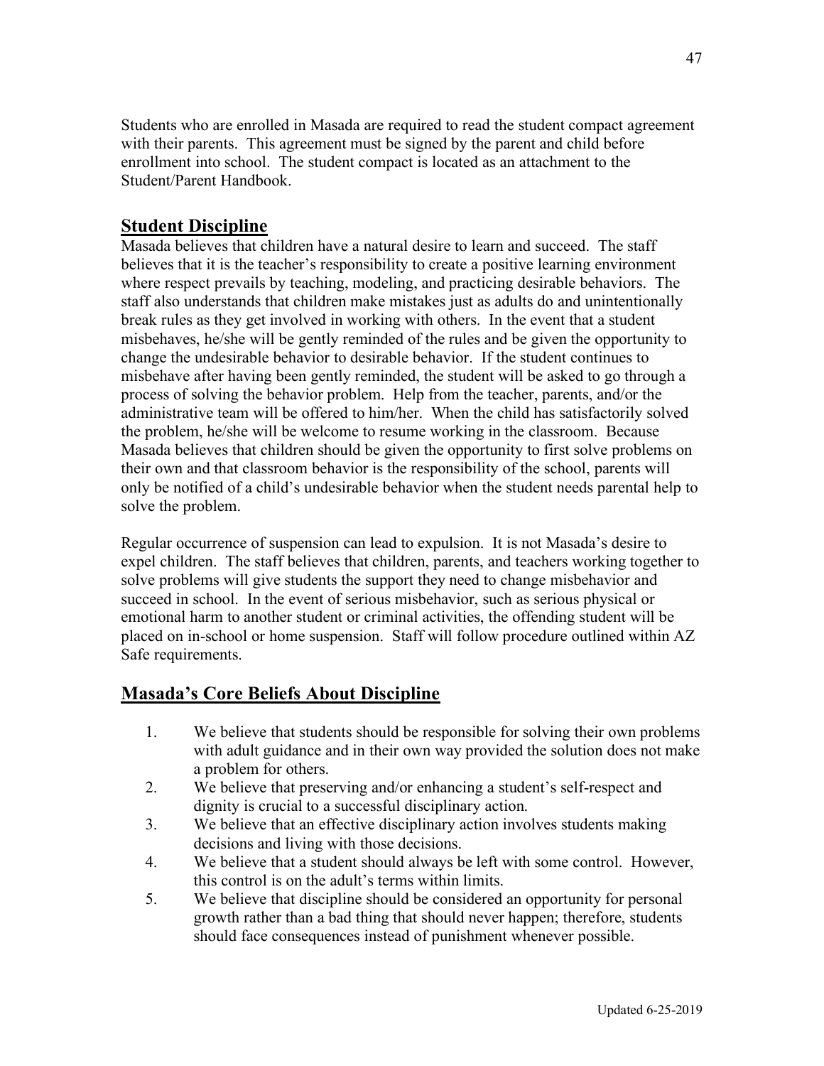Students who are enrolled in Masada are required to read the student compact agreement with their parents. This agreement must be signed by the parent and child before enrollment into school. The student compact is located as an attachment to the Student/Parent Handbook.

## Student Discipline

Masada believes that children have a natural desire to learn and succeed. The staff believes that it is the teacher's responsibility to create a positive learning environment where respect prevails by teaching, modeling, and practicing desirable behaviors. The staff also understands that children make mistakes just as adults do and unintentionally break rules as they get involved in working with others. In the event that a student misbehaves, he/she will be gently reminded of the rules and be given the opportunity to change the undesirable behavior to desirable behavior. If the student continues to misbehave after having been gently reminded, the student will be asked to go through a process of solving the behavior problem. Help from the teacher, parents, and/or the administrative team will be offered to him/her. When the child has satisfactorily solved the problem, he/she will be welcome to resume working in the classroom. Because Masada believes that children should be given the opportunity to first solve problems on their own and that classroom behavior is the responsibility of the school, parents will only be notified of a child's undesirable behavior when the student needs parental help to solve the problem.

Regular occurrence of suspension can lead to expulsion. It is not Masada's desire to expel children. The staff believes that children, parents, and teachers working together to solve problems will give students the support they need to change misbehavior and succeed in school. In the event of serious misbehavior, such as serious physical or emotional harm to another student or criminal activities, the offending student will be placed on in-school or home suspension. Staff will follow procedure outlined within AZ Safe requirements.

## Masada's Core Beliefs About Discipline

1. We believe that students should be responsible for solving their own problems with adult guidance and in their own way provided the solution does not make a problem for others.
2. We believe that preserving and/or enhancing a student's self-respect and dignity is crucial to a successful disciplinary action.
3. We believe that an effective disciplinary action involves students making decisions and living with those decisions.
4. We believe that a student should always be left with some control. However, this control is on the adult's terms within limits.
5. We believe that discipline should be considered an opportunity for personal growth rather than a bad thing that should never happen; therefore, students should face consequences instead of punishment whenever possible.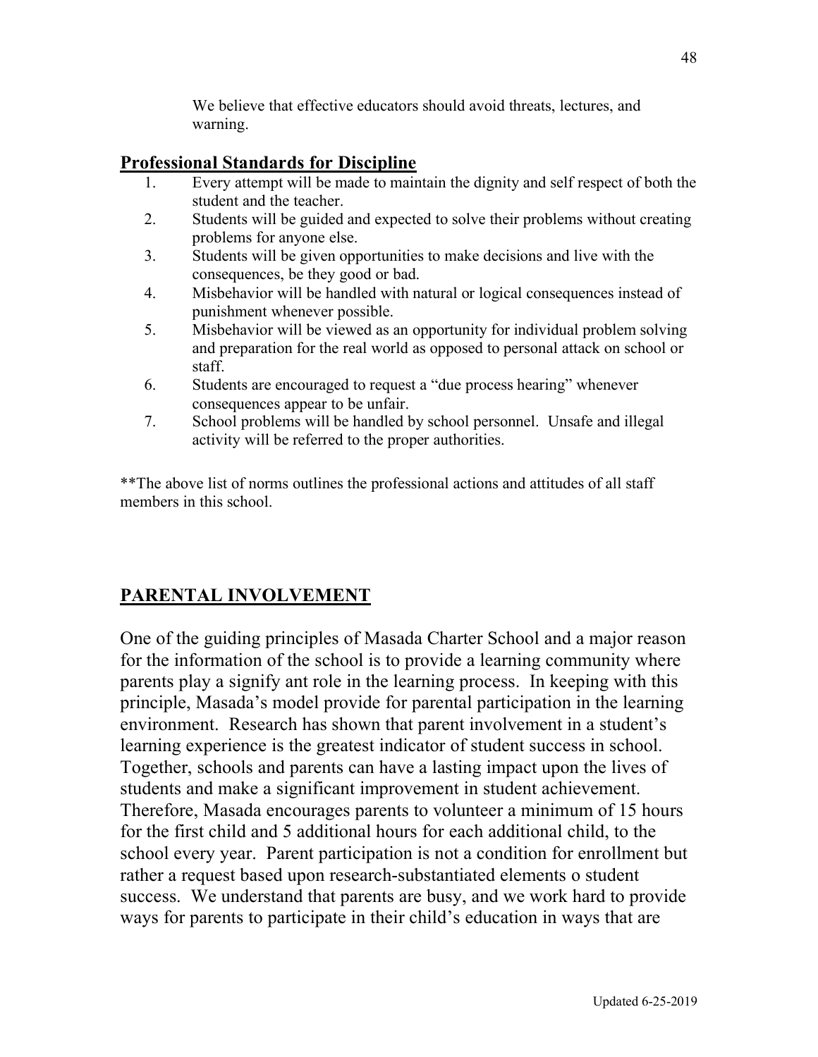We believe that effective educators should avoid threats, lectures, and warning.

## Professional Standards for Discipline

1. Every attempt will be made to maintain the dignity and self respect of both the student and the teacher.
2. Students will be guided and expected to solve their problems without creating problems for anyone else.
3. Students will be given opportunities to make decisions and live with the consequences, be they good or bad.
4. Misbehavior will be handled with natural or logical consequences instead of punishment whenever possible.
5. Misbehavior will be viewed as an opportunity for individual problem solving and preparation for the real world as opposed to personal attack on school or staff.
6. Students are encouraged to request a "due process hearing" whenever consequences appear to be unfair.
7. School problems will be handled by school personnel. Unsafe and illegal activity will be referred to the proper authorities.

**The above list of norms outlines the professional actions and attitudes of all staff members in this school.

## PARENTAL INVOLVEMENT

One of the guiding principles of Masada Charter School and a major reason for the information of the school is to provide a learning community where parents play a signify ant role in the learning process. In keeping with this principle, Masada's model provide for parental participation in the learning environment. Research has shown that parent involvement in a student's learning experience is the greatest indicator of student success in school. Together, schools and parents can have a lasting impact upon the lives of students and make a significant improvement in student achievement. Therefore, Masada encourages parents to volunteer a minimum of 15 hours for the first child and 5 additional hours for each additional child, to the school every year. Parent participation is not a condition for enrollment but rather a request based upon research-substantiated elements o student success. We understand that parents are busy, and we work hard to provide ways for parents to participate in their child's education in ways that are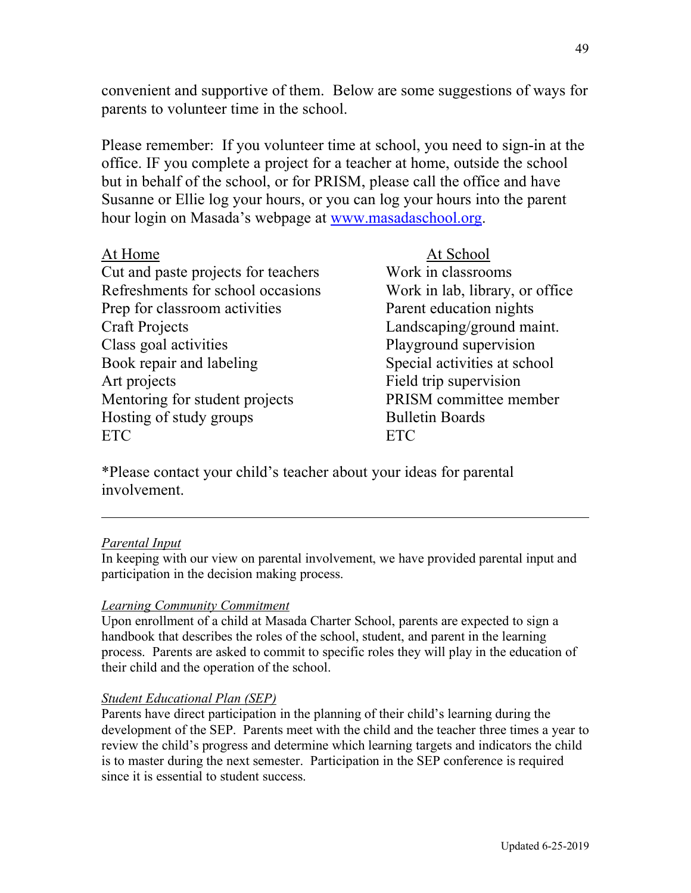convenient and supportive of them. Below are some suggestions of ways for parents to volunteer time in the school.

Please remember: If you volunteer time at school, you need to sign-in at the office. IF you complete a project for a teacher at home, outside the school but in behalf of the school, or for PRISM, please call the office and have Susanne or Ellie log your hours, or you can log your hours into the parent hour login on Masada's webpage at www.masadaschool.org.

| At Home | At School |
| --- | --- |
| Cut and paste projects for teachers | Work in classrooms |
| Refreshments for school occasions | Work in lab, library, or office |
| Prep for classroom activities | Parent education nights |
| Craft Projects | Landscaping/ground maint. |
| Class goal activities | Playground supervision |
| Book repair and labeling | Special activities at school |
| Art projects | Field trip supervision |
| Mentoring for student projects | PRISM committee member |
| Hosting of study groups | Bulletin Boards |
| ETC | ETC |

*Please contact your child's teacher about your ideas for parental involvement.

---

*Parental Input*

In keeping with our view on parental involvement, we have provided parental input and participation in the decision making process.

*Learning Community Commitment*

Upon enrollment of a child at Masada Charter School, parents are expected to sign a handbook that describes the roles of the school, student, and parent in the learning process. Parents are asked to commit to specific roles they will play in the education of their child and the operation of the school.

*Student Educational Plan (SEP)*

Parents have direct participation in the planning of their child's learning during the development of the SEP. Parents meet with the child and the teacher three times a year to review the child's progress and determine which learning targets and indicators the child is to master during the next semester. Participation in the SEP conference is required since it is essential to student success.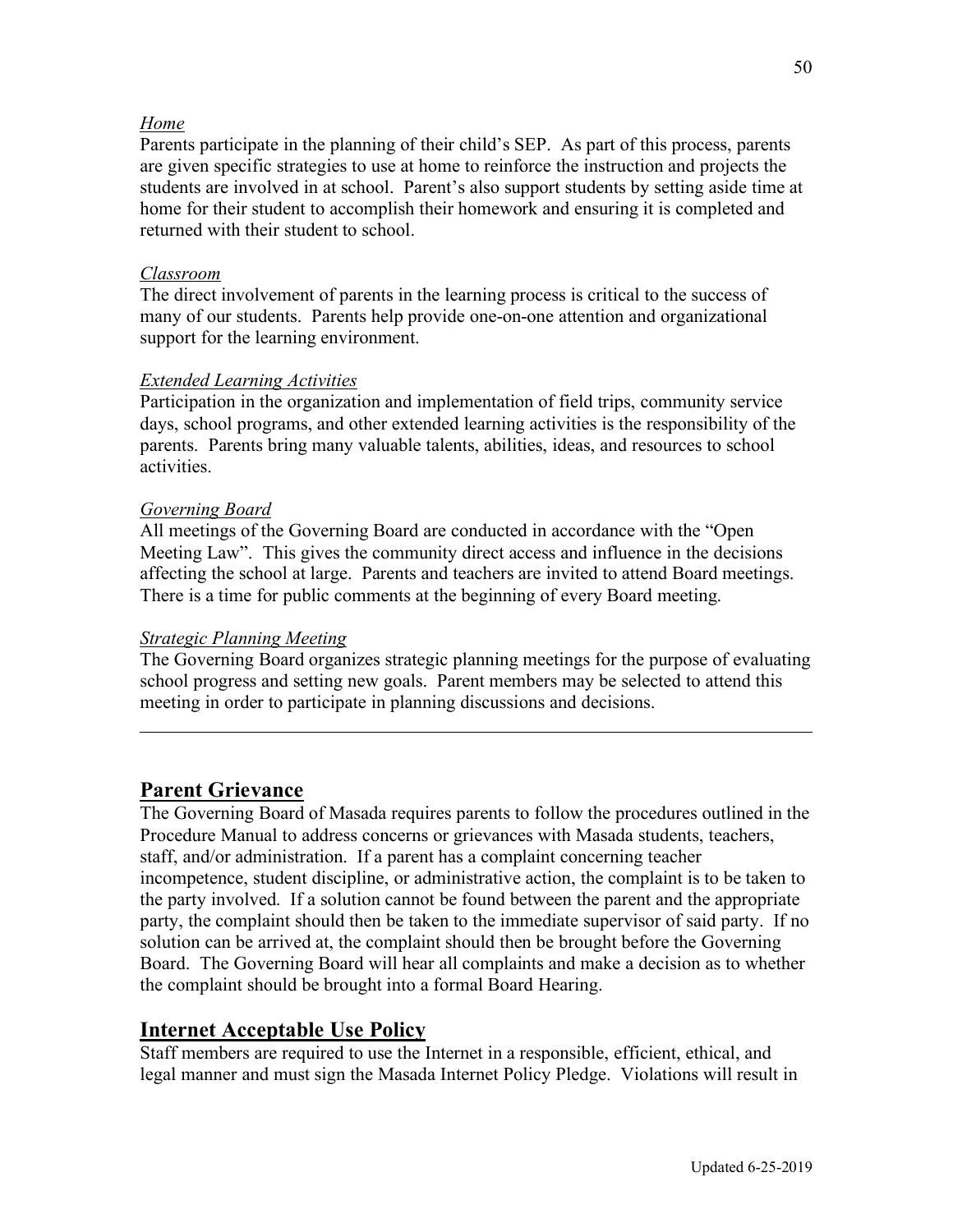*Home*

Parents participate in the planning of their child's SEP. As part of this process, parents are given specific strategies to use at home to reinforce the instruction and projects the students are involved in at school. Parent's also support students by setting aside time at home for their student to accomplish their homework and ensuring it is completed and returned with their student to school.

*Classroom*

The direct involvement of parents in the learning process is critical to the success of many of our students. Parents help provide one-on-one attention and organizational support for the learning environment.

*Extended Learning Activities*

Participation in the organization and implementation of field trips, community service days, school programs, and other extended learning activities is the responsibility of the parents. Parents bring many valuable talents, abilities, ideas, and resources to school activities.

*Governing Board*

All meetings of the Governing Board are conducted in accordance with the "Open Meeting Law". This gives the community direct access and influence in the decisions affecting the school at large. Parents and teachers are invited to attend Board meetings. There is a time for public comments at the beginning of every Board meeting.

*Strategic Planning Meeting*

The Governing Board organizes strategic planning meetings for the purpose of evaluating school progress and setting new goals. Parent members may be selected to attend this meeting in order to participate in planning discussions and decisions.

---

## Parent Grievance

The Governing Board of Masada requires parents to follow the procedures outlined in the Procedure Manual to address concerns or grievances with Masada students, teachers, staff, and/or administration. If a parent has a complaint concerning teacher incompetence, student discipline, or administrative action, the complaint is to be taken to the party involved. If a solution cannot be found between the parent and the appropriate party, the complaint should then be taken to the immediate supervisor of said party. If no solution can be arrived at, the complaint should then be brought before the Governing Board. The Governing Board will hear all complaints and make a decision as to whether the complaint should be brought into a formal Board Hearing.

## Internet Acceptable Use Policy

Staff members are required to use the Internet in a responsible, efficient, ethical, and legal manner and must sign the Masada Internet Policy Pledge. Violations will result in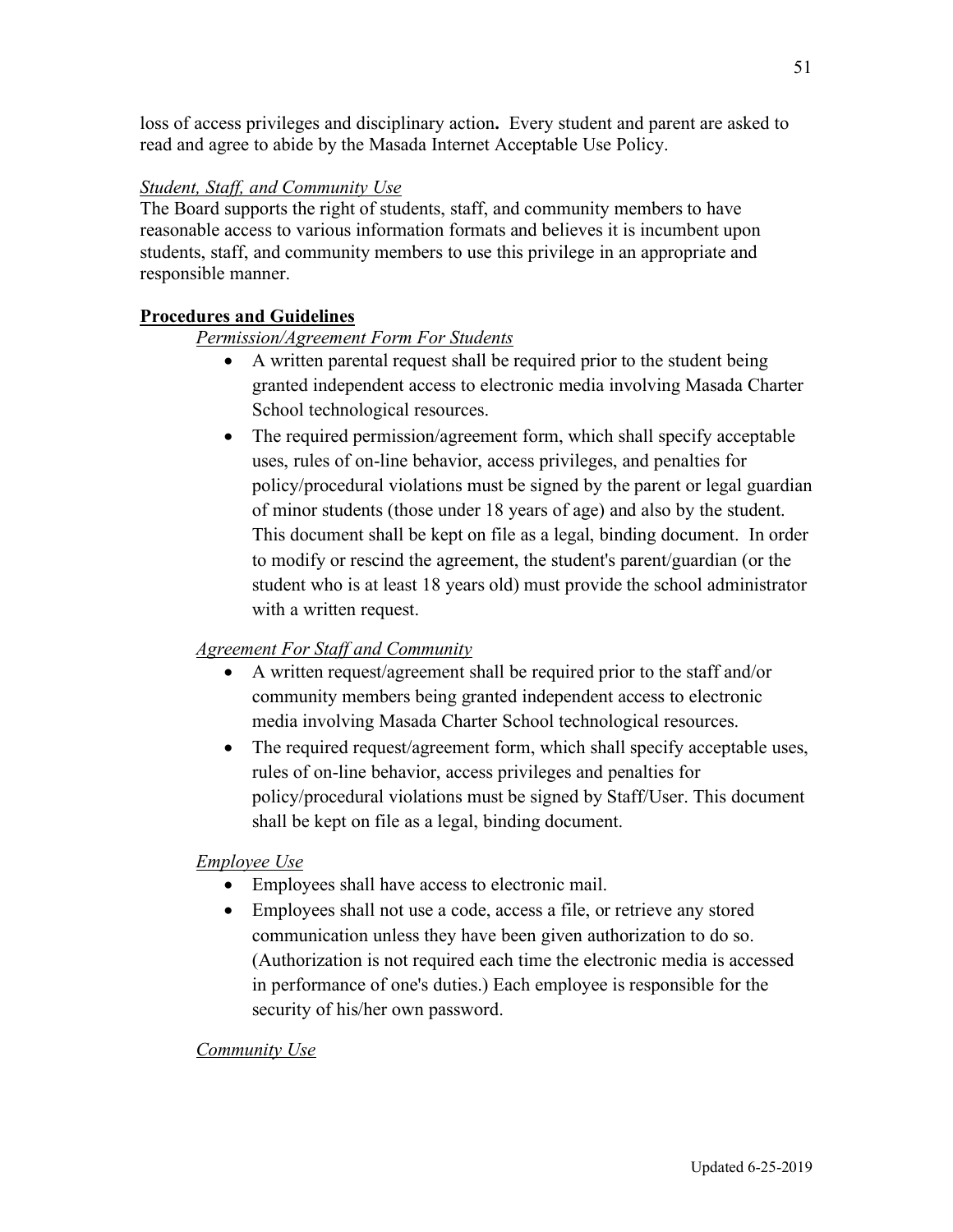loss of access privileges and disciplinary action**.** Every student and parent are asked to read and agree to abide by the Masada Internet Acceptable Use Policy.

*Student, Staff, and Community Use*
The Board supports the right of students, staff, and community members to have reasonable access to various information formats and believes it is incumbent upon students, staff, and community members to use this privilege in an appropriate and responsible manner.

**Procedures and Guidelines**

*Permission/Agreement Form For Students*

- A written parental request shall be required prior to the student being granted independent access to electronic media involving Masada Charter School technological resources.
- The required permission/agreement form, which shall specify acceptable uses, rules of on-line behavior, access privileges, and penalties for policy/procedural violations must be signed by the parent or legal guardian of minor students (those under 18 years of age) and also by the student. This document shall be kept on file as a legal, binding document. In order to modify or rescind the agreement, the student's parent/guardian (or the student who is at least 18 years old) must provide the school administrator with a written request.

*Agreement For Staff and Community*

- A written request/agreement shall be required prior to the staff and/or community members being granted independent access to electronic media involving Masada Charter School technological resources.
- The required request/agreement form, which shall specify acceptable uses, rules of on-line behavior, access privileges and penalties for policy/procedural violations must be signed by Staff/User. This document shall be kept on file as a legal, binding document.

*Employee Use*

- Employees shall have access to electronic mail.
- Employees shall not use a code, access a file, or retrieve any stored communication unless they have been given authorization to do so. (Authorization is not required each time the electronic media is accessed in performance of one's duties.) Each employee is responsible for the security of his/her own password.

*Community Use*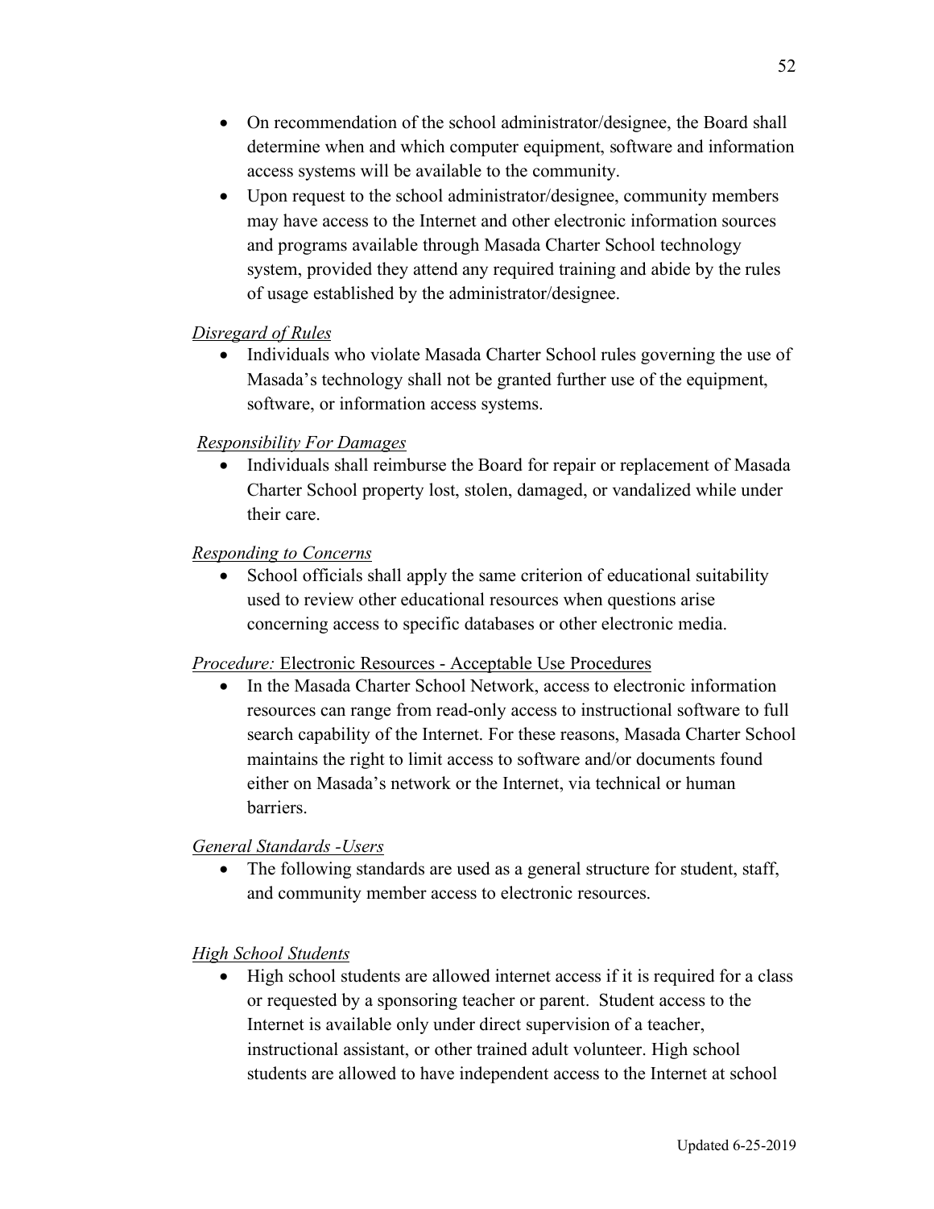- On recommendation of the school administrator/designee, the Board shall determine when and which computer equipment, software and information access systems will be available to the community.
- Upon request to the school administrator/designee, community members may have access to the Internet and other electronic information sources and programs available through Masada Charter School technology system, provided they attend any required training and abide by the rules of usage established by the administrator/designee.

*Disregard of Rules*

- Individuals who violate Masada Charter School rules governing the use of Masada's technology shall not be granted further use of the equipment, software, or information access systems.

*Responsibility For Damages*

- Individuals shall reimburse the Board for repair or replacement of Masada Charter School property lost, stolen, damaged, or vandalized while under their care.

*Responding to Concerns*

- School officials shall apply the same criterion of educational suitability used to review other educational resources when questions arise concerning access to specific databases or other electronic media.

*Procedure:* Electronic Resources - Acceptable Use Procedures

- In the Masada Charter School Network, access to electronic information resources can range from read-only access to instructional software to full search capability of the Internet. For these reasons, Masada Charter School maintains the right to limit access to software and/or documents found either on Masada's network or the Internet, via technical or human barriers.

*General Standards -Users*

- The following standards are used as a general structure for student, staff, and community member access to electronic resources.

*High School Students*

- High school students are allowed internet access if it is required for a class or requested by a sponsoring teacher or parent. Student access to the Internet is available only under direct supervision of a teacher, instructional assistant, or other trained adult volunteer. High school students are allowed to have independent access to the Internet at school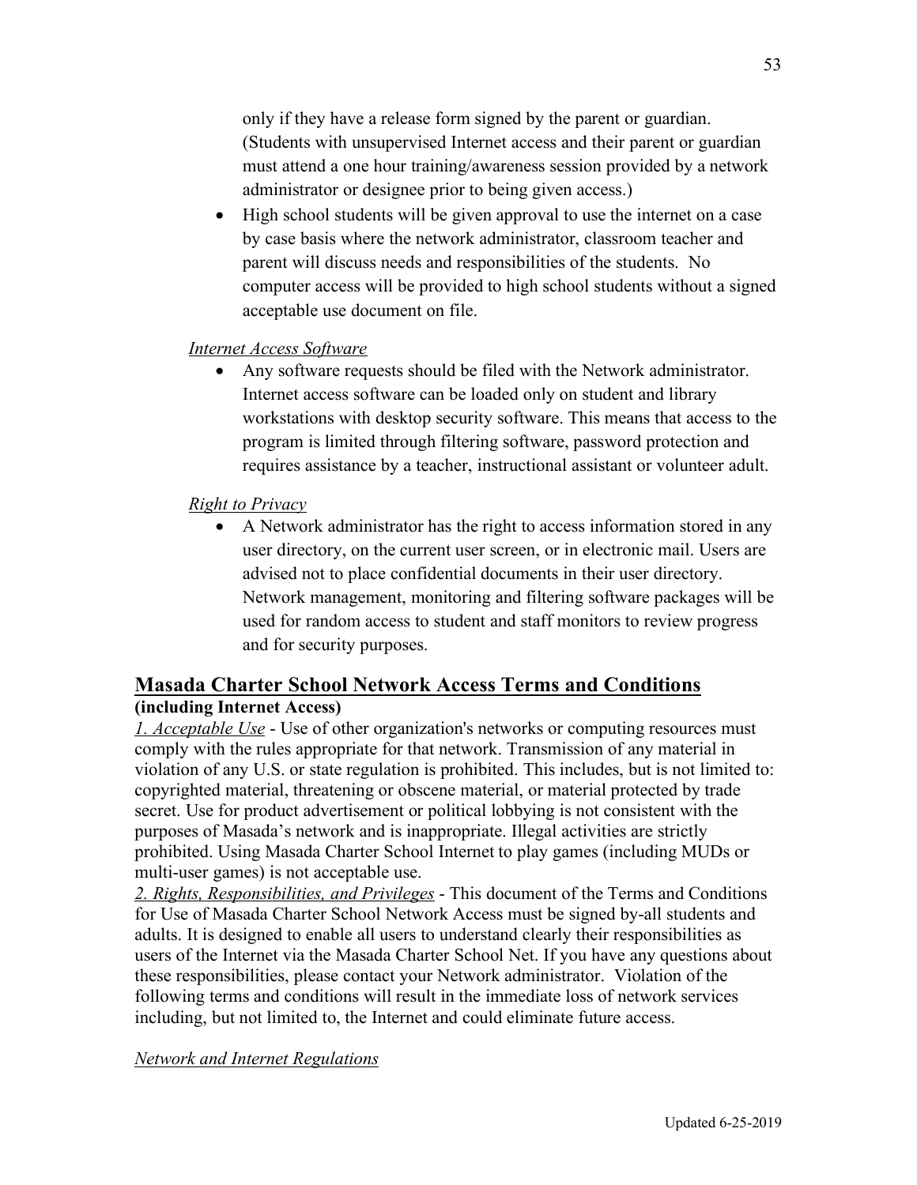only if they have a release form signed by the parent or guardian. (Students with unsupervised Internet access and their parent or guardian must attend a one hour training/awareness session provided by a network administrator or designee prior to being given access.)

- High school students will be given approval to use the internet on a case by case basis where the network administrator, classroom teacher and parent will discuss needs and responsibilities of the students. No computer access will be provided to high school students without a signed acceptable use document on file.

*Internet Access Software*

- Any software requests should be filed with the Network administrator. Internet access software can be loaded only on student and library workstations with desktop security software. This means that access to the program is limited through filtering software, password protection and requires assistance by a teacher, instructional assistant or volunteer adult.

*Right to Privacy*

- A Network administrator has the right to access information stored in any user directory, on the current user screen, or in electronic mail. Users are advised not to place confidential documents in their user directory. Network management, monitoring and filtering software packages will be used for random access to student and staff monitors to review progress and for security purposes.

## Masada Charter School Network Access Terms and Conditions

**(including Internet Access)**

*1. Acceptable Use* - Use of other organization's networks or computing resources must comply with the rules appropriate for that network. Transmission of any material in violation of any U.S. or state regulation is prohibited. This includes, but is not limited to: copyrighted material, threatening or obscene material, or material protected by trade secret. Use for product advertisement or political lobbying is not consistent with the purposes of Masada's network and is inappropriate. Illegal activities are strictly prohibited. Using Masada Charter School Internet to play games (including MUDs or multi-user games) is not acceptable use.

*2. Rights, Responsibilities, and Privileges* - This document of the Terms and Conditions for Use of Masada Charter School Network Access must be signed by-all students and adults. It is designed to enable all users to understand clearly their responsibilities as users of the Internet via the Masada Charter School Net. If you have any questions about these responsibilities, please contact your Network administrator. Violation of the following terms and conditions will result in the immediate loss of network services including, but not limited to, the Internet and could eliminate future access.

*Network and Internet Regulations*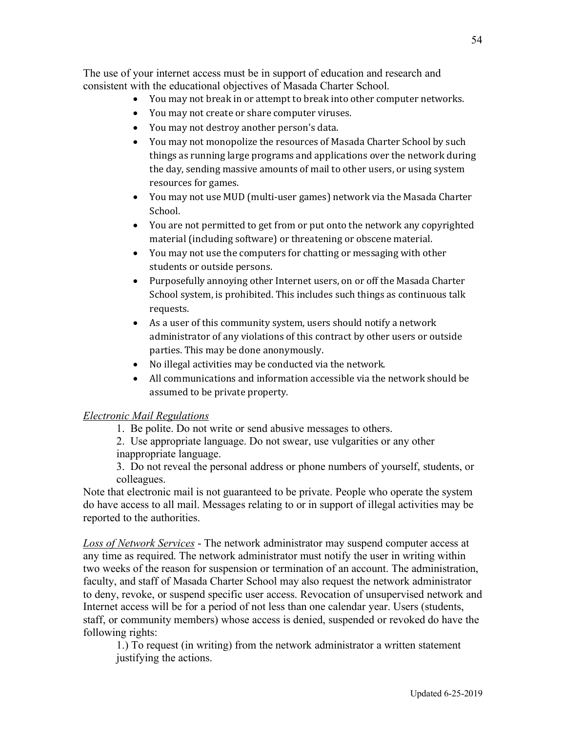The use of your internet access must be in support of education and research and consistent with the educational objectives of Masada Charter School.

- You may not break in or attempt to break into other computer networks.
- You may not create or share computer viruses.
- You may not destroy another person's data.
- You may not monopolize the resources of Masada Charter School by such things as running large programs and applications over the network during the day, sending massive amounts of mail to other users, or using system resources for games.
- You may not use MUD (multi-user games) network via the Masada Charter School.
- You are not permitted to get from or put onto the network any copyrighted material (including software) or threatening or obscene material.
- You may not use the computers for chatting or messaging with other students or outside persons.
- Purposefully annoying other Internet users, on or off the Masada Charter School system, is prohibited. This includes such things as continuous talk requests.
- As a user of this community system, users should notify a network administrator of any violations of this contract by other users or outside parties. This may be done anonymously.
- No illegal activities may be conducted via the network.
- All communications and information accessible via the network should be assumed to be private property.

*Electronic Mail Regulations*

1. Be polite. Do not write or send abusive messages to others.
2. Use appropriate language. Do not swear, use vulgarities or any other inappropriate language.
3. Do not reveal the personal address or phone numbers of yourself, students, or colleagues.

Note that electronic mail is not guaranteed to be private. People who operate the system do have access to all mail. Messages relating to or in support of illegal activities may be reported to the authorities.

*Loss of Network Services* - The network administrator may suspend computer access at any time as required. The network administrator must notify the user in writing within two weeks of the reason for suspension or termination of an account. The administration, faculty, and staff of Masada Charter School may also request the network administrator to deny, revoke, or suspend specific user access. Revocation of unsupervised network and Internet access will be for a period of not less than one calendar year. Users (students, staff, or community members) whose access is denied, suspended or revoked do have the following rights:

1.) To request (in writing) from the network administrator a written statement justifying the actions.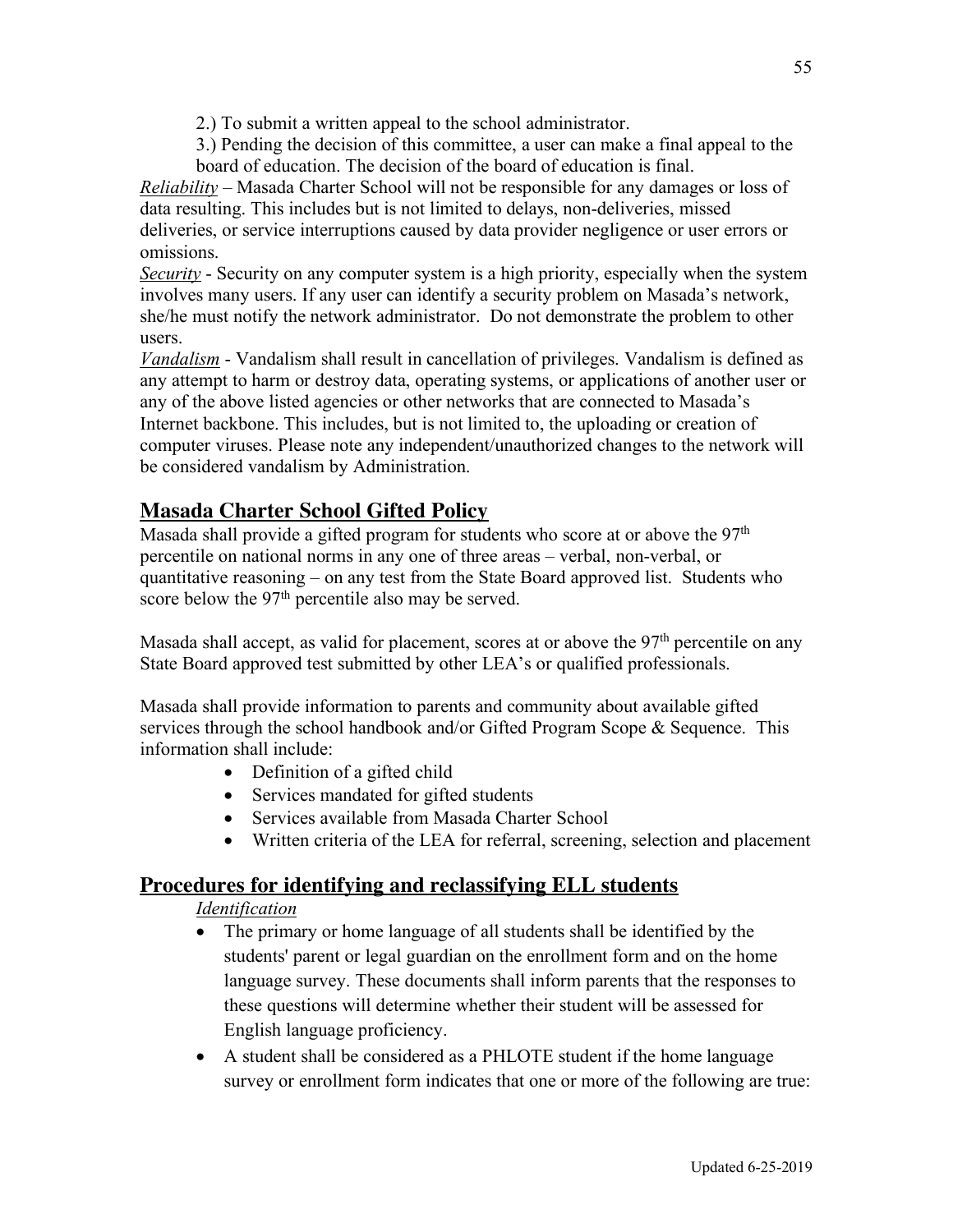2.) To submit a written appeal to the school administrator.

3.) Pending the decision of this committee, a user can make a final appeal to the board of education. The decision of the board of education is final.

*Reliability* – Masada Charter School will not be responsible for any damages or loss of data resulting. This includes but is not limited to delays, non-deliveries, missed deliveries, or service interruptions caused by data provider negligence or user errors or omissions.

*Security* - Security on any computer system is a high priority, especially when the system involves many users. If any user can identify a security problem on Masada's network, she/he must notify the network administrator. Do not demonstrate the problem to other users.

*Vandalism* - Vandalism shall result in cancellation of privileges. Vandalism is defined as any attempt to harm or destroy data, operating systems, or applications of another user or any of the above listed agencies or other networks that are connected to Masada's Internet backbone. This includes, but is not limited to, the uploading or creation of computer viruses. Please note any independent/unauthorized changes to the network will be considered vandalism by Administration.

## Masada Charter School Gifted Policy

Masada shall provide a gifted program for students who score at or above the 97th percentile on national norms in any one of three areas – verbal, non-verbal, or quantitative reasoning – on any test from the State Board approved list. Students who score below the 97th percentile also may be served.

Masada shall accept, as valid for placement, scores at or above the 97th percentile on any State Board approved test submitted by other LEA's or qualified professionals.

Masada shall provide information to parents and community about available gifted services through the school handbook and/or Gifted Program Scope & Sequence. This information shall include:

- Definition of a gifted child
- Services mandated for gifted students
- Services available from Masada Charter School
- Written criteria of the LEA for referral, screening, selection and placement

## Procedures for identifying and reclassifying ELL students

*Identification*

- The primary or home language of all students shall be identified by the students' parent or legal guardian on the enrollment form and on the home language survey. These documents shall inform parents that the responses to these questions will determine whether their student will be assessed for English language proficiency.
- A student shall be considered as a PHLOTE student if the home language survey or enrollment form indicates that one or more of the following are true: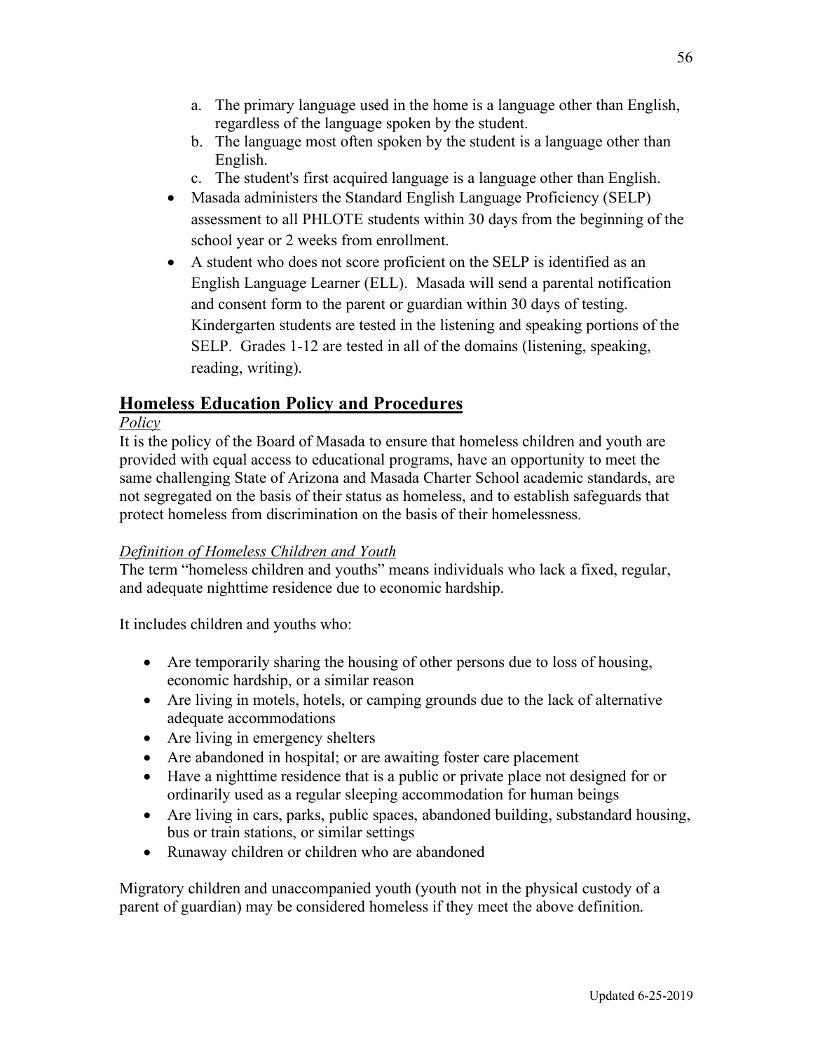a. The primary language used in the home is a language other than English, regardless of the language spoken by the student.
   b. The language most often spoken by the student is a language other than English.
   c. The student's first acquired language is a language other than English.

- Masada administers the Standard English Language Proficiency (SELP) assessment to all PHLOTE students within 30 days from the beginning of the school year or 2 weeks from enrollment.
- A student who does not score proficient on the SELP is identified as an English Language Learner (ELL). Masada will send a parental notification and consent form to the parent or guardian within 30 days of testing. Kindergarten students are tested in the listening and speaking portions of the SELP. Grades 1-12 are tested in all of the domains (listening, speaking, reading, writing).

## Homeless Education Policy and Procedures

*Policy*

It is the policy of the Board of Masada to ensure that homeless children and youth are provided with equal access to educational programs, have an opportunity to meet the same challenging State of Arizona and Masada Charter School academic standards, are not segregated on the basis of their status as homeless, and to establish safeguards that protect homeless from discrimination on the basis of their homelessness.

*Definition of Homeless Children and Youth*

The term "homeless children and youths" means individuals who lack a fixed, regular, and adequate nighttime residence due to economic hardship.

It includes children and youths who:

- Are temporarily sharing the housing of other persons due to loss of housing, economic hardship, or a similar reason
- Are living in motels, hotels, or camping grounds due to the lack of alternative adequate accommodations
- Are living in emergency shelters
- Are abandoned in hospital; or are awaiting foster care placement
- Have a nighttime residence that is a public or private place not designed for or ordinarily used as a regular sleeping accommodation for human beings
- Are living in cars, parks, public spaces, abandoned building, substandard housing, bus or train stations, or similar settings
- Runaway children or children who are abandoned

Migratory children and unaccompanied youth (youth not in the physical custody of a parent of guardian) may be considered homeless if they meet the above definition.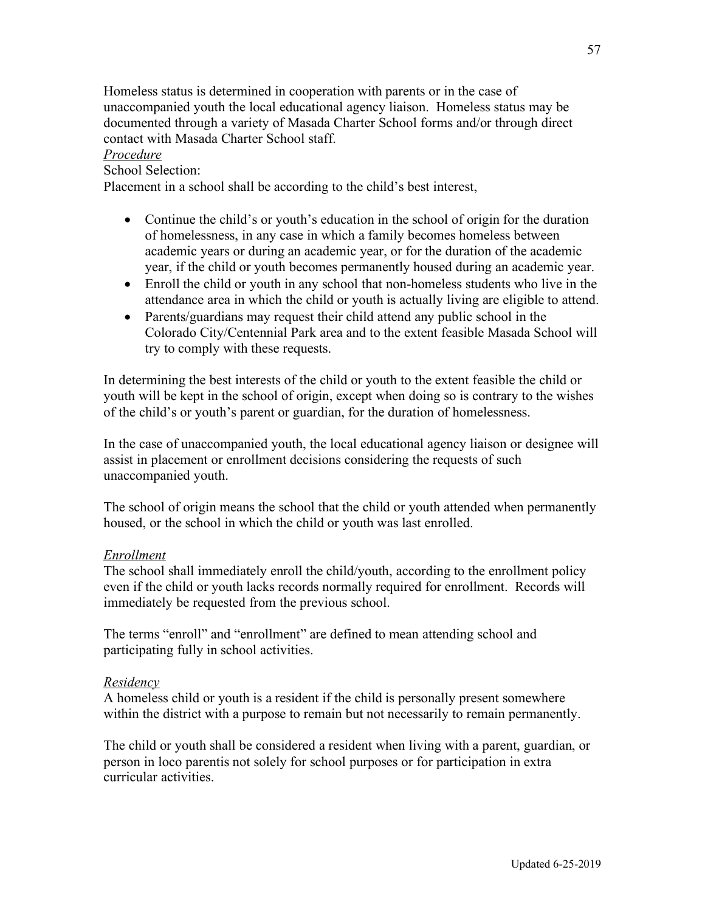Homeless status is determined in cooperation with parents or in the case of unaccompanied youth the local educational agency liaison. Homeless status may be documented through a variety of Masada Charter School forms and/or through direct contact with Masada Charter School staff.

*Procedure*

School Selection:

Placement in a school shall be according to the child's best interest,

- Continue the child's or youth's education in the school of origin for the duration of homelessness, in any case in which a family becomes homeless between academic years or during an academic year, or for the duration of the academic year, if the child or youth becomes permanently housed during an academic year.
- Enroll the child or youth in any school that non-homeless students who live in the attendance area in which the child or youth is actually living are eligible to attend.
- Parents/guardians may request their child attend any public school in the Colorado City/Centennial Park area and to the extent feasible Masada School will try to comply with these requests.

In determining the best interests of the child or youth to the extent feasible the child or youth will be kept in the school of origin, except when doing so is contrary to the wishes of the child's or youth's parent or guardian, for the duration of homelessness.

In the case of unaccompanied youth, the local educational agency liaison or designee will assist in placement or enrollment decisions considering the requests of such unaccompanied youth.

The school of origin means the school that the child or youth attended when permanently housed, or the school in which the child or youth was last enrolled.

*Enrollment*

The school shall immediately enroll the child/youth, according to the enrollment policy even if the child or youth lacks records normally required for enrollment. Records will immediately be requested from the previous school.

The terms "enroll" and "enrollment" are defined to mean attending school and participating fully in school activities.

*Residency*

A homeless child or youth is a resident if the child is personally present somewhere within the district with a purpose to remain but not necessarily to remain permanently.

The child or youth shall be considered a resident when living with a parent, guardian, or person in loco parentis not solely for school purposes or for participation in extra curricular activities.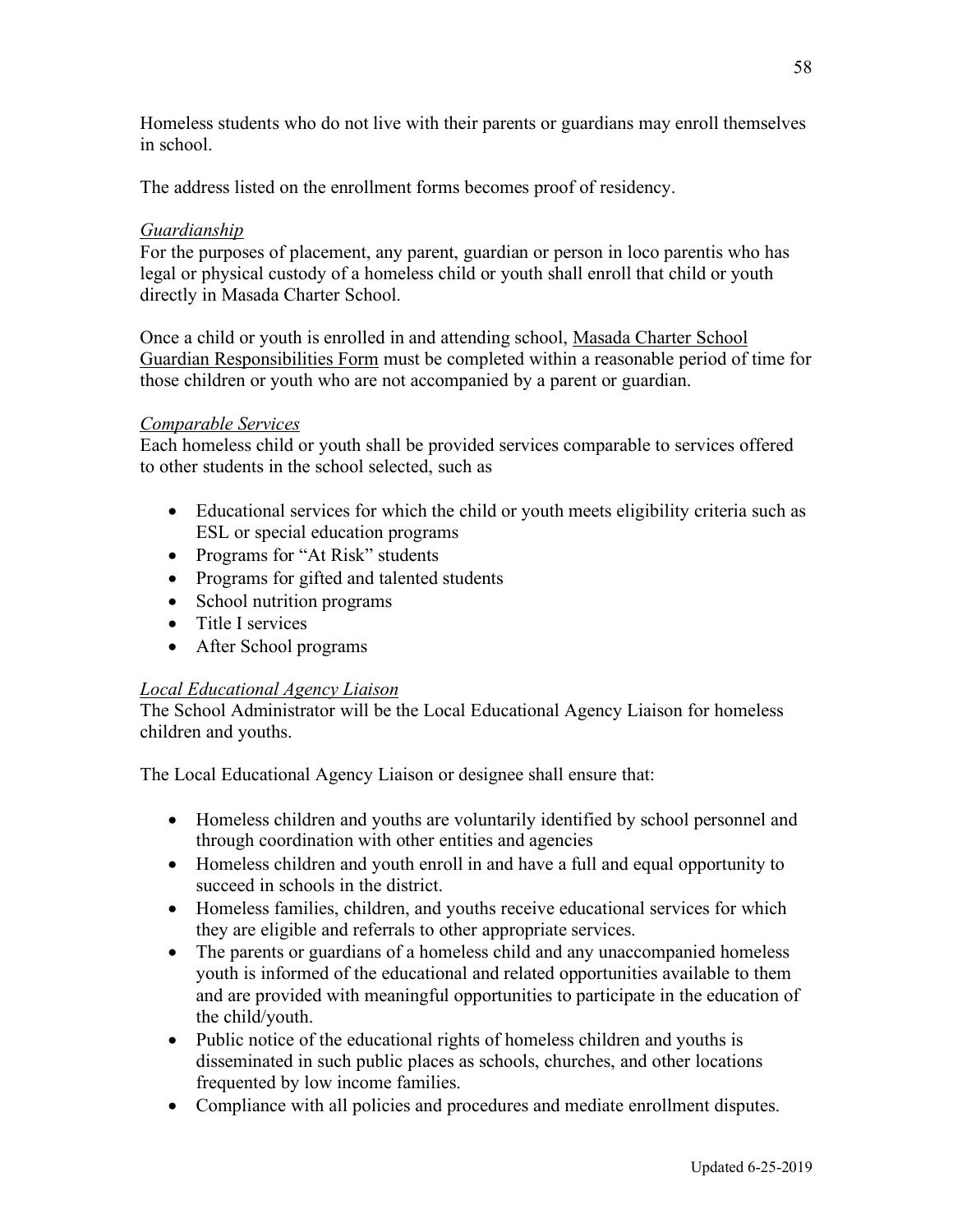Homeless students who do not live with their parents or guardians may enroll themselves in school.

The address listed on the enrollment forms becomes proof of residency.

*Guardianship*
For the purposes of placement, any parent, guardian or person in loco parentis who has legal or physical custody of a homeless child or youth shall enroll that child or youth directly in Masada Charter School.

Once a child or youth is enrolled in and attending school, Masada Charter School Guardian Responsibilities Form must be completed within a reasonable period of time for those children or youth who are not accompanied by a parent or guardian.

*Comparable Services*
Each homeless child or youth shall be provided services comparable to services offered to other students in the school selected, such as

- Educational services for which the child or youth meets eligibility criteria such as ESL or special education programs
- Programs for "At Risk" students
- Programs for gifted and talented students
- School nutrition programs
- Title I services
- After School programs

*Local Educational Agency Liaison*
The School Administrator will be the Local Educational Agency Liaison for homeless children and youths.

The Local Educational Agency Liaison or designee shall ensure that:

- Homeless children and youths are voluntarily identified by school personnel and through coordination with other entities and agencies
- Homeless children and youth enroll in and have a full and equal opportunity to succeed in schools in the district.
- Homeless families, children, and youths receive educational services for which they are eligible and referrals to other appropriate services.
- The parents or guardians of a homeless child and any unaccompanied homeless youth is informed of the educational and related opportunities available to them and are provided with meaningful opportunities to participate in the education of the child/youth.
- Public notice of the educational rights of homeless children and youths is disseminated in such public places as schools, churches, and other locations frequented by low income families.
- Compliance with all policies and procedures and mediate enrollment disputes.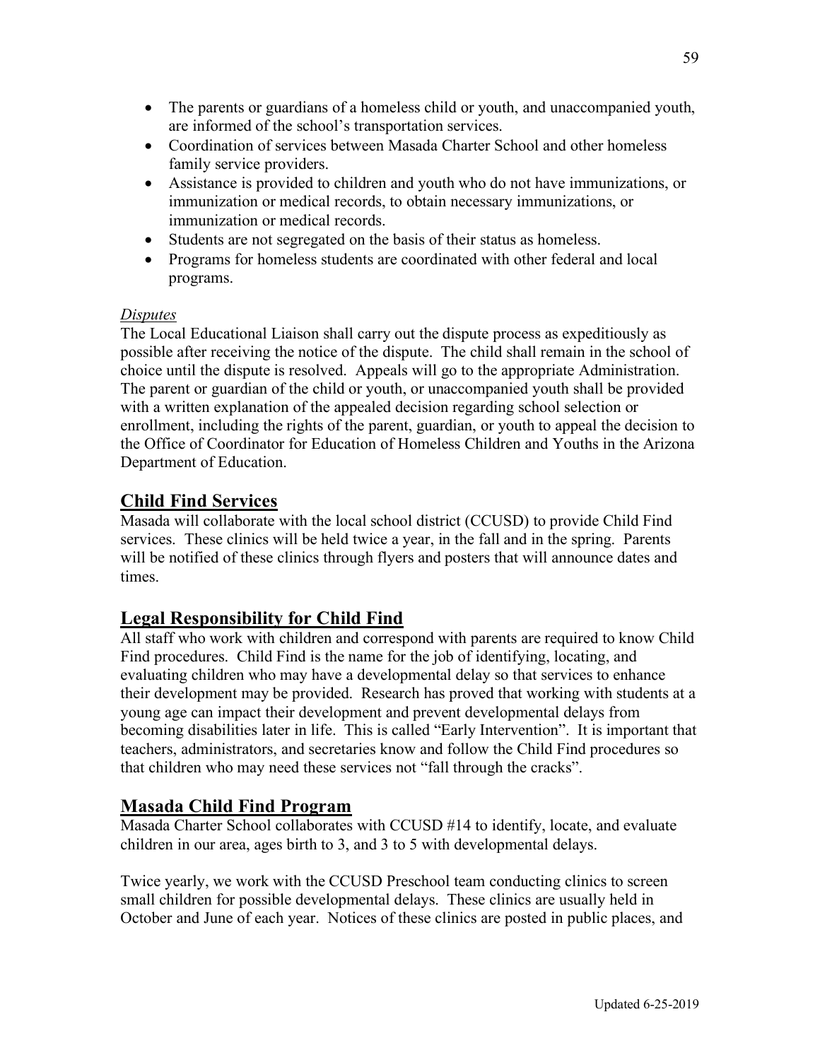- The parents or guardians of a homeless child or youth, and unaccompanied youth, are informed of the school's transportation services.
- Coordination of services between Masada Charter School and other homeless family service providers.
- Assistance is provided to children and youth who do not have immunizations, or immunization or medical records, to obtain necessary immunizations, or immunization or medical records.
- Students are not segregated on the basis of their status as homeless.
- Programs for homeless students are coordinated with other federal and local programs.

*Disputes*

The Local Educational Liaison shall carry out the dispute process as expeditiously as possible after receiving the notice of the dispute. The child shall remain in the school of choice until the dispute is resolved. Appeals will go to the appropriate Administration. The parent or guardian of the child or youth, or unaccompanied youth shall be provided with a written explanation of the appealed decision regarding school selection or enrollment, including the rights of the parent, guardian, or youth to appeal the decision to the Office of Coordinator for Education of Homeless Children and Youths in the Arizona Department of Education.

## Child Find Services

Masada will collaborate with the local school district (CCUSD) to provide Child Find services. These clinics will be held twice a year, in the fall and in the spring. Parents will be notified of these clinics through flyers and posters that will announce dates and times.

## Legal Responsibility for Child Find

All staff who work with children and correspond with parents are required to know Child Find procedures. Child Find is the name for the job of identifying, locating, and evaluating children who may have a developmental delay so that services to enhance their development may be provided. Research has proved that working with students at a young age can impact their development and prevent developmental delays from becoming disabilities later in life. This is called "Early Intervention". It is important that teachers, administrators, and secretaries know and follow the Child Find procedures so that children who may need these services not "fall through the cracks".

## Masada Child Find Program

Masada Charter School collaborates with CCUSD #14 to identify, locate, and evaluate children in our area, ages birth to 3, and 3 to 5 with developmental delays.

Twice yearly, we work with the CCUSD Preschool team conducting clinics to screen small children for possible developmental delays. These clinics are usually held in October and June of each year. Notices of these clinics are posted in public places, and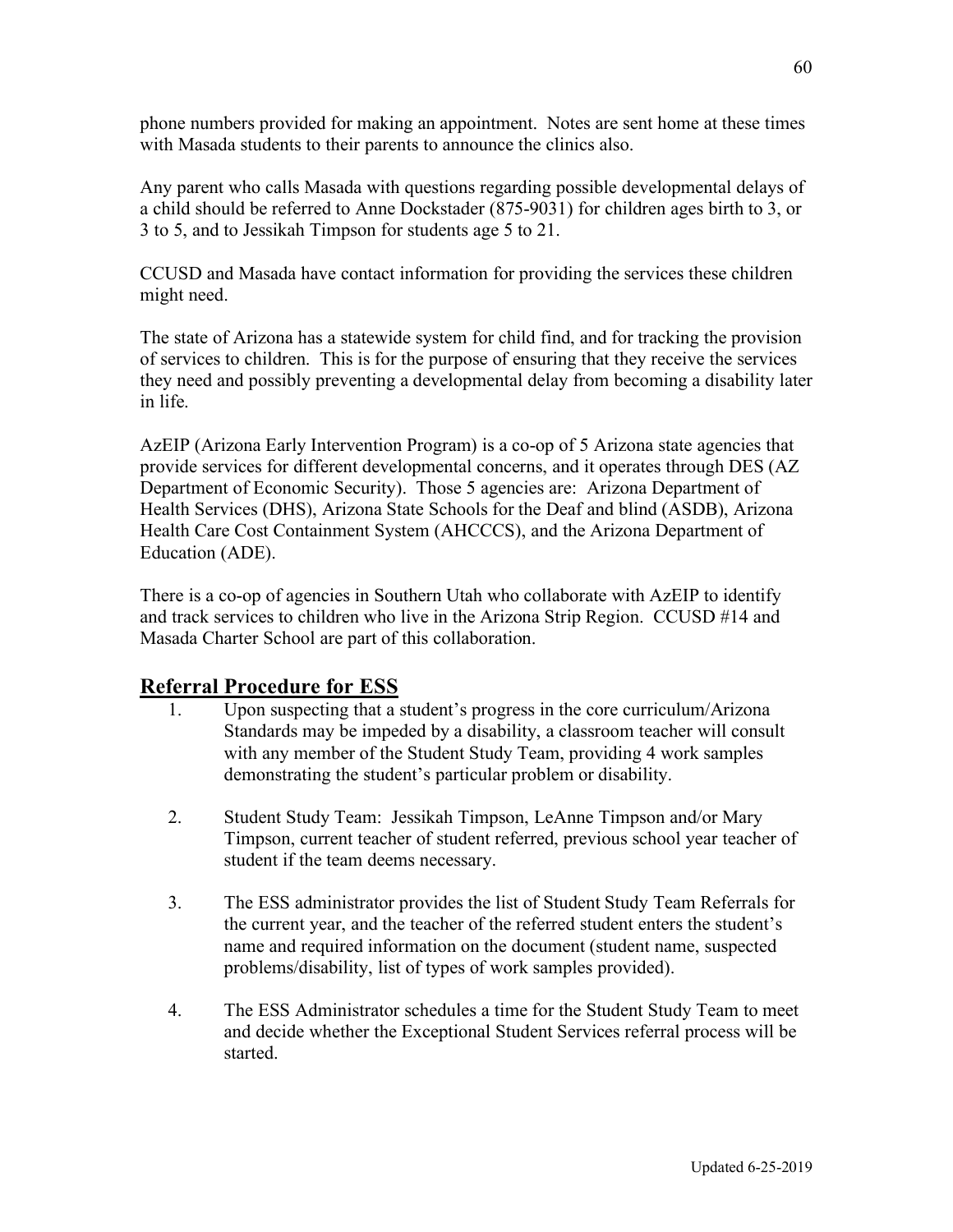phone numbers provided for making an appointment. Notes are sent home at these times with Masada students to their parents to announce the clinics also.

Any parent who calls Masada with questions regarding possible developmental delays of a child should be referred to Anne Dockstader (875-9031) for children ages birth to 3, or 3 to 5, and to Jessikah Timpson for students age 5 to 21.

CCUSD and Masada have contact information for providing the services these children might need.

The state of Arizona has a statewide system for child find, and for tracking the provision of services to children. This is for the purpose of ensuring that they receive the services they need and possibly preventing a developmental delay from becoming a disability later in life.

AzEIP (Arizona Early Intervention Program) is a co-op of 5 Arizona state agencies that provide services for different developmental concerns, and it operates through DES (AZ Department of Economic Security). Those 5 agencies are: Arizona Department of Health Services (DHS), Arizona State Schools for the Deaf and blind (ASDB), Arizona Health Care Cost Containment System (AHCCCS), and the Arizona Department of Education (ADE).

There is a co-op of agencies in Southern Utah who collaborate with AzEIP to identify and track services to children who live in the Arizona Strip Region. CCUSD #14 and Masada Charter School are part of this collaboration.

## Referral Procedure for ESS

1. Upon suspecting that a student's progress in the core curriculum/Arizona Standards may be impeded by a disability, a classroom teacher will consult with any member of the Student Study Team, providing 4 work samples demonstrating the student's particular problem or disability.

2. Student Study Team: Jessikah Timpson, LeAnne Timpson and/or Mary Timpson, current teacher of student referred, previous school year teacher of student if the team deems necessary.

3. The ESS administrator provides the list of Student Study Team Referrals for the current year, and the teacher of the referred student enters the student's name and required information on the document (student name, suspected problems/disability, list of types of work samples provided).

4. The ESS Administrator schedules a time for the Student Study Team to meet and decide whether the Exceptional Student Services referral process will be started.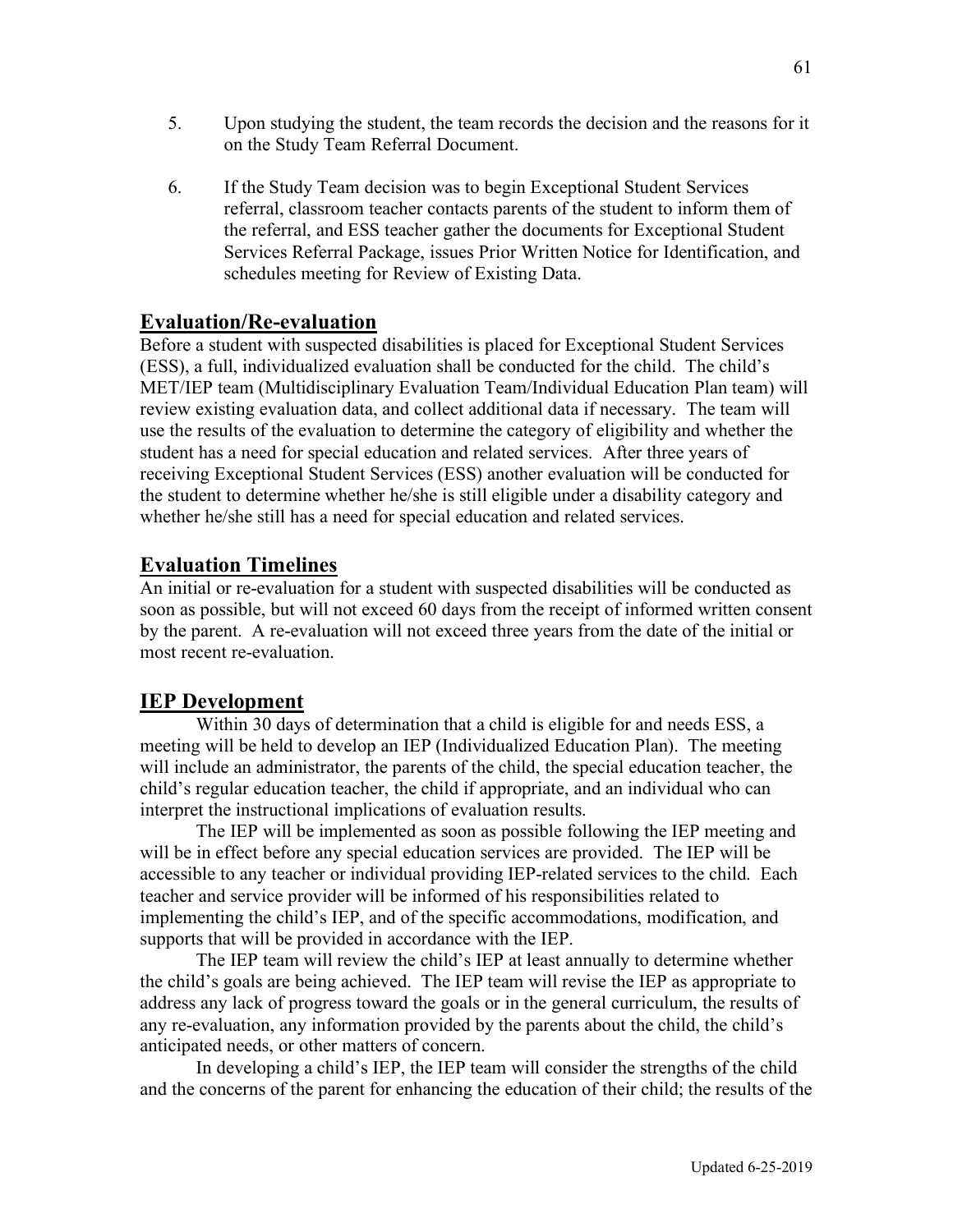5. Upon studying the student, the team records the decision and the reasons for it on the Study Team Referral Document.

6. If the Study Team decision was to begin Exceptional Student Services referral, classroom teacher contacts parents of the student to inform them of the referral, and ESS teacher gather the documents for Exceptional Student Services Referral Package, issues Prior Written Notice for Identification, and schedules meeting for Review of Existing Data.

## Evaluation/Re-evaluation

Before a student with suspected disabilities is placed for Exceptional Student Services (ESS), a full, individualized evaluation shall be conducted for the child. The child's MET/IEP team (Multidisciplinary Evaluation Team/Individual Education Plan team) will review existing evaluation data, and collect additional data if necessary. The team will use the results of the evaluation to determine the category of eligibility and whether the student has a need for special education and related services. After three years of receiving Exceptional Student Services (ESS) another evaluation will be conducted for the student to determine whether he/she is still eligible under a disability category and whether he/she still has a need for special education and related services.

## Evaluation Timelines

An initial or re-evaluation for a student with suspected disabilities will be conducted as soon as possible, but will not exceed 60 days from the receipt of informed written consent by the parent. A re-evaluation will not exceed three years from the date of the initial or most recent re-evaluation.

## IEP Development

Within 30 days of determination that a child is eligible for and needs ESS, a meeting will be held to develop an IEP (Individualized Education Plan). The meeting will include an administrator, the parents of the child, the special education teacher, the child's regular education teacher, the child if appropriate, and an individual who can interpret the instructional implications of evaluation results.

The IEP will be implemented as soon as possible following the IEP meeting and will be in effect before any special education services are provided. The IEP will be accessible to any teacher or individual providing IEP-related services to the child. Each teacher and service provider will be informed of his responsibilities related to implementing the child's IEP, and of the specific accommodations, modification, and supports that will be provided in accordance with the IEP.

The IEP team will review the child's IEP at least annually to determine whether the child's goals are being achieved. The IEP team will revise the IEP as appropriate to address any lack of progress toward the goals or in the general curriculum, the results of any re-evaluation, any information provided by the parents about the child, the child's anticipated needs, or other matters of concern.

In developing a child's IEP, the IEP team will consider the strengths of the child and the concerns of the parent for enhancing the education of their child; the results of the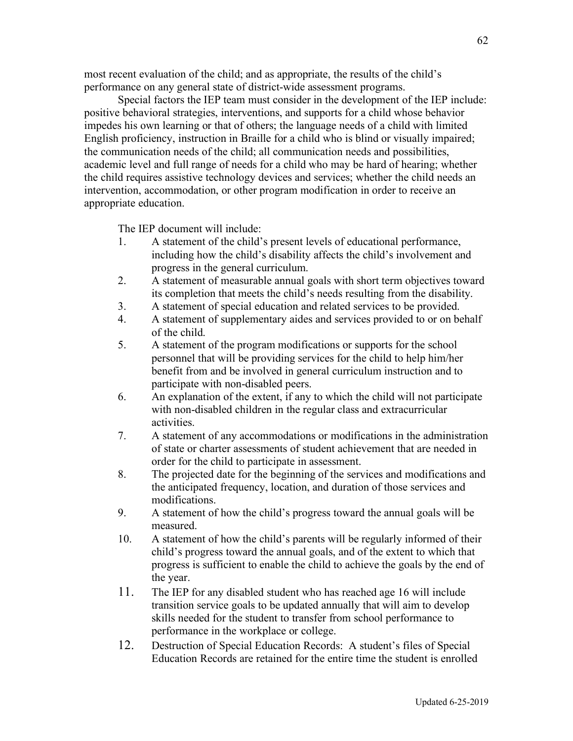most recent evaluation of the child; and as appropriate, the results of the child's performance on any general state of district-wide assessment programs.

Special factors the IEP team must consider in the development of the IEP include: positive behavioral strategies, interventions, and supports for a child whose behavior impedes his own learning or that of others; the language needs of a child with limited English proficiency, instruction in Braille for a child who is blind or visually impaired; the communication needs of the child; all communication needs and possibilities, academic level and full range of needs for a child who may be hard of hearing; whether the child requires assistive technology devices and services; whether the child needs an intervention, accommodation, or other program modification in order to receive an appropriate education.

The IEP document will include:

1. A statement of the child's present levels of educational performance, including how the child's disability affects the child's involvement and progress in the general curriculum.
2. A statement of measurable annual goals with short term objectives toward its completion that meets the child's needs resulting from the disability.
3. A statement of special education and related services to be provided.
4. A statement of supplementary aides and services provided to or on behalf of the child.
5. A statement of the program modifications or supports for the school personnel that will be providing services for the child to help him/her benefit from and be involved in general curriculum instruction and to participate with non-disabled peers.
6. An explanation of the extent, if any to which the child will not participate with non-disabled children in the regular class and extracurricular activities.
7. A statement of any accommodations or modifications in the administration of state or charter assessments of student achievement that are needed in order for the child to participate in assessment.
8. The projected date for the beginning of the services and modifications and the anticipated frequency, location, and duration of those services and modifications.
9. A statement of how the child's progress toward the annual goals will be measured.
10. A statement of how the child's parents will be regularly informed of their child's progress toward the annual goals, and of the extent to which that progress is sufficient to enable the child to achieve the goals by the end of the year.
11. The IEP for any disabled student who has reached age 16 will include transition service goals to be updated annually that will aim to develop skills needed for the student to transfer from school performance to performance in the workplace or college.
12. Destruction of Special Education Records: A student's files of Special Education Records are retained for the entire time the student is enrolled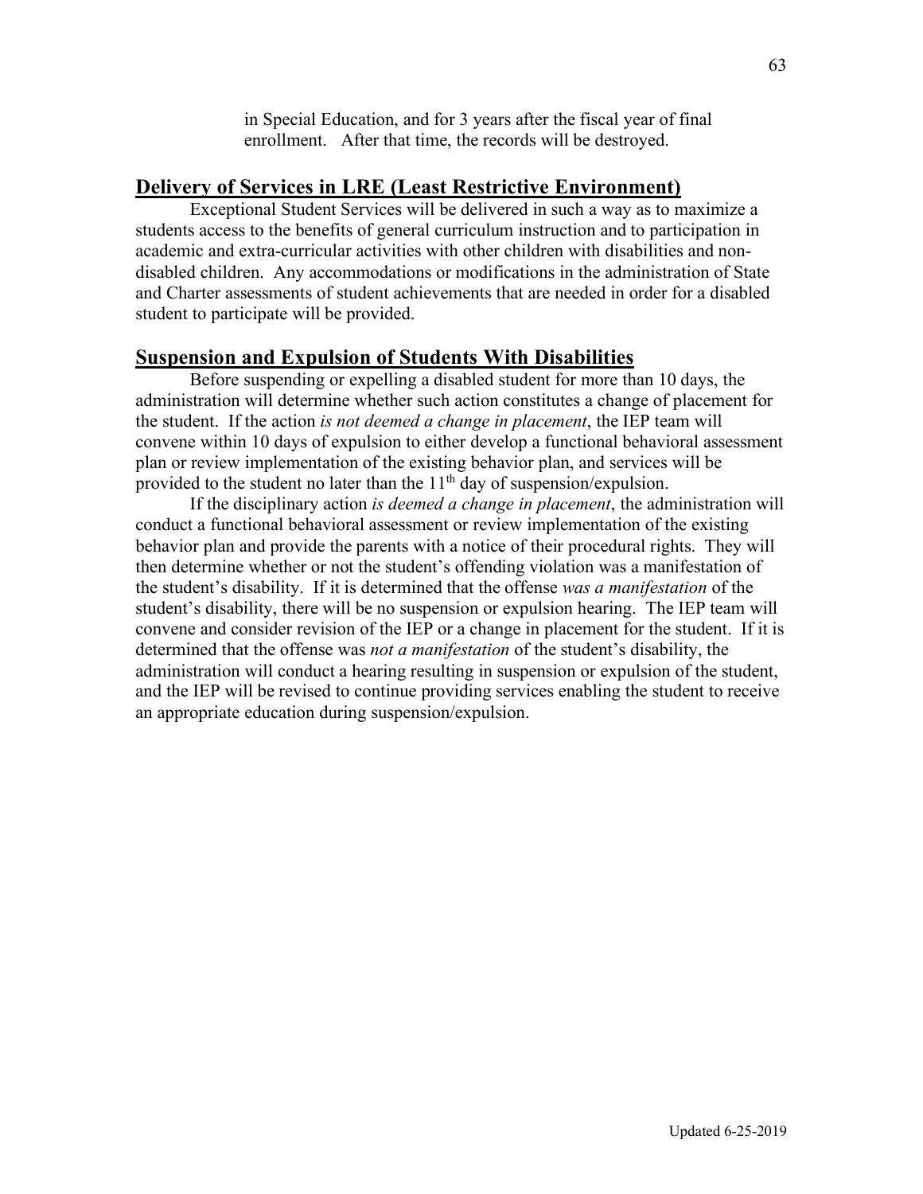in Special Education, and for 3 years after the fiscal year of final enrollment. After that time, the records will be destroyed.

## Delivery of Services in LRE (Least Restrictive Environment)

Exceptional Student Services will be delivered in such a way as to maximize a students access to the benefits of general curriculum instruction and to participation in academic and extra-curricular activities with other children with disabilities and non-disabled children. Any accommodations or modifications in the administration of State and Charter assessments of student achievements that are needed in order for a disabled student to participate will be provided.

## Suspension and Expulsion of Students With Disabilities

Before suspending or expelling a disabled student for more than 10 days, the administration will determine whether such action constitutes a change of placement for the student. If the action *is not deemed a change in placement*, the IEP team will convene within 10 days of expulsion to either develop a functional behavioral assessment plan or review implementation of the existing behavior plan, and services will be provided to the student no later than the 11th day of suspension/expulsion.

If the disciplinary action *is deemed a change in placement*, the administration will conduct a functional behavioral assessment or review implementation of the existing behavior plan and provide the parents with a notice of their procedural rights. They will then determine whether or not the student's offending violation was a manifestation of the student's disability. If it is determined that the offense *was a manifestation* of the student's disability, there will be no suspension or expulsion hearing. The IEP team will convene and consider revision of the IEP or a change in placement for the student. If it is determined that the offense was *not a manifestation* of the student's disability, the administration will conduct a hearing resulting in suspension or expulsion of the student, and the IEP will be revised to continue providing services enabling the student to receive an appropriate education during suspension/expulsion.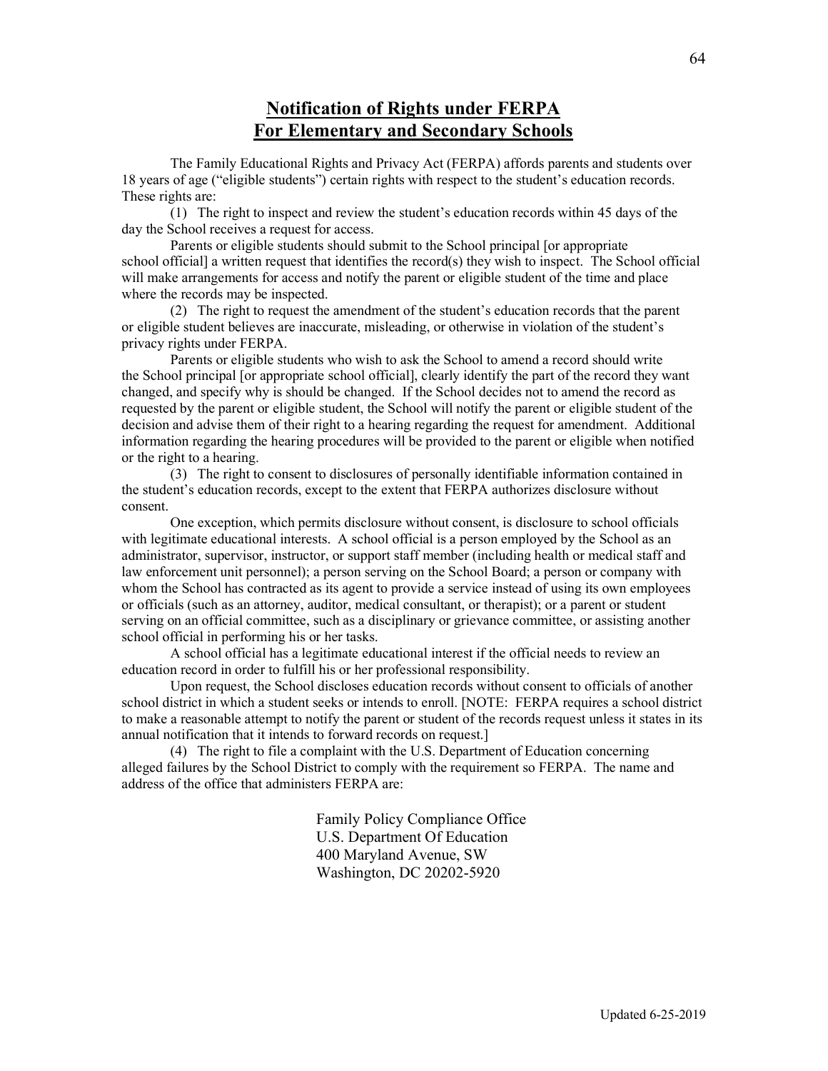# Notification of Rights under FERPA For Elementary and Secondary Schools

The Family Educational Rights and Privacy Act (FERPA) affords parents and students over 18 years of age ("eligible students") certain rights with respect to the student's education records. These rights are:

(1) The right to inspect and review the student's education records within 45 days of the day the School receives a request for access.

Parents or eligible students should submit to the School principal [or appropriate school official] a written request that identifies the record(s) they wish to inspect. The School official will make arrangements for access and notify the parent or eligible student of the time and place where the records may be inspected.

(2) The right to request the amendment of the student's education records that the parent or eligible student believes are inaccurate, misleading, or otherwise in violation of the student's privacy rights under FERPA.

Parents or eligible students who wish to ask the School to amend a record should write the School principal [or appropriate school official], clearly identify the part of the record they want changed, and specify why is should be changed. If the School decides not to amend the record as requested by the parent or eligible student, the School will notify the parent or eligible student of the decision and advise them of their right to a hearing regarding the request for amendment. Additional information regarding the hearing procedures will be provided to the parent or eligible when notified or the right to a hearing.

(3) The right to consent to disclosures of personally identifiable information contained in the student's education records, except to the extent that FERPA authorizes disclosure without consent.

One exception, which permits disclosure without consent, is disclosure to school officials with legitimate educational interests. A school official is a person employed by the School as an administrator, supervisor, instructor, or support staff member (including health or medical staff and law enforcement unit personnel); a person serving on the School Board; a person or company with whom the School has contracted as its agent to provide a service instead of using its own employees or officials (such as an attorney, auditor, medical consultant, or therapist); or a parent or student serving on an official committee, such as a disciplinary or grievance committee, or assisting another school official in performing his or her tasks.

A school official has a legitimate educational interest if the official needs to review an education record in order to fulfill his or her professional responsibility.

Upon request, the School discloses education records without consent to officials of another school district in which a student seeks or intends to enroll. [NOTE: FERPA requires a school district to make a reasonable attempt to notify the parent or student of the records request unless it states in its annual notification that it intends to forward records on request.]

(4) The right to file a complaint with the U.S. Department of Education concerning alleged failures by the School District to comply with the requirement so FERPA. The name and address of the office that administers FERPA are:

Family Policy Compliance Office
U.S. Department Of Education
400 Maryland Avenue, SW
Washington, DC 20202-5920

Updated 6-25-2019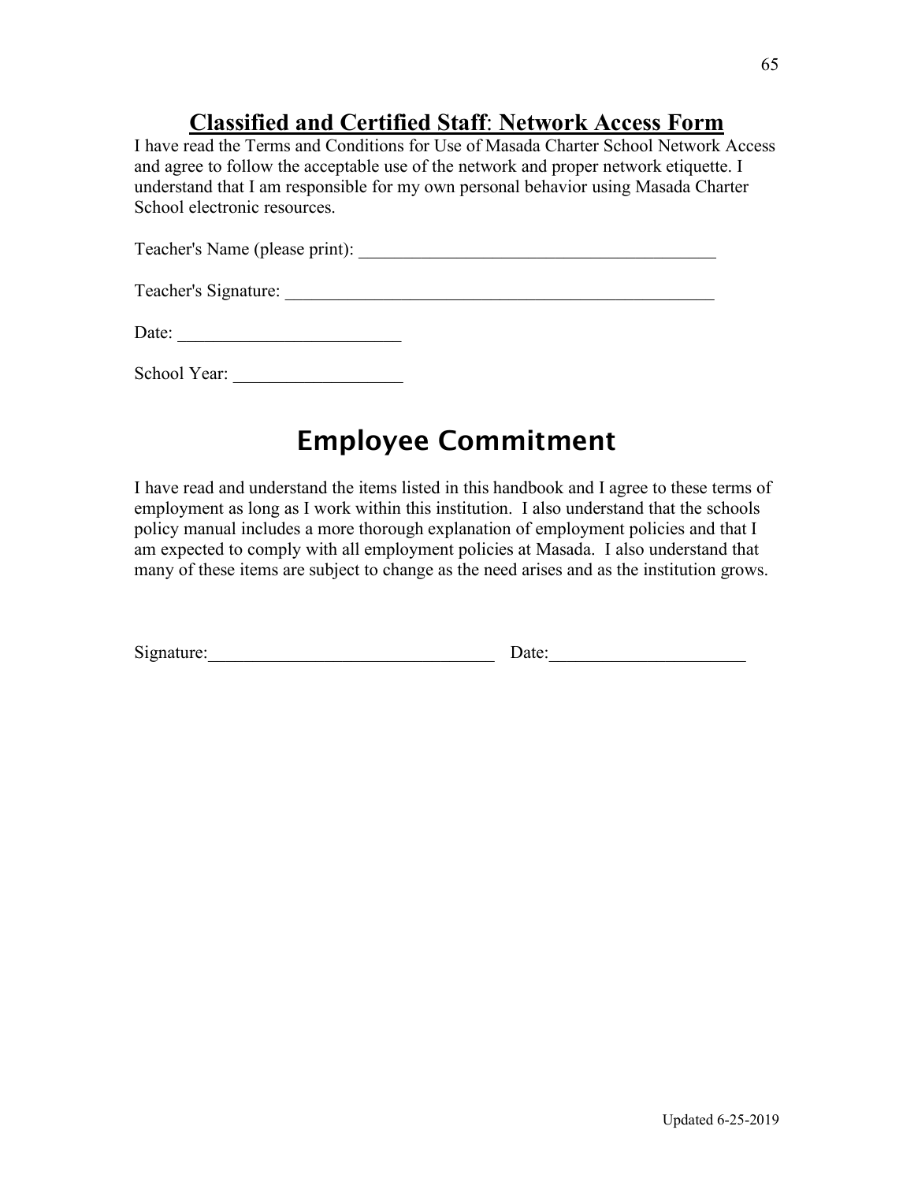## Classified and Certified Staff: Network Access Form

I have read the Terms and Conditions for Use of Masada Charter School Network Access and agree to follow the acceptable use of the network and proper network etiquette. I understand that I am responsible for my own personal behavior using Masada Charter School electronic resources.

Teacher's Name (please print): ________________________________________

Teacher's Signature: ________________________________________________

Date: _________________________

School Year: ___________________

# Employee Commitment

I have read and understand the items listed in this handbook and I agree to these terms of employment as long as I work within this institution. I also understand that the schools policy manual includes a more thorough explanation of employment policies and that I am expected to comply with all employment policies at Masada. I also understand that many of these items are subject to change as the need arises and as the institution grows.

Signature:________________________________ Date:______________________

Updated 6-25-2019